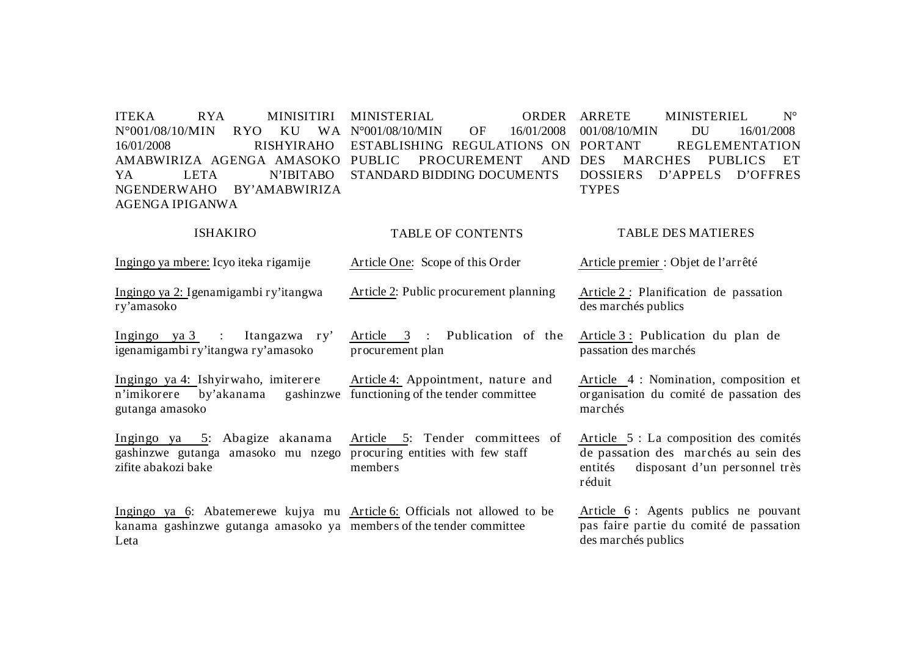| ITEKA RYA MINISITIRI N°001/08/10/MIN RYO KU WA 16/01/2008 RISHYIRAHO AMABWIRIZA AGENGA AMASOKO YA LETA N'IBITABO NGENDERWAHO BY'AMABWIRIZA AGENGA IPIGANWA | MINISTERIAL ORDER N°001/08/10/MIN OF 16/01/2008 ESTABLISHING REGULATIONS ON PUBLIC PROCUREMENT AND STANDARD BIDDING DOCUMENTS | ARRETE MINISTERIEL N° 001/08/10/MIN DU 16/01/2008 PORTANT REGLEMENTATION DES MARCHES PUBLICS ET DOSSIERS D'APPELS D'OFFRES TYPES |
|---|---|---|
| **ISHAKIRO** | **TABLE OF CONTENTS** | **TABLE DES MATIERES** |
| Ingingo ya mbere: Icyo iteka rigamije | Article One: Scope of this Order | Article premier : Objet de l'arrêté |
| Ingingo ya 2: Igenamigambi ry'itangwa ry'amasoko | Article 2: Public procurement planning | Article 2 : Planification de passation des marchés publics |
| Ingingo ya 3 : Itangazwa ry' igenamigambi ry'itangwa ry'amasoko | Article 3 : Publication of the procurement plan | Article 3 : Publication du plan de passation des marchés |
| Ingingo ya 4: Ishyirwaho, imiterere n'imikorere by'akanama gashinzwe gutanga amasoko | Article 4: Appointment, nature and functioning of the tender committee | Article 4 : Nomination, composition et organisation du comité de passation des marchés |
| Ingingo ya 5: Abagize akanama gashinzwe gutanga amasoko mu nzego zifite abakozi bake | Article 5: Tender committees of procuring entities with few staff members | Article 5 : La composition des comités de passation des marchés au sein des entités disposant d'un personnel très réduit |
| Ingingo ya 6: Abatemerewe kujya mu kanama gashinzwe gutanga amasoko ya Leta | Article 6: Officials not allowed to be members of the tender committee | Article 6 : Agents publics ne pouvant pas faire partie du comité de passation des marchés publics |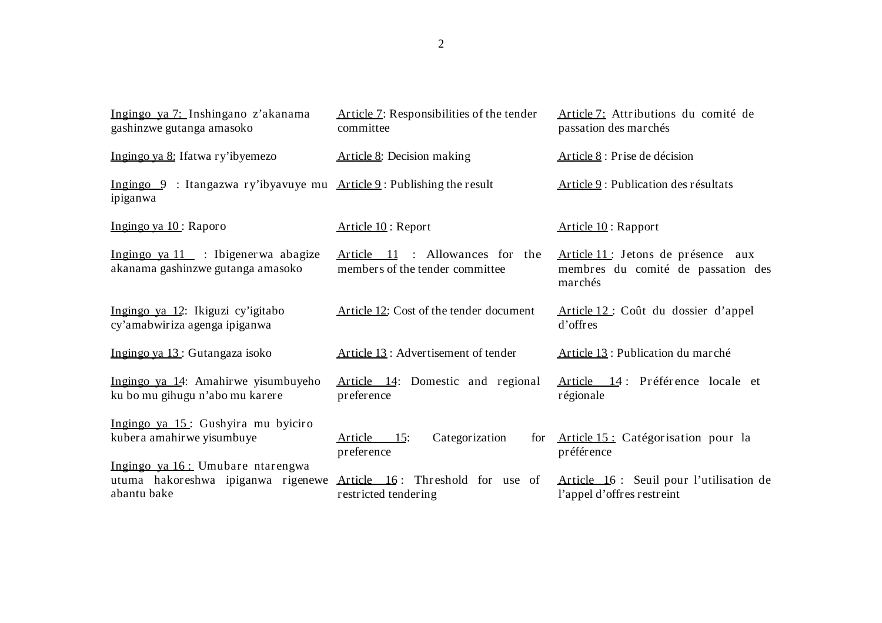| Ingingo ya 7: Inshingano z'akanama gashinzwe gutanga amasoko | Article 7: Responsibilities of the tender committee | Article 7: Attributions du comité de passation des marchés |
|---|---|---|
| Ingingo ya 8: Ifatwa ry'ibyemezo | Article 8: Decision making | Article 8 : Prise de décision |
| Ingingo 9 : Itangazwa ry'ibyavuye mu ipiganwa | Article 9 : Publishing the result | Article 9 : Publication des résultats |
| Ingingo ya 10 : Raporo | Article 10 : Report | Article 10 : Rapport |
| Ingingo ya 11 : Ibigenerwa abagize akanama gashinzwe gutanga amasoko | Article 11 : Allowances for the members of the tender committee | Article 11 : Jetons de présence aux membres du comité de passation des marchés |
| Ingingo ya 12: Ikiguzi cy'igitabo cy'amabwiriza agenga ipiganwa | Article 12: Cost of the tender document | Article 12 : Coût du dossier d'appel d'offres |
| Ingingo ya 13 : Gutangaza isoko | Article 13 : Advertisement of tender | Article 13 : Publication du marché |
| Ingingo ya 14: Amahirwe yisumbuyeho ku bo mu gihugu n'abo mu karere | Article 14: Domestic and regional preference | Article 14 : Préférence locale et régionale |
| Ingingo ya 15 : Gushyira mu byiciro kubera amahirwe yisumbuye | Article 15: Categorization for preference | Article 15 : Catégorisation pour la préférence |
| Ingingo ya 16 : Umubare ntarengwa utuma hakoreshwa ipiganwa rigenewe abantu bake | Article 16 : Threshold for use of restricted tendering | Article 16 : Seuil pour l'utilisation de l'appel d'offres restreint |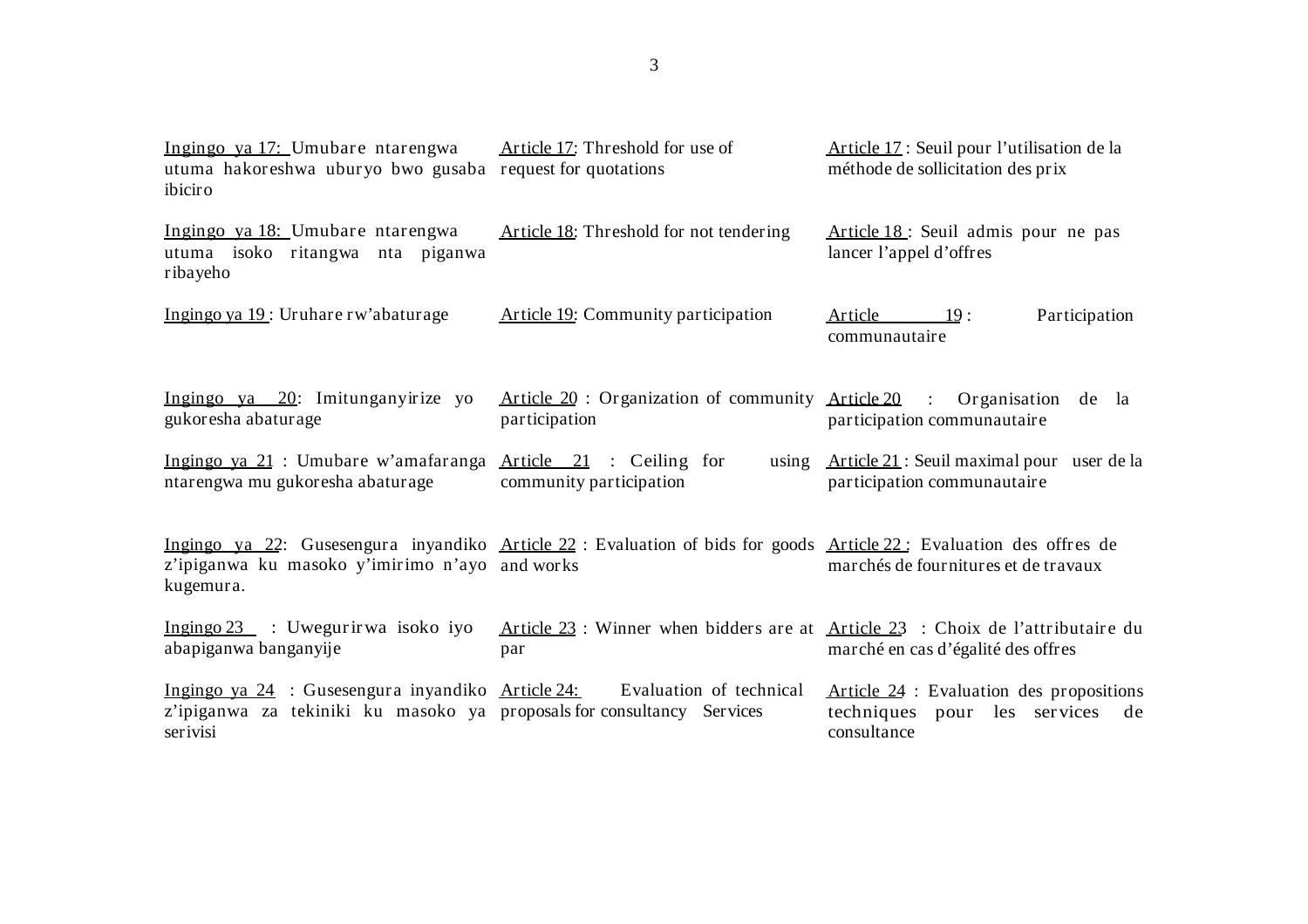| | | |
|---|---|---|
| Ingingo ya 17: Umubare ntarengwa utuma hakoreshwa uburyo bwo gusaba ibiciro | Article 17: Threshold for use of request for quotations | Article 17 : Seuil pour l'utilisation de la méthode de sollicitation des prix |
| Ingingo ya 18: Umubare ntarengwa utuma isoko ritangwa nta piganwa ribayeho | Article 18: Threshold for not tendering | Article 18 : Seuil admis pour ne pas lancer l'appel d'offres |
| Ingingo ya 19 : Uruhare rw'abaturage | Article 19: Community participation | Article 19 : Participation communautaire |
| Ingingo ya 20: Imitunganyirize yo gukoresha abaturage | Article 20 : Organization of community participation | Article 20 : Organisation de la participation communautaire |
| Ingingo ya 21 : Umubare w'amafaranga ntarengwa mu gukoresha abaturage | Article 21 : Ceiling for using community participation | Article 21 : Seuil maximal pour user de la participation communautaire |
| Ingingo ya 22: Gusesengura inyandiko z'ipiganwa ku masoko y'imirimo n'ayo kugemura. | Article 22 : Evaluation of bids for goods and works | Article 22 : Evaluation des offres de marchés de fournitures et de travaux |
| Ingingo 23 : Uwegurirwa isoko iyo abapiganwa banganyije | Article 23 : Winner when bidders are at par | Article 23 : Choix de l'attributaire du marché en cas d'égalité des offres |
| Ingingo ya 24 : Gusesengura inyandiko z'ipiganwa za tekiniki ku masoko ya serivisi | Article 24: Evaluation of technical proposals for consultancy Services | Article 24 : Evaluation des propositions techniques pour les services de consultance |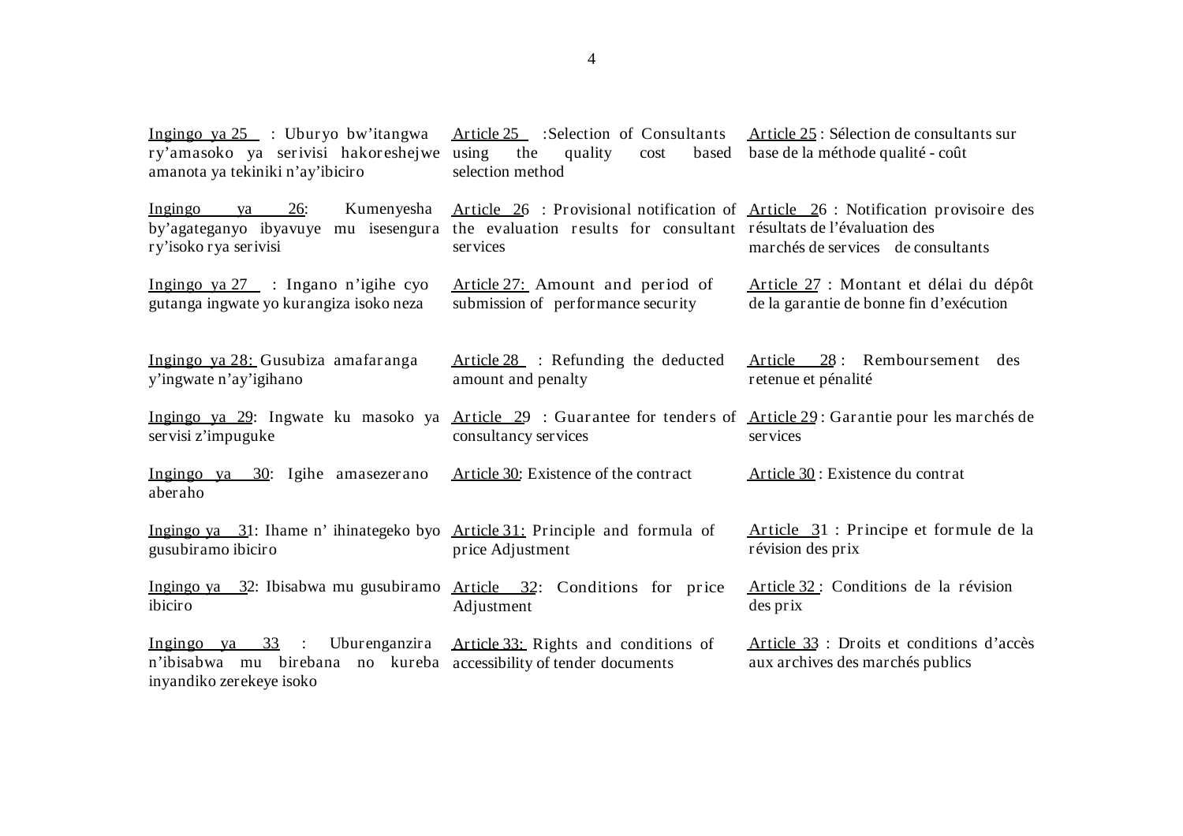Ingingo ya 25 : Uburyo bw'itangwa ry'amasoko ya serivisi hakoreshejwe amanota ya tekiniki n'ay'ibiciro

Ingingo ya 26: Kumenyesha by'agateganyo ibyavuye mu isesengura ry'isoko rya serivisi

Ingingo ya 27 : Ingano n'igihe cyo gutanga ingwate yo kurangiza isoko neza

Ingingo ya 28: Gusubiza amafaranga y'ingwate n'ay'igihano

Ingingo ya 29: Ingwate ku masoko ya servisi z'impuguke

Ingingo ya 30: Igihe amasezerano aberaho

Ingingo ya 31: Ihame n' ihinategeko byo gusubiramo ibiciro

Ingingo ya 32: Ibisabwa mu gusubiramo ibiciro

Ingingo ya 33 : Uburenganzira n'ibisabwa mu birebana no kureba inyandiko zerekeye isoko

Article 25 :Selection of Consultants using the quality cost based selection method

Article 26 : Provisional notification of the evaluation results for consultant services

Article 27: Amount and period of submission of performance security

Article 28 : Refunding the deducted amount and penalty

Article 29 : Guarantee for tenders of consultancy services

Article 30: Existence of the contract

Article 31: Principle and formula of price Adjustment

Article 32: Conditions for price Adjustment

Article 33: Rights and conditions of accessibility of tender documents

Article 25 : Sélection de consultants sur base de la méthode qualité - coût

Article 26 : Notification provisoire des résultats de l'évaluation des marchés de services de consultants

Article 27 : Montant et délai du dépôt de la garantie de bonne fin d'exécution

Article 28 : Remboursement des retenue et pénalité

Article 29 : Garantie pour les marchés de services

Article 30 : Existence du contrat

Article 31 : Principe et formule de la révision des prix

Article 32 : Conditions de la révision des prix

Article 33 : Droits et conditions d'accès aux archives des marchés publics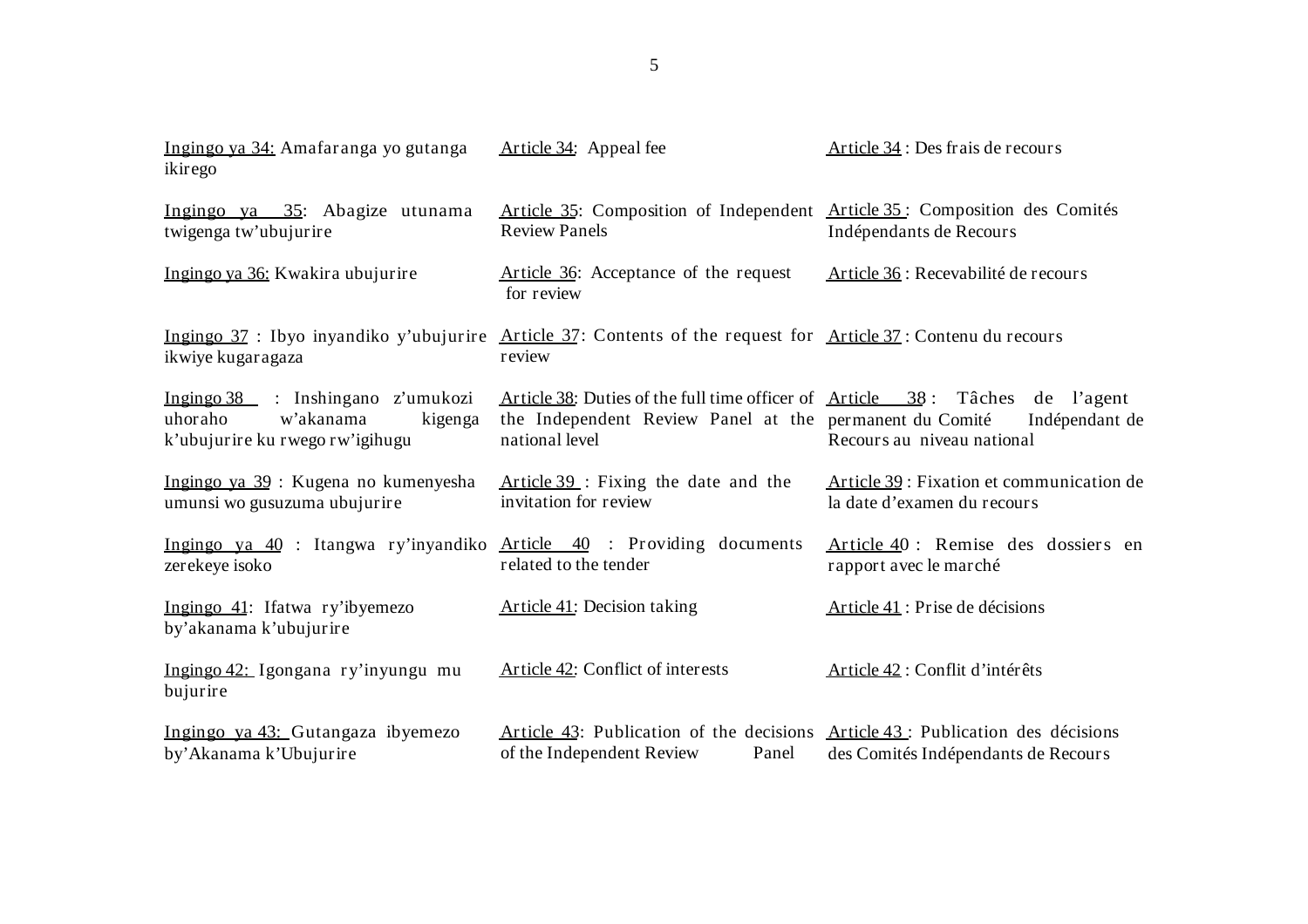| | | |
|---|---|---|
| Ingingo ya 34: Amafaranga yo gutanga ikirego | Article 34: Appeal fee | Article 34 : Des frais de recours |
| Ingingo ya 35: Abagize utunama twigenga tw'ubujurire | Article 35: Composition of Independent Review Panels | Article 35 : Composition des Comités Indépendants de Recours |
| Ingingo ya 36: Kwakira ubujurire | Article 36: Acceptance of the request for review | Article 36 : Recevabilité de recours |
| Ingingo 37 : Ibyo inyandiko y'ubujurire ikwiye kugaragaza | Article 37: Contents of the request for review | Article 37 : Contenu du recours |
| Ingingo 38 : Inshingano z'umukozi uhoraho w'akanama kigenga k'ubujurire ku rwego rw'igihugu | Article 38: Duties of the full time officer of the Independent Review Panel at the national level | Article 38 : Tâches de l'agent permanent du Comité Indépendant de Recours au niveau national |
| Ingingo ya 39 : Kugena no kumenyesha umunsi wo gusuzuma ubujurire | Article 39 : Fixing the date and the invitation for review | Article 39 : Fixation et communication de la date d'examen du recours |
| Ingingo ya 40 : Itangwa ry'inyandiko zerekeye isoko | Article 40 : Providing documents related to the tender | Article 40 : Remise des dossiers en rapport avec le marché |
| Ingingo 41: Ifatwa ry'ibyemezo by'akanama k'ubujurire | Article 41: Decision taking | Article 41 : Prise de décisions |
| Ingingo 42: Igongana ry'inyungu mu bujurire | Article 42: Conflict of interests | Article 42 : Conflit d'intérêts |
| Ingingo ya 43: Gutangaza ibyemezo by'Akanama k'Ubujurire | Article 43: Publication of the decisions of the Independent Review Panel | Article 43 : Publication des décisions des Comités Indépendants de Recours |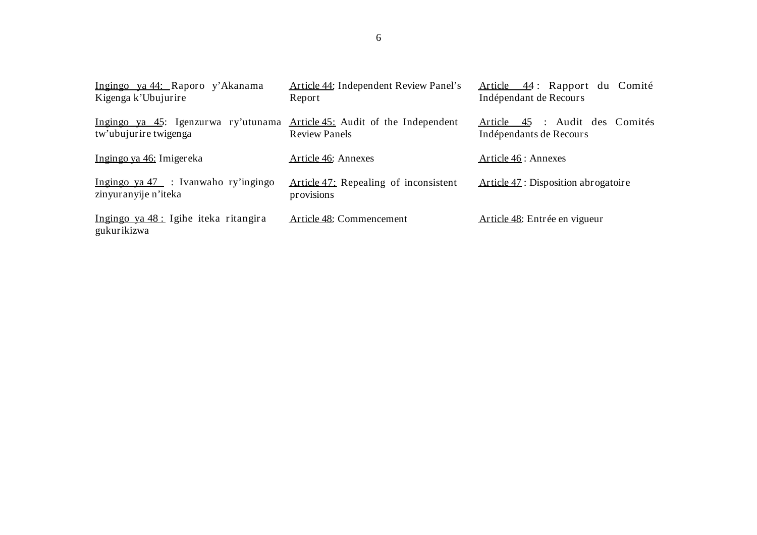Ingingo ya 44: Raporo y'Akanama Kigenga k'Ubujurire

Ingingo ya 45: Igenzurwa ry'utunama tw'ubujurire twigenga

Ingingo ya 46: Imigereka

Ingingo ya 47 : Ivanwaho ry'ingingo zinyuranyije n'iteka

Ingingo ya 48 : Igihe iteka ritangira gukurikizwa

Article 44: Independent Review Panel's Report

Article 45: Audit of the Independent Review Panels

Article 46: Annexes

Article 47: Repealing of inconsistent provisions

Article 48: Commencement

Article 44 : Rapport du Comité Indépendant de Recours

Article 45 : Audit des Comités Indépendants de Recours

Article 46 : Annexes

Article 47 : Disposition abrogatoire

Article 48: Entrée en vigueur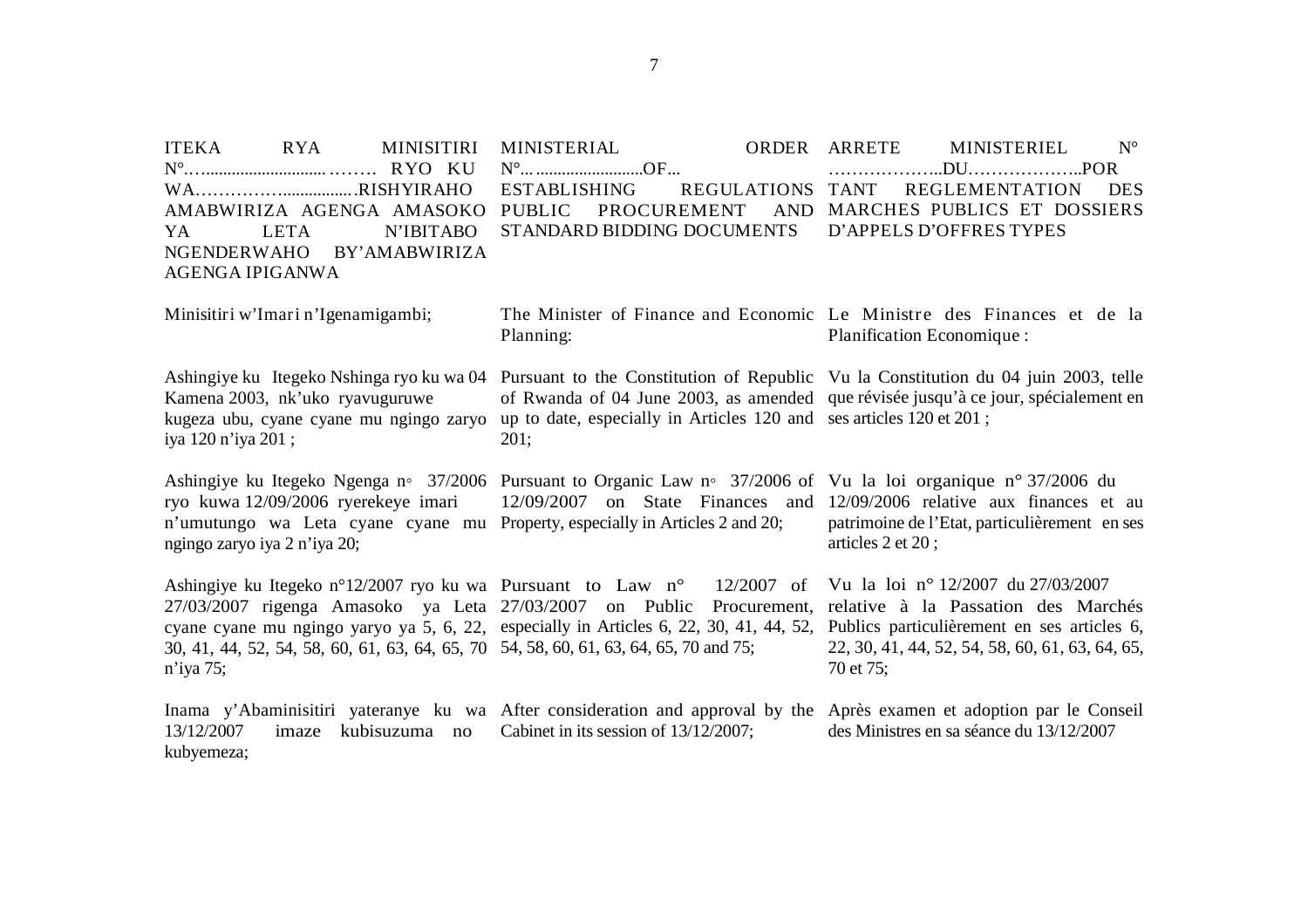| ITEKA RYA MINISITIRI N°…............................……. RYO KU WA……………................RISHYIRAHO AMABWIRIZA AGENGA AMASOKO YA LETA N'IBITABO NGENDERWAHO BY'AMABWIRIZA AGENGA IPIGANWA | MINISTERIAL ORDER N°... .........................OF... ESTABLISHING REGULATIONS PUBLIC PROCUREMENT AND STANDARD BIDDING DOCUMENTS | ARRETE MINISTERIEL N° ………………..DU………………..PORTANT REGLEMENTATION DES MARCHES PUBLICS ET DOSSIERS D'APPELS D'OFFRES TYPES |
|---|---|---|
| Minisitiri w'Imari n'Igenamigambi; | The Minister of Finance and Economic Planning: | Le Ministre des Finances et de la Planification Economique : |
| Ashingiye ku Itegeko Nshinga ryo ku wa 04 Kamena 2003, nk'uko ryavuguruwe kugeza ubu, cyane cyane mu ngingo zaryo iya 120 n'iya 201 ; | Pursuant to the Constitution of Republic of Rwanda of 04 June 2003, as amended up to date, especially in Articles 120 and 201; | Vu la Constitution du 04 juin 2003, telle que révisée jusqu'à ce jour, spécialement en ses articles 120 et 201 ; |
| Ashingiye ku Itegeko Ngenga n◦ 37/2006 ryo kuwa 12/09/2006 ryerekeye imari n'umutungo wa Leta cyane cyane mu ngingo zaryo iya 2 n'iya 20; | Pursuant to Organic Law n◦ 37/2006 of 12/09/2007 on State Finances and Property, especially in Articles 2 and 20; | Vu la loi organique n° 37/2006 du 12/09/2006 relative aux finances et au patrimoine de l'Etat, particulièrement en ses articles 2 et 20 ; |
| Ashingiye ku Itegeko n°12/2007 ryo ku wa 27/03/2007 rigenga Amasoko ya Leta cyane cyane mu ngingo yaryo ya 5, 6, 22, 30, 41, 44, 52, 54, 58, 60, 61, 63, 64, 65, 70 n'iya 75; | Pursuant to Law n° 12/2007 of 27/03/2007 on Public Procurement, especially in Articles 6, 22, 30, 41, 44, 52, 54, 58, 60, 61, 63, 64, 65, 70 and 75; | Vu la loi n° 12/2007 du 27/03/2007 relative à la Passation des Marchés Publics particulièrement en ses articles 6, 22, 30, 41, 44, 52, 54, 58, 60, 61, 63, 64, 65, 70 et 75; |
| Inama y'Abaminisitiri yateranye ku wa 13/12/2007 imaze kubisuzuma no kubyemeza; | After consideration and approval by the Cabinet in its session of 13/12/2007; | Après examen et adoption par le Conseil des Ministres en sa séance du 13/12/2007 |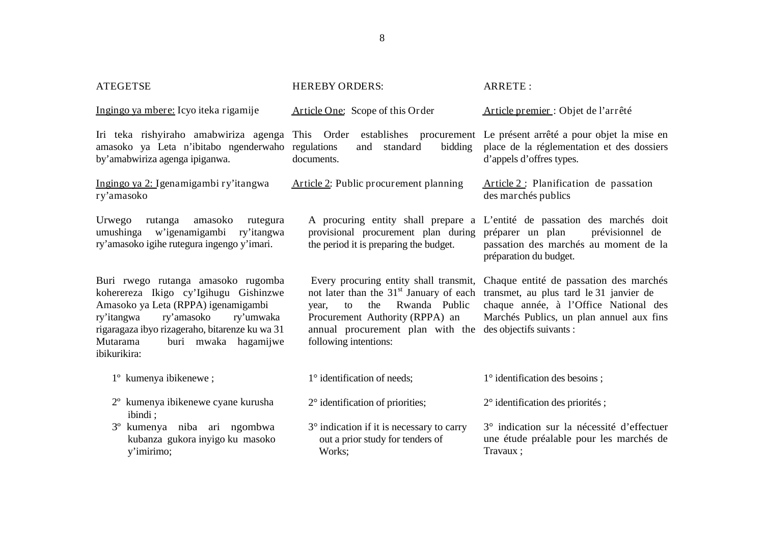ATEGETSE

Ingingo ya mbere: Icyo iteka rigamije

Iri teka rishyiraho amabwiriza agenga amasoko ya Leta n'ibitabo ngenderwaho by'amabwiriza agenga ipiganwa.

Ingingo ya 2: Igenamigambi ry'itangwa ry'amasoko

Urwego rutanga amasoko rutegura umushinga w'igenamigambi ry'itangwa ry'amasoko igihe rutegura ingengo y'imari.

Buri rwego rutanga amasoko rugomba kohereza Ikigo cy'Igihugu Gishinzwe Amasoko ya Leta (RPPA) igenamigambi ry'itangwa ry'amasoko ry'umwaka rigaragaza ibyo rizageraho, bitarenze ku wa 31 Mutarama buri mwaka hagamijwe ibikurikira:

1º kumenya ibikenewe ;

2º kumenya ibikenewe cyane kurusha ibindi ;

3º kumenya niba ari ngombwa kubanza gukora inyigo ku masoko y'imirimo;

HEREBY ORDERS:

Article One: Scope of this Order

This Order establishes procurement regulations and standard bidding documents.

Article 2: Public procurement planning

A procuring entity shall prepare a provisional procurement plan during the period it is preparing the budget.

Every procuring entity shall transmit, not later than the 31[st] January of each year, to the Rwanda Public Procurement Authority (RPPA) an annual procurement plan with the following intentions:

1° identification of needs;

2° identification of priorities;

3° indication if it is necessary to carry out a prior study for tenders of Works;

ARRETE :

Article premier : Objet de l'arrêté

Le présent arrêté a pour objet la mise en place de la réglementation et des dossiers d'appels d'offres types.

Article 2 : Planification de passation des marchés publics

L'entité de passation des marchés doit préparer un plan prévisionnel de passation des marchés au moment de la préparation du budget.

Chaque entité de passation des marchés transmet, au plus tard le 31 janvier de chaque année, à l'Office National des Marchés Publics, un plan annuel aux fins des objectifs suivants :

1° identification des besoins ;

2° identification des priorités ;

3° indication sur la nécessité d'effectuer une étude préalable pour les marchés de Travaux ;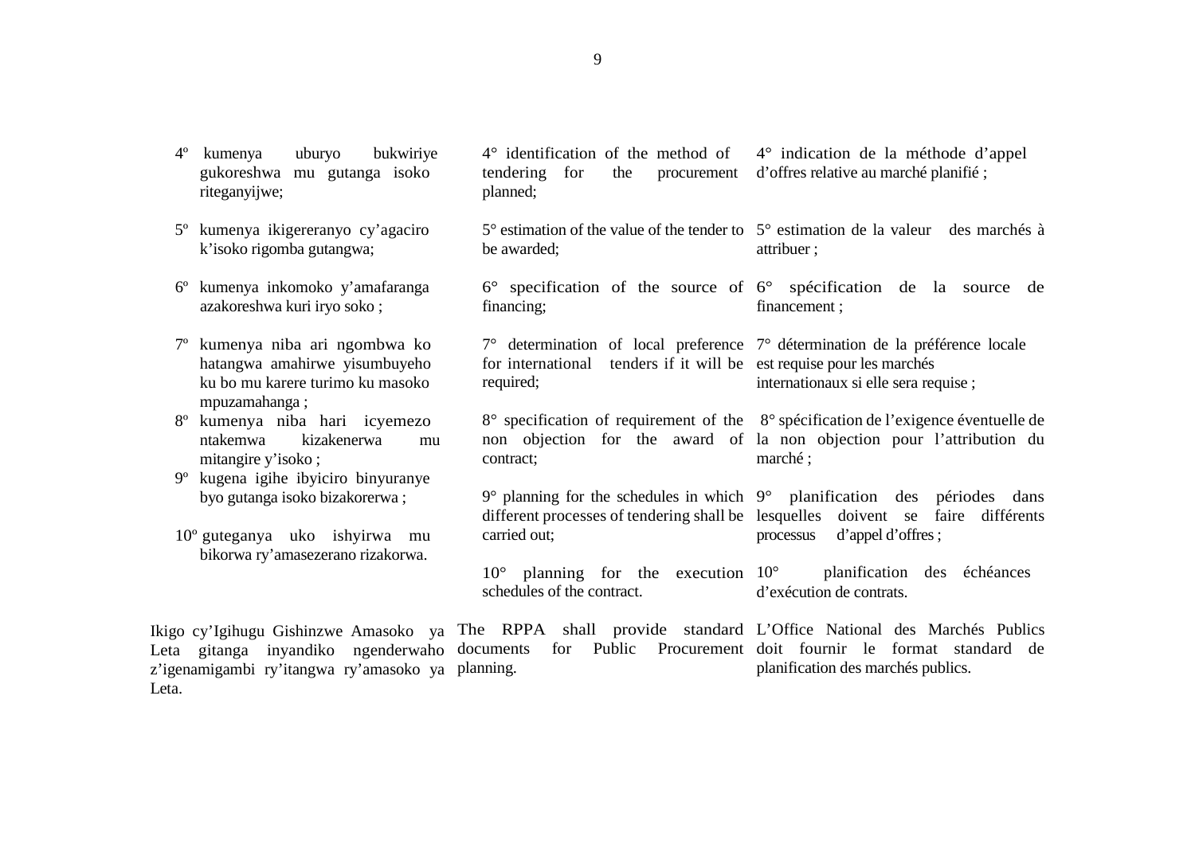4º kumenya uburyo bukwiriye gukoreshwa mu gutanga isoko riteganyijwe;

5º kumenya ikigereranyo cy'agaciro k'isoko rigomba gutangwa;

6º kumenya inkomoko y'amafaranga azakoreshwa kuri iryo soko ;

7º kumenya niba ari ngombwa ko hatangwa amahirwe yisumbuyeho ku bo mu karere turimo ku masoko mpuzamahanga ;

8º kumenya niba hari icyemezo ntakemwa kizakenerwa mu mitangire y'isoko ;

9º kugena igihe ibyiciro binyuranye byo gutanga isoko bizakorerwa ;

10º guteganya uko ishyirwa mu bikorwa ry'amasezerano rizakorwa.

Ikigo cy'Igihugu Gishinzwe Amasoko ya Leta gitanga inyandiko ngenderwaho z'igenamigambi ry'itangwa ry'amasoko ya Leta.

4° identification of the method of tendering for the procurement planned;

5° estimation of the value of the tender to be awarded;

6° specification of the source of financing;

7° determination of local preference for international tenders if it will be required;

8° specification of requirement of the non objection for the award of contract;

9° planning for the schedules in which different processes of tendering shall be carried out;

10° planning for the execution schedules of the contract.

The RPPA shall provide standard documents for Public Procurement planning.

4° indication de la méthode d'appel d'offres relative au marché planifié ;

5° estimation de la valeur des marchés à attribuer ;

6° spécification de la source de financement ;

7° détermination de la préférence locale est requise pour les marchés internationaux si elle sera requise ;

8° spécification de l'exigence éventuelle de la non objection pour l'attribution du marché ;

9° planification des périodes dans lesquelles doivent se faire différents processus d'appel d'offres ;

10° planification des échéances d'exécution de contrats.

L'Office National des Marchés Publics doit fournir le format standard de planification des marchés publics.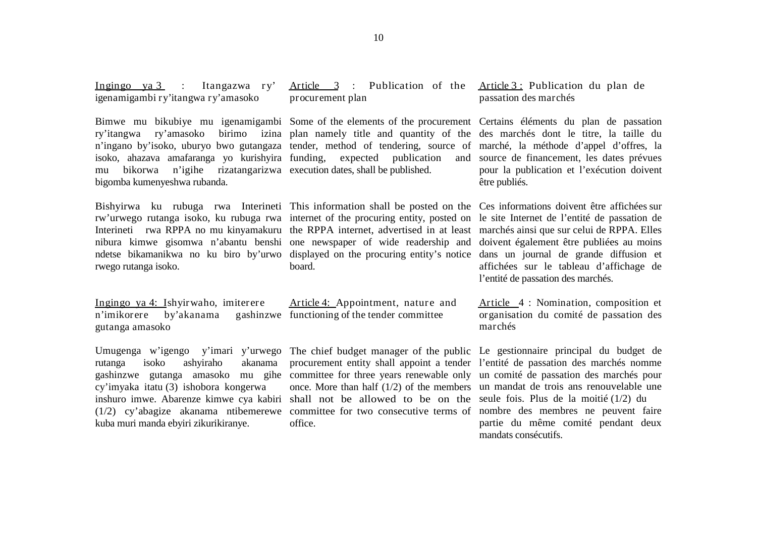Ingingo ya 3 : Itangazwa ry' igenamigambi ry'itangwa ry'amasoko

Bimwe mu bikubiye mu igenamigambi ry'itangwa ry'amasoko birimo izina n'ingano by'isoko, uburyo bwo gutangaza isoko, ahazava amafaranga yo kurishyira mu bikorwa n'igihe rizatangarizwa bigomba kumenyeshwa rubanda.

Bishyirwa ku rubuga rwa Interineti rw'urwego rutanga isoko, ku rubuga rwa Interineti rwa RPPA no mu kinyamakuru nibura kimwe gisomwa n'abantu benshi ndetse bikamanikwa no ku biro by'urwo rwego rutanga isoko.

Ingingo ya 4: Ishyirwaho, imiterere n'imikorere by'akanama gashinzwe gutanga amasoko

Umugenga w'igengo y'imari y'urwego rutanga isoko ashyiraho akanama gashinzwe gutanga amasoko mu gihe cy'imyaka itatu (3) ishobora kongerwa inshuro imwe. Abarenze kimwe cya kabiri (1/2) cy'abagize akanama ntibemerewe kuba muri manda ebyiri zikurikiranye.

Article 3 : Publication of the procurement plan

Some of the elements of the procurement plan namely title and quantity of the tender, method of tendering, source of funding, expected publication and execution dates, shall be published.

This information shall be posted on the internet of the procuring entity, posted on the RPPA internet, advertised in at least one newspaper of wide readership and displayed on the procuring entity's notice board.

Article 4: Appointment, nature and functioning of the tender committee

The chief budget manager of the public procurement entity shall appoint a tender committee for three years renewable only once. More than half (1/2) of the members shall not be allowed to be on the committee for two consecutive terms of office.

Article 3 : Publication du plan de passation des marchés

Certains éléments du plan de passation des marchés dont le titre, la taille du marché, la méthode d'appel d'offres, la source de financement, les dates prévues pour la publication et l'exécution doivent être publiés.

Ces informations doivent être affichées sur le site Internet de l'entité de passation de marchés ainsi que sur celui de RPPA. Elles doivent également être publiées au moins dans un journal de grande diffusion et affichées sur le tableau d'affichage de l'entité de passation des marchés.

Article 4 : Nomination, composition et organisation du comité de passation des marchés

Le gestionnaire principal du budget de l'entité de passation des marchés nomme un comité de passation des marchés pour un mandat de trois ans renouvelable une seule fois. Plus de la moitié (1/2) du nombre des membres ne peuvent faire partie du même comité pendant deux mandats consécutifs.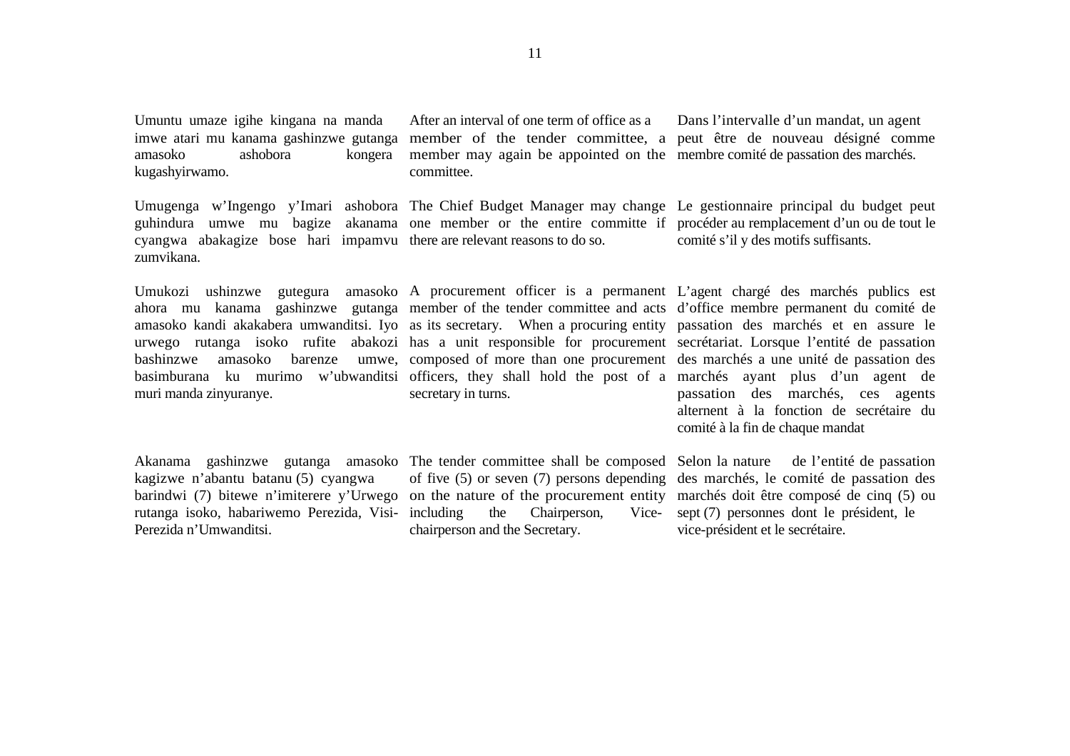Umuntu umaze igihe kingana na manda imwe atari mu kanama gashinzwe gutanga amasoko ashobora kongera kugashyirwamo.

Umugenga w'Ingengo y'Imari ashobora guhindura umwe mu bagize akanama cyangwa abakagize bose hari impamvu zumvikana.

Umukozi ushinzwe gutegura amasoko ahora mu kanama gashinzwe gutanga amasoko kandi akakabera umwanditsi. Iyo urwego rutanga isoko rufite abakozi bashinzwe amasoko barenze umwe, basimburana ku murimo w'ubwanditsi muri manda zinyuranye.

Akanama gashinzwe gutanga amasoko kagizwe n'abantu batanu (5) cyangwa barindwi (7) bitewe n'imiterere y'Urwego rutanga isoko, habariwemo Perezida, Visi-Perezida n'Umwanditsi.

After an interval of one term of office as a member of the tender committee, a member may again be appointed on the committee.

The Chief Budget Manager may change one member or the entire committe if there are relevant reasons to do so.

A procurement officer is a permanent member of the tender committee and acts as its secretary. When a procuring entity has a unit responsible for procurement composed of more than one procurement officers, they shall hold the post of a secretary in turns.

The tender committee shall be composed of five (5) or seven (7) persons depending on the nature of the procurement entity including the Chairperson, Vice-chairperson and the Secretary.

Dans l'intervalle d'un mandat, un agent peut être de nouveau désigné comme membre comité de passation des marchés.

Le gestionnaire principal du budget peut procéder au remplacement d'un ou de tout le comité s'il y des motifs suffisants.

L'agent chargé des marchés publics est d'office membre permanent du comité de passation des marchés et en assure le secrétariat. Lorsque l'entité de passation des marchés a une unité de passation des marchés ayant plus d'un agent de passation des marchés, ces agents alternent à la fonction de secrétaire du comité à la fin de chaque mandat

Selon la nature de l'entité de passation des marchés, le comité de passation des marchés doit être composé de cinq (5) ou sept (7) personnes dont le président, le vice-président et le secrétaire.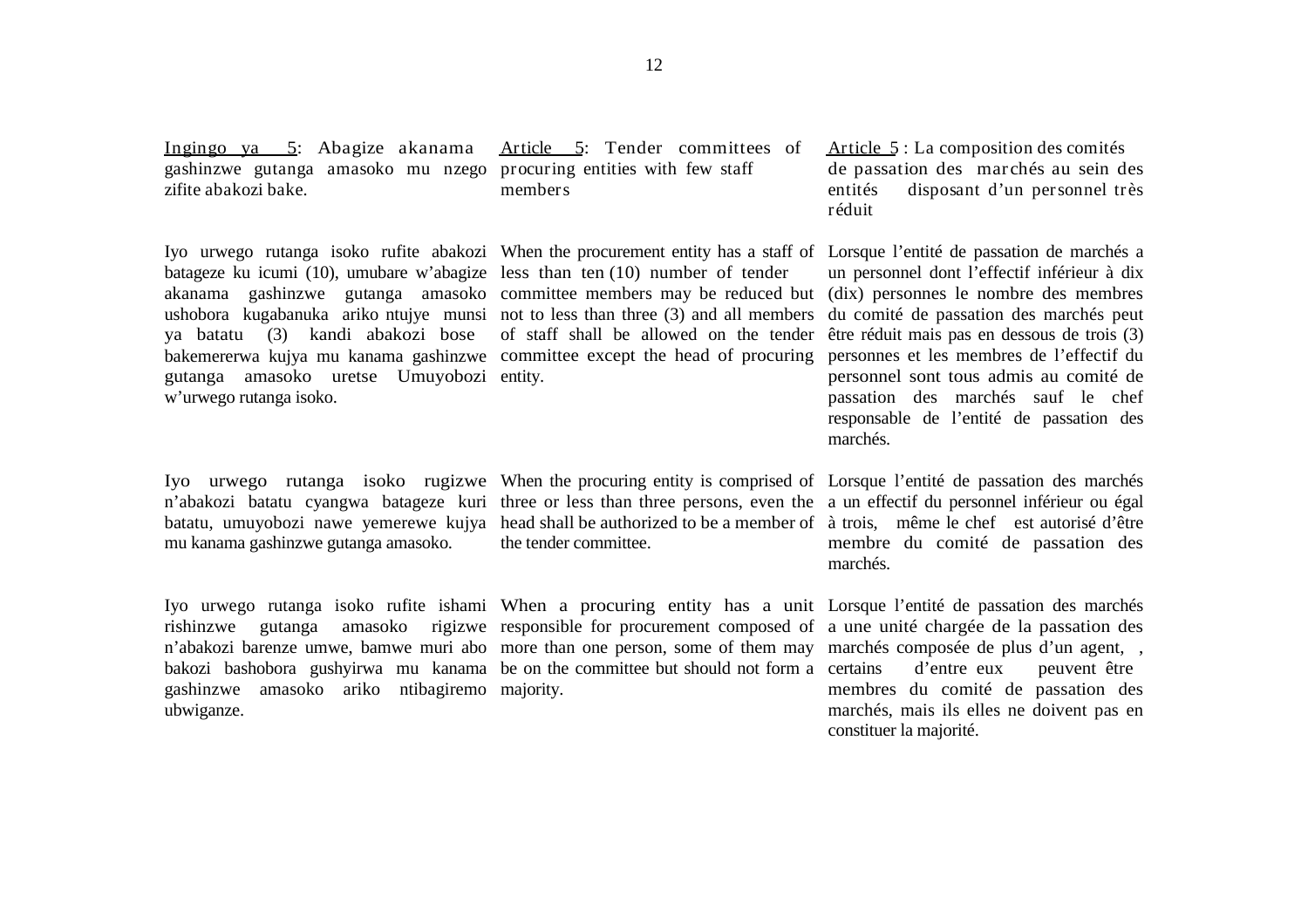Ingingo ya 5: Abagize akanama gashinzwe gutanga amasoko mu nzego zifite abakozi bake.

Iyo urwego rutanga isoko rufite abakozi batageze ku icumi (10), umubare w'abagize akanama gashinzwe gutanga amasoko ushobora kugabanuka ariko ntujye munsi ya batatu (3) kandi abakozi bose bakemererwa kujya mu kanama gashinzwe gutanga amasoko uretse Umuyobozi w'urwego rutanga isoko.

Iyo urwego rutanga isoko rugizwe n'abakozi batatu cyangwa batageze kuri batatu, umuyobozi nawe yemerewe kujya mu kanama gashinzwe gutanga amasoko.

Iyo urwego rutanga isoko rufite ishami rishinzwe gutanga amasoko rigizwe n'abakozi barenze umwe, bamwe muri abo bakozi bashobora gushyirwa mu kanama gashinzwe amasoko ariko ntibagiremo ubwiganze.

Article 5: Tender committees of procuring entities with few staff members

When the procurement entity has a staff of less than ten (10) number of tender committee members may be reduced but not to less than three (3) and all members of staff shall be allowed on the tender committee except the head of procuring entity.

When the procuring entity is comprised of three or less than three persons, even the head shall be authorized to be a member of the tender committee.

When a procuring entity has a unit responsible for procurement composed of more than one person, some of them may be on the committee but should not form a majority.

Article 5 : La composition des comités de passation des marchés au sein des entités disposant d'un personnel très réduit

Lorsque l'entité de passation de marchés a un personnel dont l'effectif inférieur à dix (dix) personnes le nombre des membres du comité de passation des marchés peut être réduit mais pas en dessous de trois (3) personnes et les membres de l'effectif du personnel sont tous admis au comité de passation des marchés sauf le chef responsable de l'entité de passation des marchés.

Lorsque l'entité de passation des marchés a un effectif du personnel inférieur ou égal à trois, même le chef est autorisé d'être membre du comité de passation des marchés.

Lorsque l'entité de passation des marchés a une unité chargée de la passation des marchés composée de plus d'un agent, , certains d'entre eux peuvent être membres du comité de passation des marchés, mais ils elles ne doivent pas en constituer la majorité.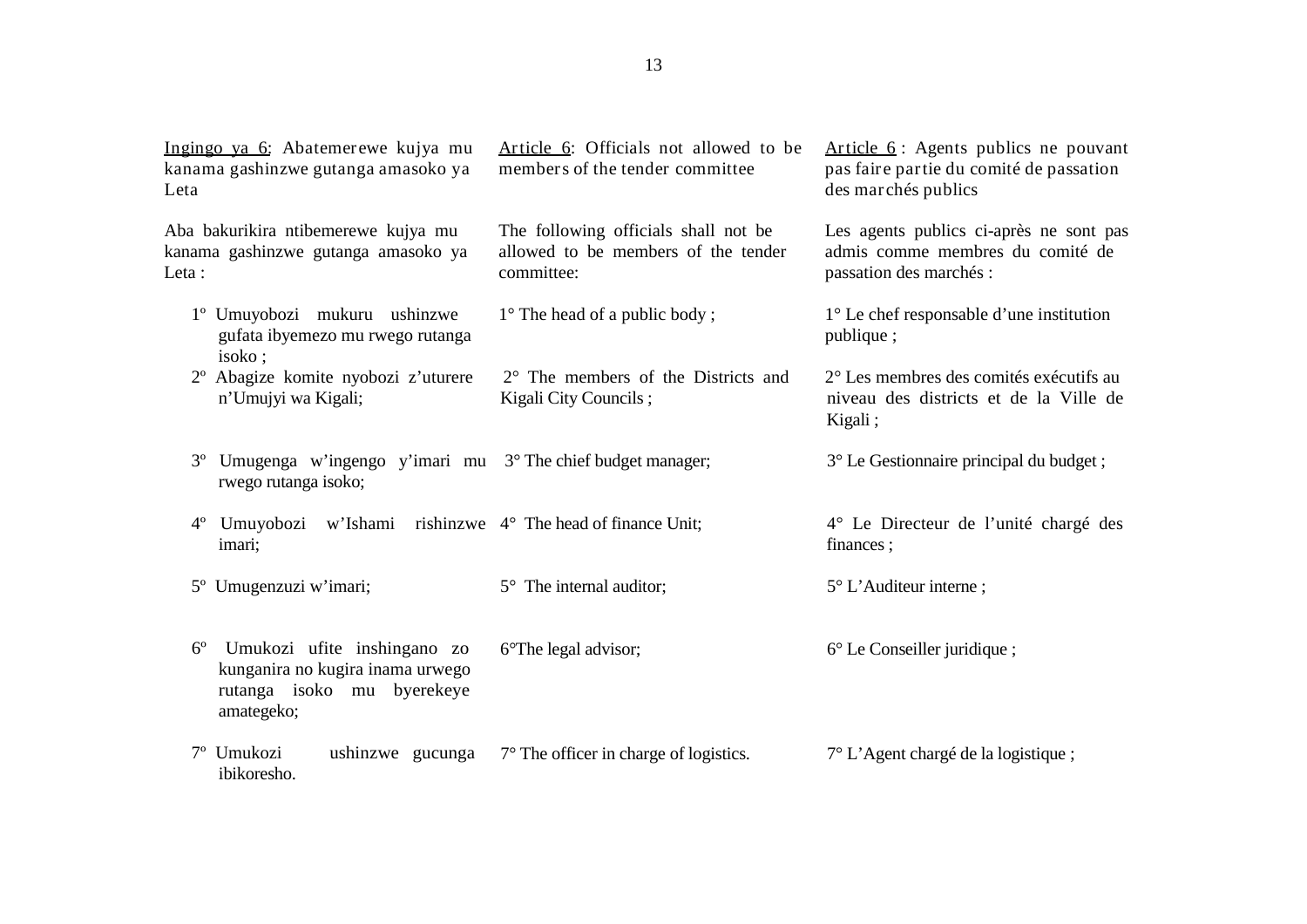<u>Ingingo ya 6</u>: Abatemerewe kujya mu kanama gashinzwe gutanga amasoko ya Leta

Aba bakurikira ntibemerewe kujya mu kanama gashinzwe gutanga amasoko ya Leta :

1º Umuyobozi mukuru ushinzwe gufata ibyemezo mu rwego rutanga isoko ;

2º Abagize komite nyobozi z'uturere n'Umujyi wa Kigali;

3º Umugenga w'ingengo y'imari mu rwego rutanga isoko;

4º Umuyobozi w'Ishami rishinzwe imari;

5º Umugenzuzi w'imari;

6º Umukozi ufite inshingano zo kunganira no kugira inama urwego rutanga isoko mu byerekeye amategeko;

7º Umukozi ushinzwe gucunga ibikoresho.

<u>Article 6</u>: Officials not allowed to be members of the tender committee

The following officials shall not be allowed to be members of the tender committee:

1° The head of a public body ;

2° The members of the Districts and Kigali City Councils ;

3° The chief budget manager;

4° The head of finance Unit;

5° The internal auditor;

6°The legal advisor;

7° The officer in charge of logistics.

<u>Article 6</u> : Agents publics ne pouvant pas faire partie du comité de passation des marchés publics

Les agents publics ci-après ne sont pas admis comme membres du comité de passation des marchés :

1° Le chef responsable d'une institution publique ;

2° Les membres des comités exécutifs au niveau des districts et de la Ville de Kigali ;

3° Le Gestionnaire principal du budget ;

4° Le Directeur de l'unité chargé des finances ;

5° L'Auditeur interne ;

6° Le Conseiller juridique ;

7° L'Agent chargé de la logistique ;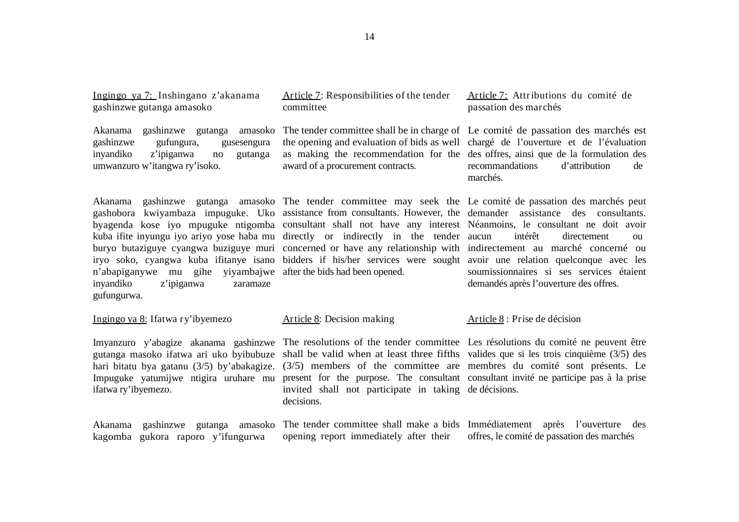Ingingo ya 7: Inshingano z'akanama gashinzwe gutanga amasoko

Akanama gashinzwe gutanga amasoko gashinzwe gufungura, gusesengura inyandiko z'ipiganwa no gutanga umwanzuro w'itangwa ry'isoko.

Akanama gashinzwe gutanga amasoko gashobora kwiyambaza impuguke. Uko byagenda kose iyo mpuguke ntigomba kuba ifite inyungu iyo ariyo yose haba mu buryo butaziguye cyangwa buziguye muri iryo soko, cyangwa kuba ifitanye isano n'abapiganywe mu gihe yiyambajwe inyandiko z'ipiganwa zaramaze gufungurwa.

Ingingo ya 8: Ifatwa ry'ibyemezo

Imyanzuro y'abagize akanama gashinzwe gutanga masoko ifatwa ari uko byibubuze hari bitatu bya gatanu (3/5) by'abakagize. Impuguke yatumijwe ntigira uruhare mu ifatwa ry'ibyemezo.

Akanama gashinzwe gutanga amasoko kagomba gukora raporo y'ifungurwa

Article 7: Responsibilities of the tender committee

The tender committee shall be in charge of the opening and evaluation of bids as well as making the recommendation for the award of a procurement contracts.

The tender committee may seek the assistance from consultants. However, the consultant shall not have any interest directly or indirectly in the tender concerned or have any relationship with bidders if his/her services were sought after the bids had been opened.

Article 8: Decision making

The resolutions of the tender committee shall be valid when at least three fifths (3/5) members of the committee are present for the purpose. The consultant invited shall not participate in taking decisions.

The tender committee shall make a bids opening report immediately after their

Article 7: Attributions du comité de passation des marchés

Le comité de passation des marchés est chargé de l'ouverture et de l'évaluation des offres, ainsi que de la formulation des recommandations d'attribution de marchés.

Le comité de passation des marchés peut demander assistance des consultants. Néanmoins, le consultant ne doit avoir aucun intérêt directement ou indirectement au marché concerné ou avoir une relation quelconque avec les soumissionnaires si ses services étaient demandés après l'ouverture des offres.

Article 8 : Prise de décision

Les résolutions du comité ne peuvent être valides que si les trois cinquième (3/5) des membres du comité sont présents. Le consultant invité ne participe pas à la prise de décisions.

Immédiatement après l'ouverture des offres, le comité de passation des marchés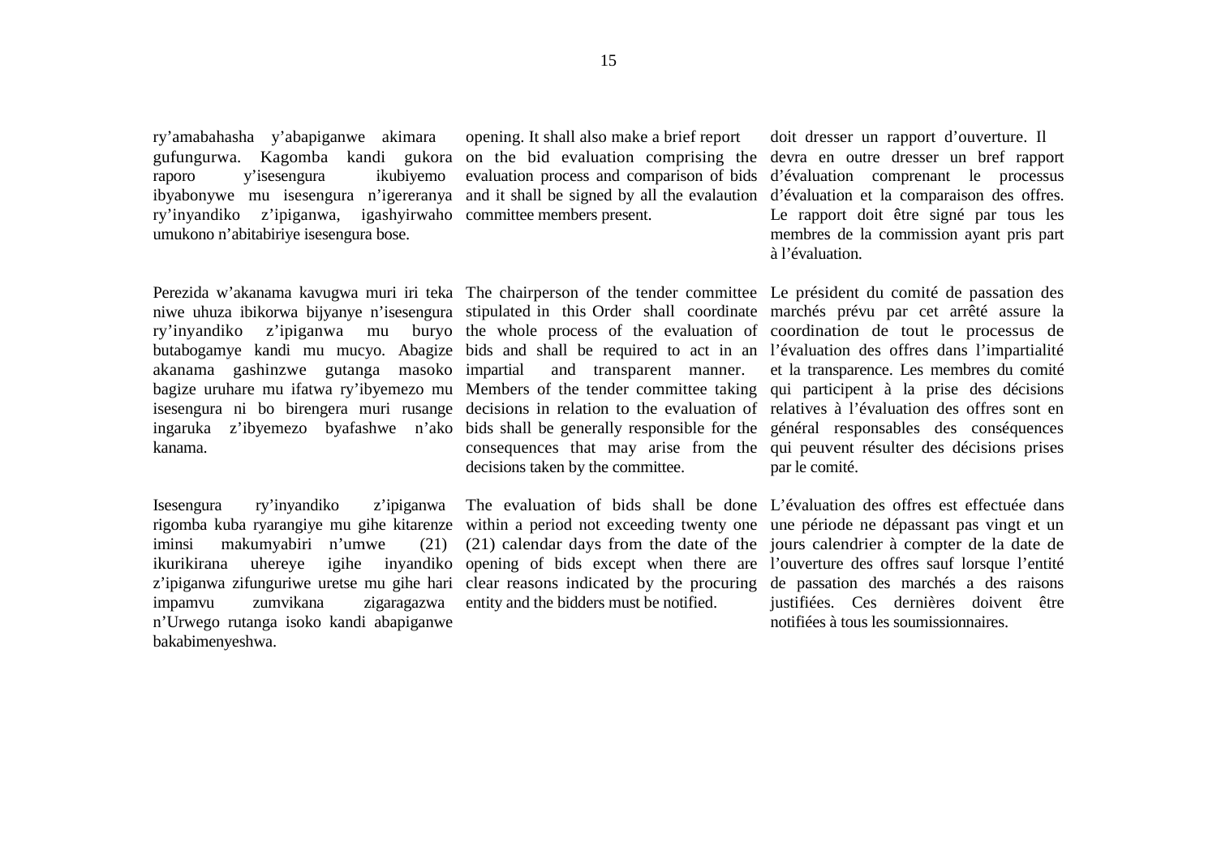ry'amabahasha y'abapiganwe akimara gufungurwa. Kagomba kandi gukora raporo y'isesengura ikubiyemo ibyabonywe mu isesengura n'igereranya ry'inyandiko z'ipiganwa, igashyirwaho umukono n'abitabiriye isesengura bose.

opening. It shall also make a brief report on the bid evaluation comprising the evaluation process and comparison of bids and it shall be signed by all the evalaution committee members present.

doit dresser un rapport d'ouverture. Il devra en outre dresser un bref rapport d'évaluation comprenant le processus d'évaluation et la comparaison des offres. Le rapport doit être signé par tous les membres de la commission ayant pris part à l'évaluation.

Perezida w'akanama kavugwa muri iri teka niwe uhuza ibikorwa bijyanye n'isesengura ry'inyandiko z'ipiganwa mu buryo butabogamye kandi mu mucyo. Abagize akanama gashinzwe gutanga masoko bagize uruhare mu ifatwa ry'ibyemezo mu isesengura ni bo birengera muri rusange ingaruka z'ibyemezo byafashwe n'ako kanama.

The chairperson of the tender committee stipulated in this Order shall coordinate the whole process of the evaluation of bids and shall be required to act in an impartial and transparent manner. Members of the tender committee taking decisions in relation to the evaluation of bids shall be generally responsible for the consequences that may arise from the decisions taken by the committee.

Le président du comité de passation des marchés prévu par cet arrêté assure la coordination de tout le processus de l'évaluation des offres dans l'impartialité et la transparence. Les membres du comité qui participent à la prise des décisions relatives à l'évaluation des offres sont en général responsables des conséquences qui peuvent résulter des décisions prises par le comité.

Isesengura ry'inyandiko z'ipiganwa rigomba kuba ryarangiye mu gihe kitarenze iminsi makumyabiri n'umwe (21) ikurikirana uhereye igihe inyandiko z'ipiganwa zifunguriwe uretse mu gihe hari impamvu zumvikana zigaragazwa n'Urwego rutanga isoko kandi abapiganwe bakabimenyeshwa.

The evaluation of bids shall be done within a period not exceeding twenty one (21) calendar days from the date of the opening of bids except when there are clear reasons indicated by the procuring entity and the bidders must be notified.

L'évaluation des offres est effectuée dans une période ne dépassant pas vingt et un jours calendrier à compter de la date de l'ouverture des offres sauf lorsque l'entité de passation des marchés a des raisons justifiées. Ces dernières doivent être notifiées à tous les soumissionnaires.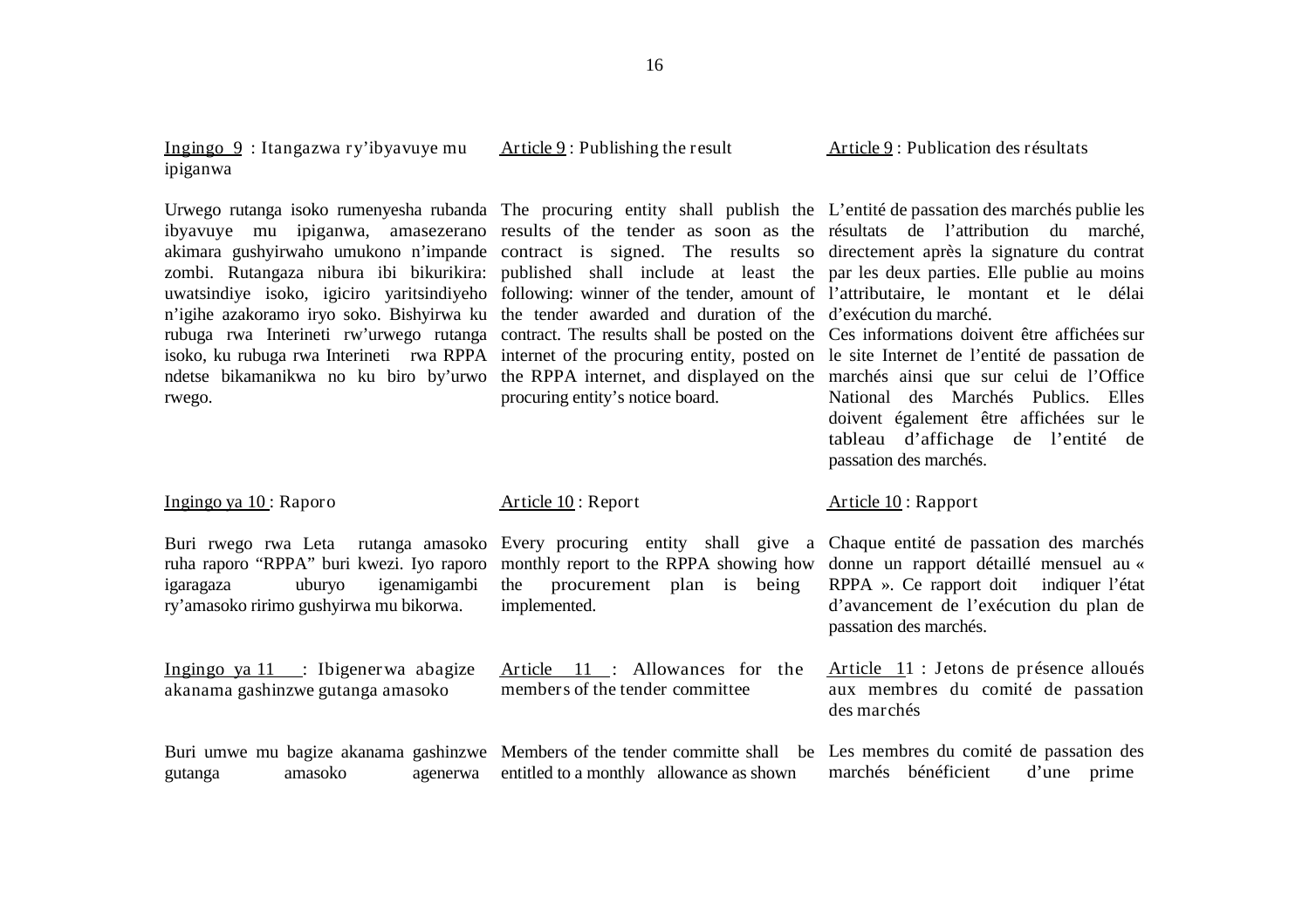Ingingo 9 : Itangazwa ry'ibyavuye mu ipiganwa

Urwego rutanga isoko rumenyesha rubanda ibyavuye mu ipiganwa, amasezerano akimara gushyirwaho umukono n'impande zombi. Rutangaza nibura ibi bikurikira: uwatsindiye isoko, igiciro yaritsindiyeho n'igihe azakoramo iryo soko. Bishyirwa ku rubuga rwa Interineti rw'urwego rutanga isoko, ku rubuga rwa Interineti rwa RPPA ndetse bikamanikwa no ku biro by'urwo rwego.

Article 9 : Publishing the result

The procuring entity shall publish the results of the tender as soon as the contract is signed. The results so published shall include at least the following: winner of the tender, amount of the tender awarded and duration of the contract. The results shall be posted on the internet of the procuring entity, posted on the RPPA internet, and displayed on the procuring entity's notice board.

Article 9 : Publication des résultats

L'entité de passation des marchés publie les résultats de l'attribution du marché, directement après la signature du contrat par les deux parties. Elle publie au moins l'attributaire, le montant et le délai d'exécution du marché.

Ces informations doivent être affichées sur le site Internet de l'entité de passation de marchés ainsi que sur celui de l'Office National des Marchés Publics. Elles doivent également être affichées sur le tableau d'affichage de l'entité de passation des marchés.

Ingingo ya 10 : Raporo

Buri rwego rwa Leta rutanga amasoko ruha raporo "RPPA" buri kwezi. Iyo raporo igaragaza uburyo igenamigambi ry'amasoko ririmo gushyirwa mu bikorwa.

Article 10 : Report

Every procuring entity shall give a monthly report to the RPPA showing how the procurement plan is being implemented.

Article 10 : Rapport

Chaque entité de passation des marchés donne un rapport détaillé mensuel au « RPPA ». Ce rapport doit indiquer l'état d'avancement de l'exécution du plan de passation des marchés.

Ingingo ya 11 : Ibigenerwa abagize akanama gashinzwe gutanga amasoko

Buri umwe mu bagize akanama gashinzwe gutanga amasoko agenerwa

Article 11 : Allowances for the members of the tender committee

Members of the tender committe shall be entitled to a monthly allowance as shown

Article 11 : Jetons de présence alloués aux membres du comité de passation des marchés

Les membres du comité de passation des marchés bénéficient d'une prime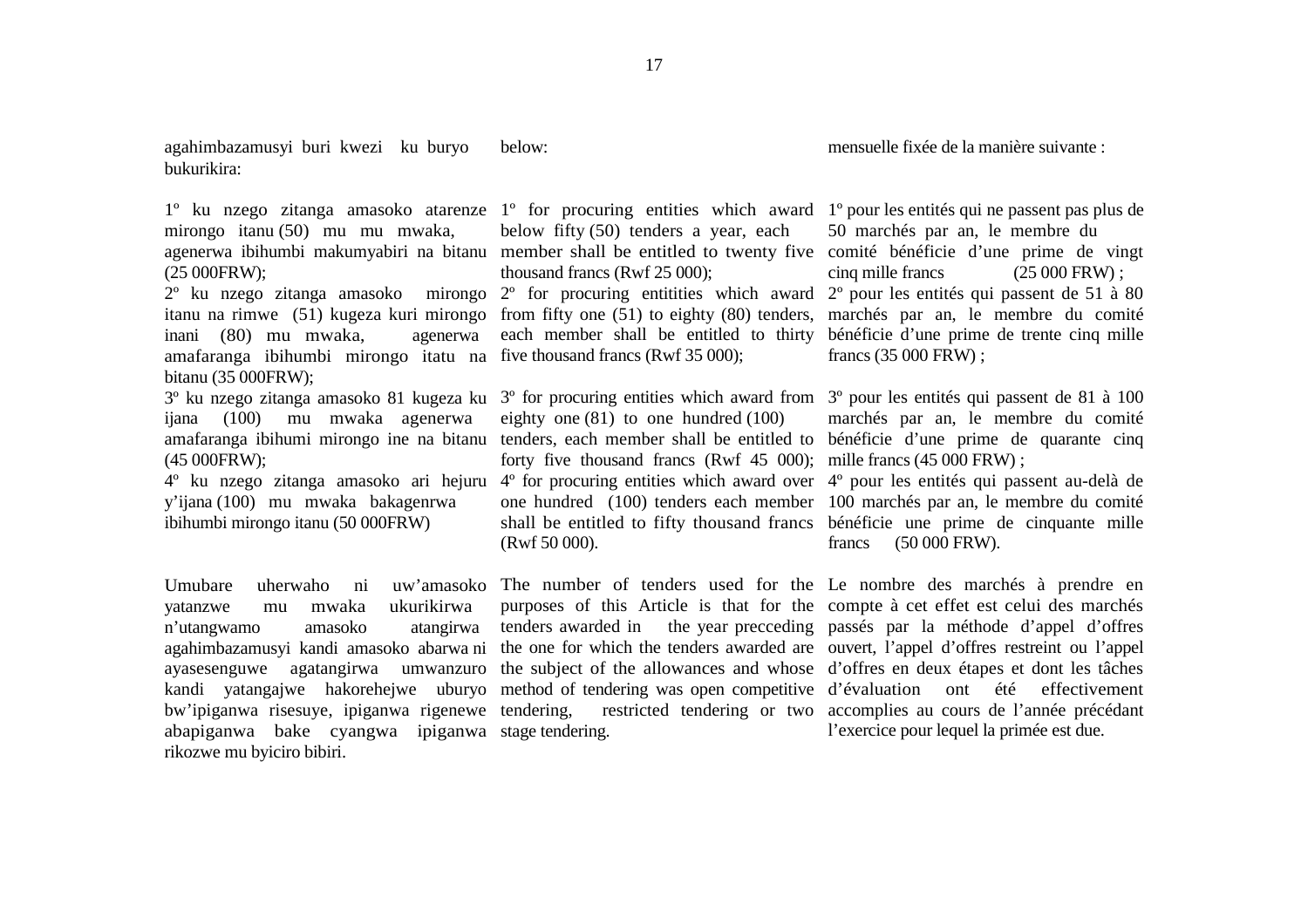agahimbazamusyi buri kwezi ku buryo bukurikira:

1º ku nzego zitanga amasoko atarenze mirongo itanu (50) mu mu mwaka, agenerwa ibihumbi makumyabiri na bitanu (25 000FRW);
2º ku nzego zitanga amasoko mirongo itanu na rimwe (51) kugeza kuri mirongo inani (80) mu mwaka, agenerwa amafaranga ibihumbi mirongo itatu na bitanu (35 000FRW);
3º ku nzego zitanga amasoko 81 kugeza ku ijana (100) mu mwaka agenerwa amafaranga ibihumi mirongo ine na bitanu (45 000FRW);
4º ku nzego zitanga amasoko ari hejuru y'ijana (100) mu mwaka bakagenrwa ibihumbi mirongo itanu (50 000FRW)

Umubare uherwaho ni uw'amasoko yatanzwe mu mwaka ukurikirwa n'utangwamo amasoko atangirwa agahimbazamusyi kandi amasoko abarwa ni ayasesenguwe agatangirwa umwanzuro kandi yatangajwe hakorehejwe uburyo bw'ipiganwa risesuye, ipiganwa rigenewe abapiganwa bake cyangwa ipiganwa rikozwe mu byiciro bibiri.

below:

1º for procuring entities which award below fifty (50) tenders a year, each member shall be entitled to twenty five thousand francs (Rwf 25 000);
2º for procuring entitities which award from fifty one (51) to eighty (80) tenders, each member shall be entitled to thirty five thousand francs (Rwf 35 000);

3º for procuring entities which award from eighty one (81) to one hundred (100) tenders, each member shall be entitled to forty five thousand francs (Rwf 45 000);
4º for procuring entities which award over one hundred (100) tenders each member shall be entitled to fifty thousand francs (Rwf 50 000).

The number of tenders used for the purposes of this Article is that for the tenders awarded in the year precceding the one for which the tenders awarded are the subject of the allowances and whose method of tendering was open competitive tendering, restricted tendering or two stage tendering.

mensuelle fixée de la manière suivante :

1º pour les entités qui ne passent pas plus de 50 marchés par an, le membre du comité bénéficie d'une prime de vingt cinq mille francs (25 000 FRW) ;
2º pour les entités qui passent de 51 à 80 marchés par an, le membre du comité bénéficie d'une prime de trente cinq mille francs (35 000 FRW) ;

3º pour les entités qui passent de 81 à 100 marchés par an, le membre du comité bénéficie d'une prime de quarante cinq mille francs (45 000 FRW) ;
4º pour les entités qui passent au-delà de 100 marchés par an, le membre du comité bénéficie une prime de cinquante mille francs (50 000 FRW).

Le nombre des marchés à prendre en compte à cet effet est celui des marchés passés par la méthode d'appel d'offres ouvert, l'appel d'offres restreint ou l'appel d'offres en deux étapes et dont les tâches d'évaluation ont été effectivement accomplies au cours de l'année précédant l'exercice pour lequel la primée est due.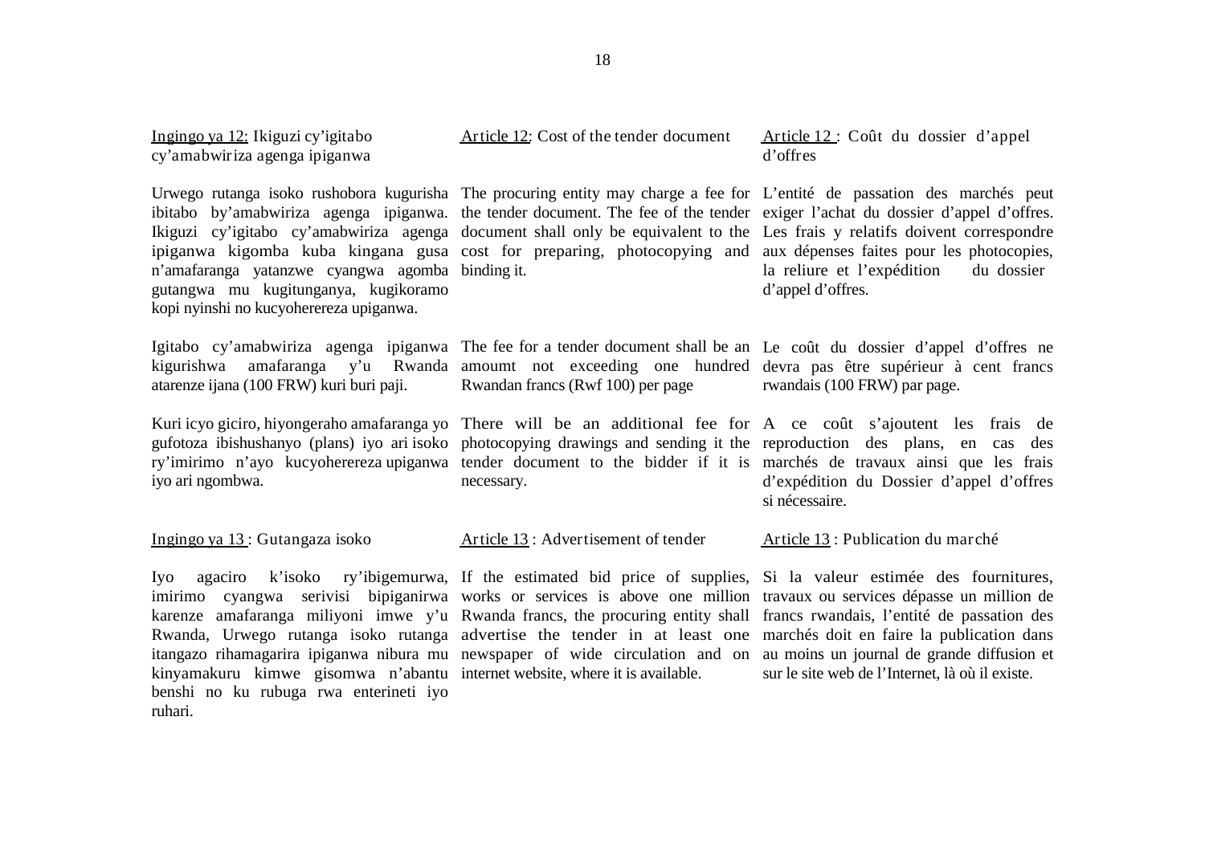Ingingo ya 12: Ikiguzi cy'igitabo cy'amabwiriza agenga ipiganwa

Urwego rutanga isoko rushobora kugurisha ibitabo by'amabwiriza agenga ipiganwa. Ikiguzi cy'igitabo cy'amabwiriza agenga ipiganwa kigomba kuba kingana gusa n'amafaranga yatanzwe cyangwa agomba gutangwa mu kugitunganya, kugikoramo kopi nyinshi no kucyohereza upiganwa.

Igitabo cy'amabwiriza agenga ipiganwa kigurishwa amafaranga y'u Rwanda atarenze ijana (100 FRW) kuri buri paji.

Kuri icyo giciro, hiyongeraho amafaranga yo gufotoza ibishushanyo (plans) iyo ari isoko ry'imirimo n'ayo kucyohereza upiganwa iyo ari ngombwa.

Ingingo ya 13 : Gutangaza isoko

Iyo agaciro k'isoko ry'ibigemurwa, imirimo cyangwa serivisi bipiganirwa karenze amafaranga miliyoni imwe y'u Rwanda, Urwego rutanga isoko rutanga itangazo rihamagarira ipiganwa nibura mu kinyamakuru kimwe gisomwa n'abantu benshi no ku rubuga rwa enterineti iyo ruhari.

Article 12: Cost of the tender document

The procuring entity may charge a fee for the tender document. The fee of the tender document shall only be equivalent to the cost for preparing, photocopying and binding it.

The fee for a tender document shall be an amoumt not exceeding one hundred Rwandan francs (Rwf 100) per page

There will be an additional fee for photocopying drawings and sending it the tender document to the bidder if it is necessary.

Article 13 : Advertisement of tender

If the estimated bid price of supplies, works or services is above one million Rwanda francs, the procuring entity shall advertise the tender in at least one newspaper of wide circulation and on internet website, where it is available.

Article 12 : Coût du dossier d'appel d'offres

L'entité de passation des marchés peut exiger l'achat du dossier d'appel d'offres. Les frais y relatifs doivent correspondre aux dépenses faites pour les photocopies, la reliure et l'expédition du dossier d'appel d'offres.

Le coût du dossier d'appel d'offres ne devra pas être supérieur à cent francs rwandais (100 FRW) par page.

A ce coût s'ajoutent les frais de reproduction des plans, en cas des marchés de travaux ainsi que les frais d'expédition du Dossier d'appel d'offres si nécessaire.

Article 13 : Publication du marché

Si la valeur estimée des fournitures, travaux ou services dépasse un million de francs rwandais, l'entité de passation des marchés doit en faire la publication dans au moins un journal de grande diffusion et sur le site web de l'Internet, là où il existe.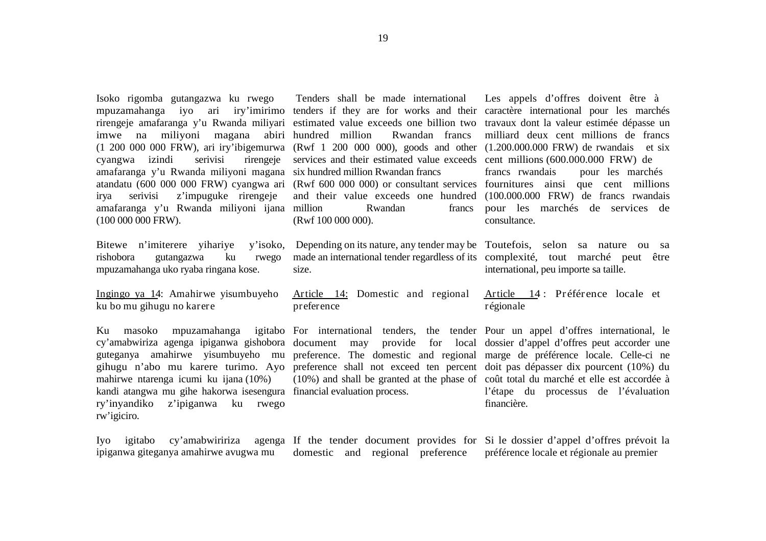Isoko rigomba gutangazwa ku rwego mpuzamahanga iyo ari iry'imirimo rirengeje amafaranga y'u Rwanda miliyari imwe na miliyoni magana abiri (1 200 000 000 FRW), ari iry'ibigemurwa cyangwa izindi serivisi rirengeje amafaranga y'u Rwanda miliyoni magana atandatu (600 000 000 FRW) cyangwa ari irya serivisi z'impuguke rirengeje amafaranga y'u Rwanda miliyoni ijana (100 000 000 FRW).

Bitewe n'imiterere yihariye y'isoko, rishobora gutangazwa ku rwego mpuzamahanga uko ryaba ringana kose.

**Ingingo ya 14: Amahirwe yisumbuyeho ku bo mu gihugu no karere**

Ku masoko mpuzamahanga igitabo cy'amabwiriza agenga ipiganwa gishobora guteganya amahirwe yisumbuyeho mu gihugu n'abo mu karere turimo. Ayo mahirwe ntarenga icumi ku ijana (10%) kandi atangwa mu gihe hakorwa isesengura ry'inyandiko z'ipiganwa ku rwego rw'igiciro.

Iyo igitabo cy'amabwiririza agenga ipiganwa giteganya amahirwe avugwa mu

Tenders shall be made international tenders if they are for works and their estimated value exceeds one billion two hundred million Rwandan francs (Rwf 1 200 000 000), goods and other services and their estimated value exceeds six hundred million Rwandan francs (Rwf 600 000 000) or consultant services and their value exceeds one hundred million Rwandan francs (Rwf 100 000 000).

Depending on its nature, any tender may be made an international tender regardless of its size.

**Article 14: Domestic and regional preference**

For international tenders, the tender document may provide for local preference. The domestic and regional preference shall not exceed ten percent (10%) and shall be granted at the phase of financial evaluation process.

If the tender document provides for domestic and regional preference

Les appels d'offres doivent être à caractère international pour les marchés travaux dont la valeur estimée dépasse un milliard deux cent millions de francs (1.200.000.000 FRW) de rwandais et six cent millions (600.000.000 FRW) de francs rwandais pour les marchés fournitures ainsi que cent millions (100.000.000 FRW) de francs rwandais pour les marchés de services de consultance.

Toutefois, selon sa nature ou sa complexité, tout marché peut être international, peu importe sa taille.

**Article 14 : Préférence locale et régionale**

Pour un appel d'offres international, le dossier d'appel d'offres peut accorder une marge de préférence locale. Celle-ci ne doit pas dépasser dix pourcent (10%) du coût total du marché et elle est accordée à l'étape du processus de l'évaluation financière.

Si le dossier d'appel d'offres prévoit la préférence locale et régionale au premier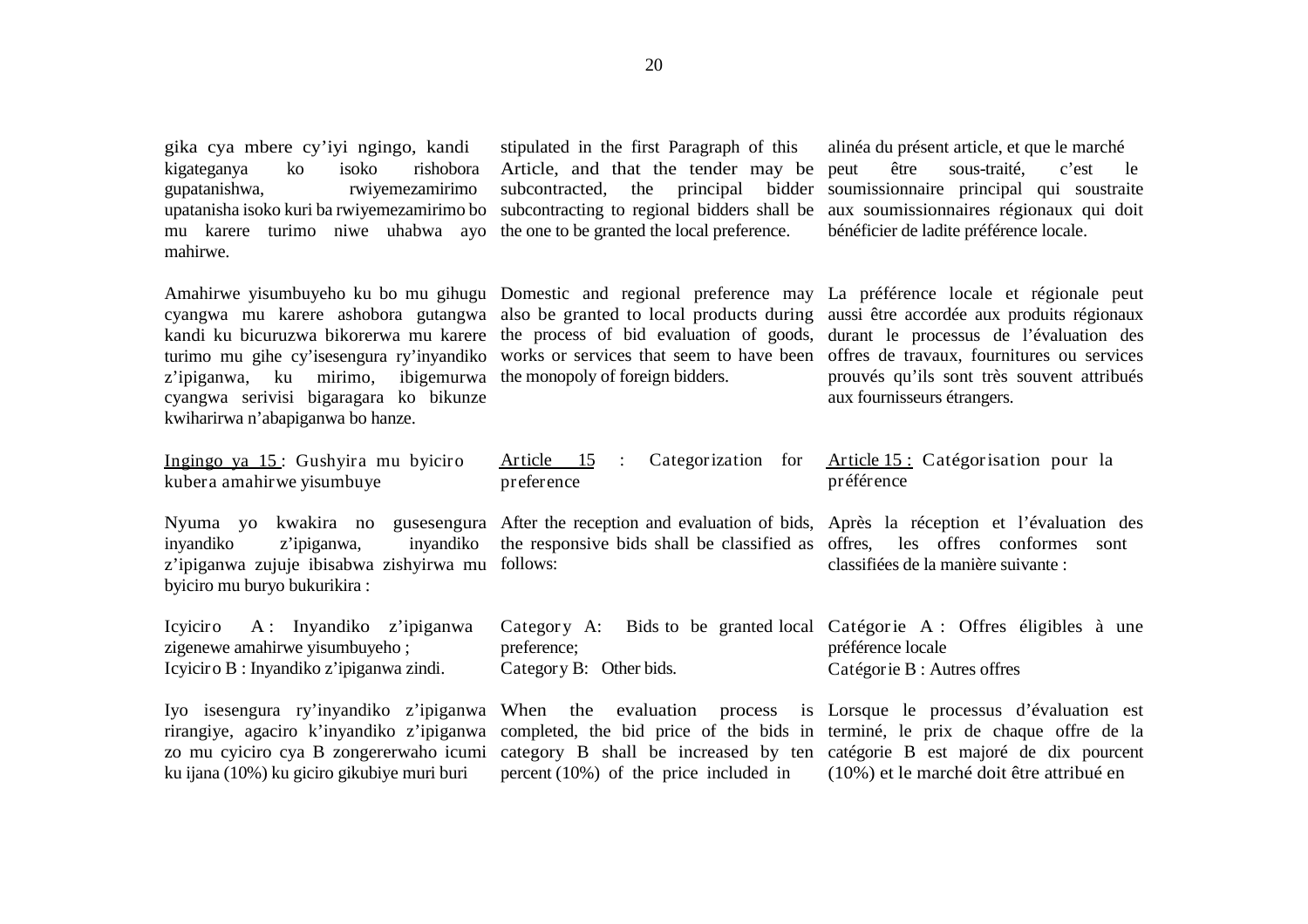gika cya mbere cy'iyi ngingo, kandi kigateganya ko isoko rishobora gupatanishwa, rwiyemezamirimo upatanisha isoko kuri ba rwiyemezamirimo bo mu karere turimo niwe uhabwa ayo mahirwe.

Amahirwe yisumbuyeho ku bo mu gihugu cyangwa mu karere ashobora gutangwa kandi ku bicuruzwa bikorerwa mu karere turimo mu gihe cy'isesengura ry'inyandiko z'ipiganwa, ku mirimo, ibigemurwa cyangwa serivisi bigaragara ko bikunze kwiharirwa n'abapiganwa bo hanze.

Ingingo ya 15 : Gushyira mu byiciro kubera amahirwe yisumbuye

Nyuma yo kwakira no gusesengura inyandiko z'ipiganwa, inyandiko z'ipiganwa zujuje ibisabwa zishyirwa mu byiciro mu buryo bukurikira :

Icyiciro A : Inyandiko z'ipiganwa zigenewe amahirwe yisumbuyeho ;
Icyiciro B : Inyandiko z'ipiganwa zindi.

Iyo isesengura ry'inyandiko z'ipiganwa rirangiye, agaciro k'inyandiko z'ipiganwa zo mu cyiciro cya B zongererwaho icumi ku ijana (10%) ku giciro gikubiye muri buri

stipulated in the first Paragraph of this Article, and that the tender may be subcontracted, the principal bidder subcontracting to regional bidders shall be the one to be granted the local preference.

Domestic and regional preference may also be granted to local products during the process of bid evaluation of goods, works or services that seem to have been the monopoly of foreign bidders.

Article 15 : Categorization for preference

After the reception and evaluation of bids, the responsive bids shall be classified as follows:

Category A: Bids to be granted local preference;
Category B: Other bids.

When the evaluation process is completed, the bid price of the bids in category B shall be increased by ten percent (10%) of the price included in

alinéa du présent article, et que le marché peut être sous-traité, c'est le soumissionnaire principal qui soustraite aux soumissionnaires régionaux qui doit bénéficier de ladite préférence locale.

La préférence locale et régionale peut aussi être accordée aux produits régionaux durant le processus de l'évaluation des offres de travaux, fournitures ou services prouvés qu'ils sont très souvent attribués aux fournisseurs étrangers.

Article 15 : Catégorisation pour la préférence

Après la réception et l'évaluation des offres, les offres conformes sont classifiées de la manière suivante :

Catégorie A : Offres éligibles à une préférence locale
Catégorie B : Autres offres

Lorsque le processus d'évaluation est terminé, le prix de chaque offre de la catégorie B est majoré de dix pourcent (10%) et le marché doit être attribué en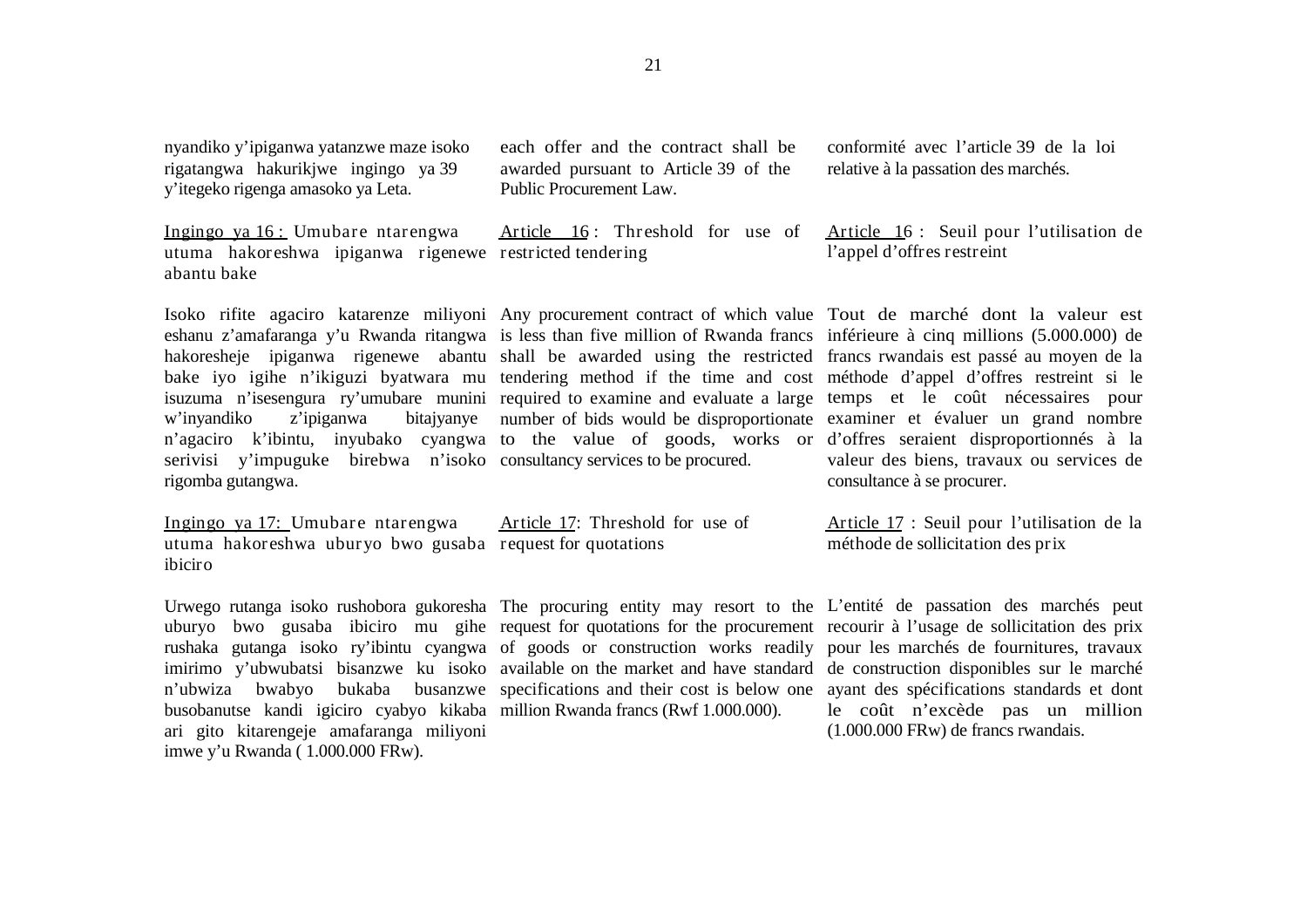nyandiko y'ipiganwa yatanzwe maze isoko rigatangwa hakurikjwe ingingo ya 39 y'itegeko rigenga amasoko ya Leta.

each offer and the contract shall be awarded pursuant to Article 39 of the Public Procurement Law.

conformité avec l'article 39 de la loi relative à la passation des marchés.

<u>Ingingo ya 16 :</u> Umubare ntarengwa utuma hakoreshwa ipiganwa rigenewe abantu bake

<u>Article 16</u> : Threshold for use of restricted tendering

<u>Article 16</u> : Seuil pour l'utilisation de l'appel d'offres restreint

Isoko rifite agaciro katarenze miliyoni eshanu z'amafaranga y'u Rwanda ritangwa hakoresheje ipiganwa rigenewe abantu bake iyo igihe n'ikiguzi byatwara mu isuzuma n'isesengura ry'umubare munini w'inyandiko z'ipiganwa bitajyanye n'agaciro k'ibintu, inyubako cyangwa serivisi y'impuguke birebwa n'isoko rigomba gutangwa.

Any procurement contract of which value is less than five million of Rwanda francs shall be awarded using the restricted tendering method if the time and cost required to examine and evaluate a large number of bids would be disproportionate to the value of goods, works or consultancy services to be procured.

Tout de marché dont la valeur est inférieure à cinq millions (5.000.000) de francs rwandais est passé au moyen de la méthode d'appel d'offres restreint si le temps et le coût nécessaires pour examiner et évaluer un grand nombre d'offres seraient disproportionnés à la valeur des biens, travaux ou services de consultance à se procurer.

<u>Ingingo ya 17:</u> Umubare ntarengwa utuma hakoreshwa uburyo bwo gusaba ibiciro

<u>Article 17</u>: Threshold for use of request for quotations

<u>Article 17</u> : Seuil pour l'utilisation de la méthode de sollicitation des prix

Urwego rutanga isoko rushobora gukoresha uburyo bwo gusaba ibiciro mu gihe rushaka gutanga isoko ry'ibintu cyangwa imirimo y'ubwubatsi bisanzwe ku isoko n'ubwiza bwabyo bukaba busanzwe busobanutse kandi igiciro cyabyo kikaba ari gito kitarengeje amafaranga miliyoni imwe y'u Rwanda ( 1.000.000 FRw).

The procuring entity may resort to the request for quotations for the procurement of goods or construction works readily available on the market and have standard specifications and their cost is below one million Rwanda francs (Rwf 1.000.000).

L'entité de passation des marchés peut recourir à l'usage de sollicitation des prix pour les marchés de fournitures, travaux de construction disponibles sur le marché ayant des spécifications standards et dont le coût n'excède pas un million (1.000.000 FRw) de francs rwandais.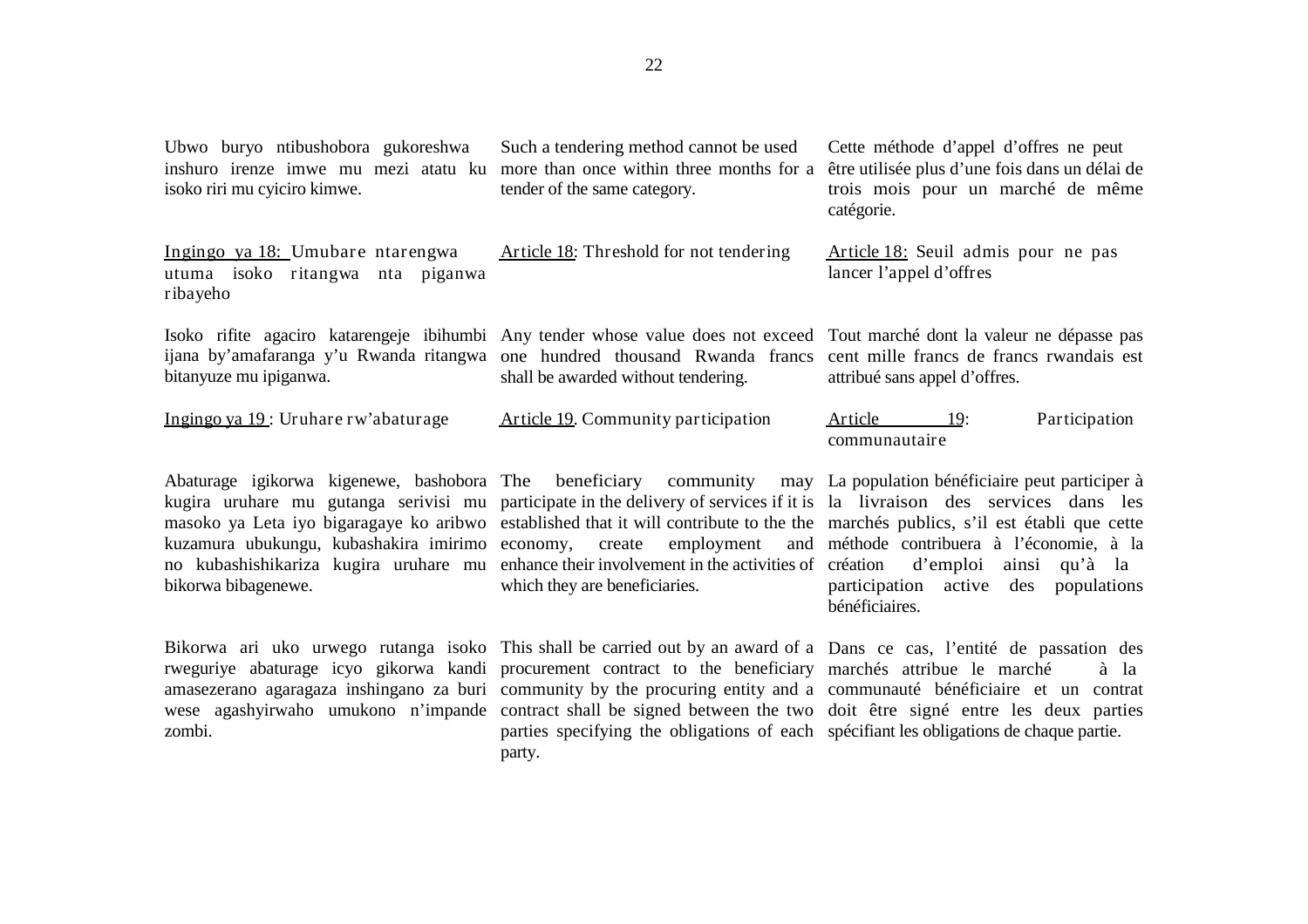Ubwo buryo ntibushobora gukoreshwa inshuro irenze imwe mu mezi atatu ku isoko riri mu cyiciro kimwe.

Such a tendering method cannot be used more than once within three months for a tender of the same category.

Cette méthode d'appel d'offres ne peut être utilisée plus d'une fois dans un délai de trois mois pour un marché de même catégorie.

Ingingo ya 18: Umubare ntarengwa utuma isoko ritangwa nta piganwa ribayeho

Article 18: Threshold for not tendering

Article 18: Seuil admis pour ne pas lancer l'appel d'offres

Isoko rifite agaciro katarengeje ibihumbi ijana by'amafaranga y'u Rwanda ritangwa bitanyuze mu ipiganwa.

Any tender whose value does not exceed one hundred thousand Rwanda francs shall be awarded without tendering.

Tout marché dont la valeur ne dépasse pas cent mille francs de francs rwandais est attribué sans appel d'offres.

Ingingo ya 19 : Uruhare rw'abaturage

Article 19. Community participation

Article 19: Participation communautaire

Abaturage igikorwa kigenewe, bashobora kugira uruhare mu gutanga serivisi mu masoko ya Leta iyo bigaragaye ko aribwo kuzamura ubukungu, kubashakira imirimo no kubashishikariza kugira uruhare mu bikorwa bibagenewe.

The beneficiary community may participate in the delivery of services if it is established that it will contribute to the the economy, create employment and enhance their involvement in the activities of which they are beneficiaries.

La population bénéficiaire peut participer à la livraison des services dans les marchés publics, s'il est établi que cette méthode contribuera à l'économie, à la création d'emploi ainsi qu'à la participation active des populations bénéficiaires.

Bikorwa ari uko urwego rutanga isoko rweguriye abaturage icyo gikorwa kandi amasezerano agaragaza inshingano za buri wese agashyirwaho umukono n'impande zombi.

This shall be carried out by an award of a procurement contract to the beneficiary community by the procuring entity and a contract shall be signed between the two parties specifying the obligations of each party.

Dans ce cas, l'entité de passation des marchés attribue le marché à la communauté bénéficiaire et un contrat doit être signé entre les deux parties spécifiant les obligations de chaque partie.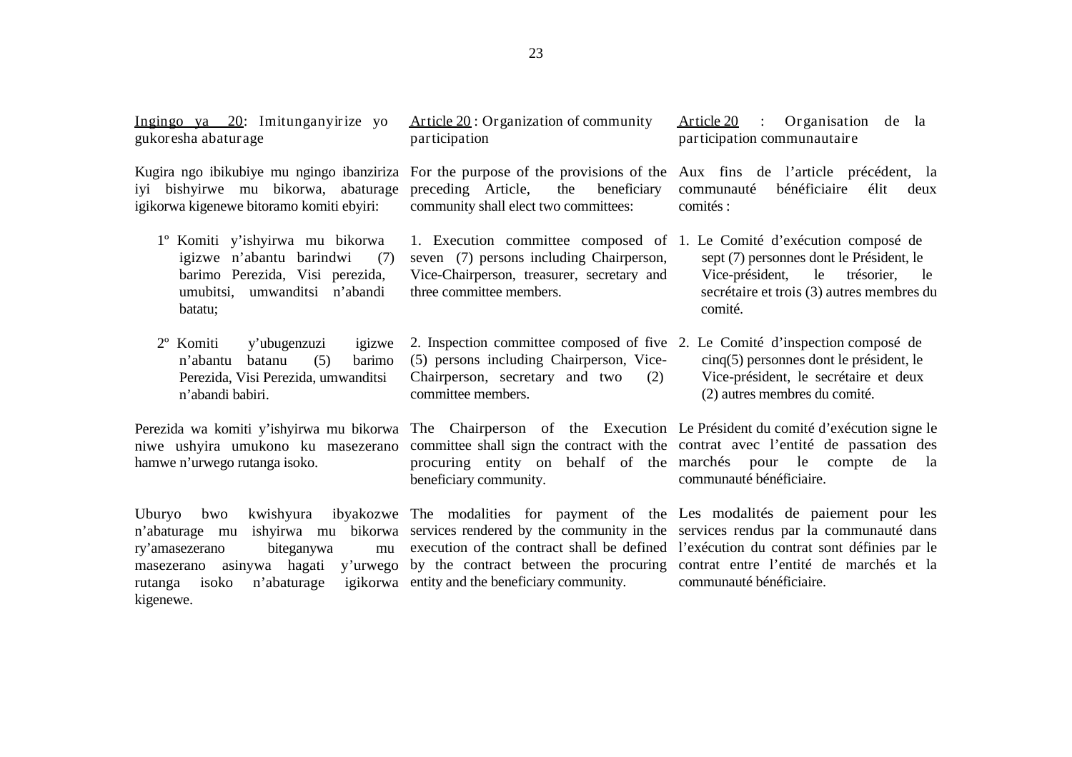Ingingo ya 20: Imitunganyirize yo gukoresha abaturage

Kugira ngo ibikubiye mu ngingo ibanziriza iyi bishyirwe mu bikorwa, abaturage igikorwa kigenewe bitoramo komiti ebyiri:

1º Komiti y'ishyirwa mu bikorwa igizwe n'abantu barindwi (7) barimo Perezida, Visi perezida, umubitsi, umwanditsi n'abandi batatu;

2º Komiti y'ubugenzuzi igizwe n'abantu batanu (5) barimo Perezida, Visi Perezida, umwanditsi n'abandi babiri.

Perezida wa komiti y'ishyirwa mu bikorwa niwe ushyira umukono ku masezerano hamwe n'urwego rutanga isoko.

Uburyo bwo kwishyura ibyakozwe n'abaturage mu ishyirwa mu bikorwa ry'amasezerano biteganywa mu masezerano asinywa hagati y'urwego rutanga isoko n'abaturage igikorwa kigenewe.

Article 20 : Organization of community participation

For the purpose of the provisions of the preceding Article, the beneficiary community shall elect two committees:

1. Execution committee composed of seven (7) persons including Chairperson, Vice-Chairperson, treasurer, secretary and three committee members.

2. Inspection committee composed of five (5) persons including Chairperson, Vice-Chairperson, secretary and two (2) committee members.

The Chairperson of the Execution committee shall sign the contract with the procuring entity on behalf of the beneficiary community.

The modalities for payment of the services rendered by the community in the execution of the contract shall be defined by the contract between the procuring entity and the beneficiary community.

Article 20 : Organisation de la participation communautaire

Aux fins de l'article précédent, la communauté bénéficiaire élit deux comités :

1. Le Comité d'exécution composé de sept (7) personnes dont le Président, le Vice-président, le trésorier, le secrétaire et trois (3) autres membres du comité.

2. Le Comité d'inspection composé de cinq(5) personnes dont le président, le Vice-président, le secrétaire et deux (2) autres membres du comité.

Le Président du comité d'exécution signe le contrat avec l'entité de passation des marchés pour le compte de la communauté bénéficiaire.

Les modalités de paiement pour les services rendus par la communauté dans l'exécution du contrat sont définies par le contrat entre l'entité de marchés et la communauté bénéficiaire.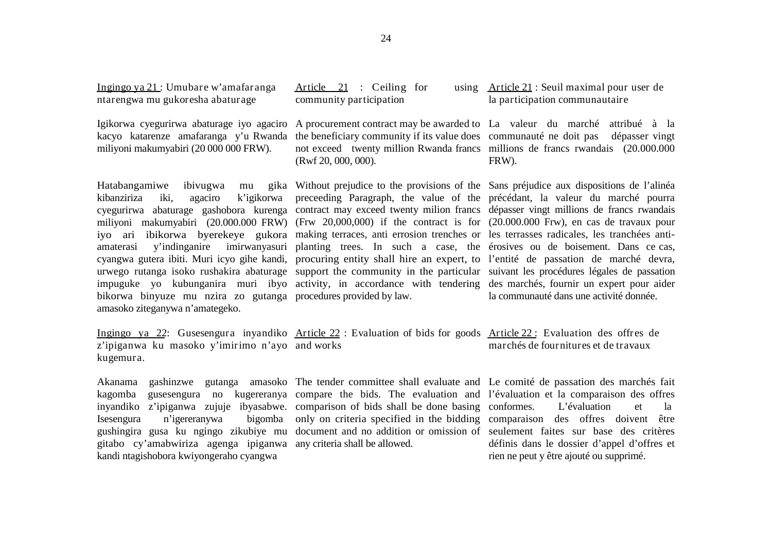Ingingo ya 21 : Umubare w'amafaranga ntarengwa mu gukoresha abaturage

Igikorwa cyegurirwa abaturage iyo agaciro kacyo katarenze amafaranga y'u Rwanda miliyoni makumyabiri (20 000 000 FRW).

Hatabangamiwe ibivugwa mu gika kibanziriza iki, agaciro k'igikorwa cyegurirwa abaturage gashobora kurenga miliyoni makumyabiri (20.000.000 FRW) iyo ari ibikorwa byerekeye gukora amaterasi y'indinganire imirwanyasuri cyangwa gutera ibiti. Muri icyo gihe kandi, urwego rutanga isoko rushakira abaturage impuguke yo kubunganira muri ibyo bikorwa binyuze mu nzira zo gutanga amasoko ziteganywa n'amategeko.

Ingingo ya 22: Gusesengura inyandiko z'ipiganwa ku masoko y'imirimo n'ayo kugemura.

Akanama gashinzwe gutanga amasoko kagomba gusesengura no kugereranya inyandiko z'ipiganwa zujuje ibyasabwe. Isesengura n'igereranywa bigomba gushingira gusa ku ngingo zikubiye mu gitabo cy'amabwiriza agenga ipiganwa kandi ntagishobora kwiyongeraho cyangwa

Article 21 : Ceiling for using community participation

A procurement contract may be awarded to the beneficiary community if its value does not exceed twenty million Rwanda francs (Rwf 20, 000, 000).

Without prejudice to the provisions of the preceeding Paragraph, the value of the contract may exceed twenty milion francs (Frw 20,000,000) if the contract is for making terraces, anti errosion trenches or planting trees. In such a case, the procuring entity shall hire an expert, to support the community in the particular activity, in accordance with tendering procedures provided by law.

Article 22 : Evaluation of bids for goods and works

The tender committee shall evaluate and compare the bids. The evaluation and comparison of bids shall be done basing only on criteria specified in the bidding document and no addition or omission of any criteria shall be allowed.

Article 21 : Seuil maximal pour user de la participation communautaire

La valeur du marché attribué à la communauté ne doit pas dépasser vingt millions de francs rwandais (20.000.000 FRW).

Sans préjudice aux dispositions de l'alinéa précédant, la valeur du marché pourra dépasser vingt millions de francs rwandais (20.000.000 Frw), en cas de travaux pour les terrasses radicales, les tranchées anti-érosives ou de boisement. Dans ce cas, l'entité de passation de marché devra, suivant les procédures légales de passation des marchés, fournir un expert pour aider la communauté dans une activité donnée.

Article 22 : Evaluation des offres de marchés de fournitures et de travaux

Le comité de passation des marchés fait l'évaluation et la comparaison des offres conformes. L'évaluation et la comparaison des offres doivent être seulement faites sur base des critères définis dans le dossier d'appel d'offres et rien ne peut y être ajouté ou supprimé.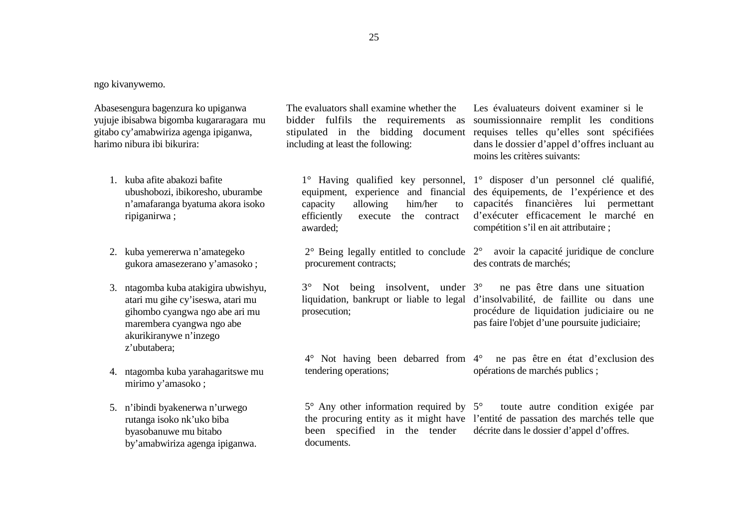ngo kivanywemo.

Abasesengura bagenzura ko upiganwa yujuje ibisabwa bigomba kugararagara mu gitabo cy'amabwiriza agenga ipiganwa, harimo nibura ibi bikurira:

1. kuba afite abakozi bafite ubushobozi, ibikoresho, uburambe n'amafaranga byatuma akora isoko ripiganirwa ;

2. kuba yemererwa n'amategeko gukora amasezerano y'amasoko ;

3. ntagomba kuba atakigira ubwishyu, atari mu gihe cy'iseswa, atari mu gihombo cyangwa ngo abe ari mu marembera cyangwa ngo abe akurikiranywe n'inzego z'ubutabera;

4. ntagomba kuba yarahagaritswe mu mirimo y'amasoko ;

5. n'ibindi byakenerwa n'urwego rutanga isoko nk'uko biba byasobanuwe mu bitabo by'amabwiriza agenga ipiganwa.

The evaluators shall examine whether the bidder fulfils the requirements as stipulated in the bidding document including at least the following:

1° Having qualified key personnel, equipment, experience and financial capacity allowing him/her to efficiently execute the contract awarded;

2° Being legally entitled to conclude procurement contracts;

3° Not being insolvent, under liquidation, bankrupt or liable to legal prosecution;

4° Not having been debarred from tendering operations;

5° Any other information required by the procuring entity as it might have been specified in the tender documents.

Les évaluateurs doivent examiner si le soumissionnaire remplit les conditions requises telles qu'elles sont spécifiées dans le dossier d'appel d'offres incluant au moins les critères suivants:

1° disposer d'un personnel clé qualifié, des équipements, de l'expérience et des capacités financières lui permettant d'exécuter efficacement le marché en compétition s'il en ait attributaire ;

2° avoir la capacité juridique de conclure des contrats de marchés;

3° ne pas être dans une situation d'insolvabilité, de faillite ou dans une procédure de liquidation judiciaire ou ne pas faire l'objet d'une poursuite judiciaire;

4° ne pas être en état d'exclusion des opérations de marchés publics ;

5° toute autre condition exigée par l'entité de passation des marchés telle que décrite dans le dossier d'appel d'offres.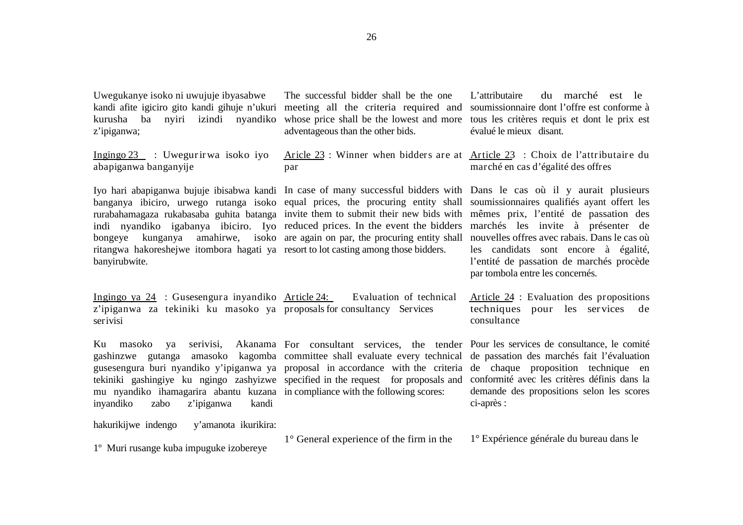Uwegukanye isoko ni uwujuje ibyasabwe kandi afite igiciro gito kandi gihuje n'ukuri kurusha ba nyiri izindi nyandiko z'ipiganwa;

The successful bidder shall be the one meeting all the criteria required and whose price shall be the lowest and more adventageous than the other bids.

L'attributaire du marché est le soumissionnaire dont l'offre est conforme à tous les critères requis et dont le prix est évalué le mieux disant.

**Ingingo 23 : Uwegurirwa isoko iyo abapiganwa banganyije**

**Aricle 23 : Winner when bidders are at par**

**Article 23 : Choix de l'attributaire du marché en cas d'égalité des offres**

Iyo hari abapiganwa bujuje ibisabwa kandi banganya ibiciro, urwego rutanga isoko rurabahamagaza rukabasaba guhita batanga indi nyandiko igabanya ibiciro. Iyo bongeye kunganya amahirwe, isoko ritangwa hakoreshejwe itombora hagati ya banyirubwite.

In case of many successful bidders with equal prices, the procuring entity shall invite them to submit their new bids with reduced prices. In the event the bidders are again on par, the procuring entity shall resort to lot casting among those bidders.

Dans le cas où il y aurait plusieurs soumissionnaires qualifiés ayant offert les mêmes prix, l'entité de passation des marchés les invite à présenter de nouvelles offres avec rabais. Dans le cas où les candidats sont encore à égalité, l'entité de passation de marchés procède par tombola entre les concernés.

**Ingingo ya 24 : Gusesengura inyandiko z'ipiganwa za tekiniki ku masoko ya serivisi**

**Article 24: Evaluation of technical proposals for consultancy Services**

**Article 24 : Evaluation des propositions techniques pour les services de consultance**

Ku masoko ya serivisi, Akanama gashinzwe gutanga amasoko kagomba gusesengura buri nyandiko y'ipiganwa ya tekiniki gashingiye ku ngingo zashyizwe mu nyandiko ihamagarira abantu kuzana inyandiko zabo z'ipiganwa kandi hakurikijwe indengo y'amanota ikurikira:

1° Muri rusange kuba impuguke izobereye

For consultant services, the tender committee shall evaluate every technical proposal in accordance with the criteria specified in the request for proposals and in compliance with the following scores:

1° General experience of the firm in the

Pour les services de consultance, le comité de passation des marchés fait l'évaluation de chaque proposition technique en conformité avec les critères définis dans la demande des propositions selon les scores ci-après :

1° Expérience générale du bureau dans le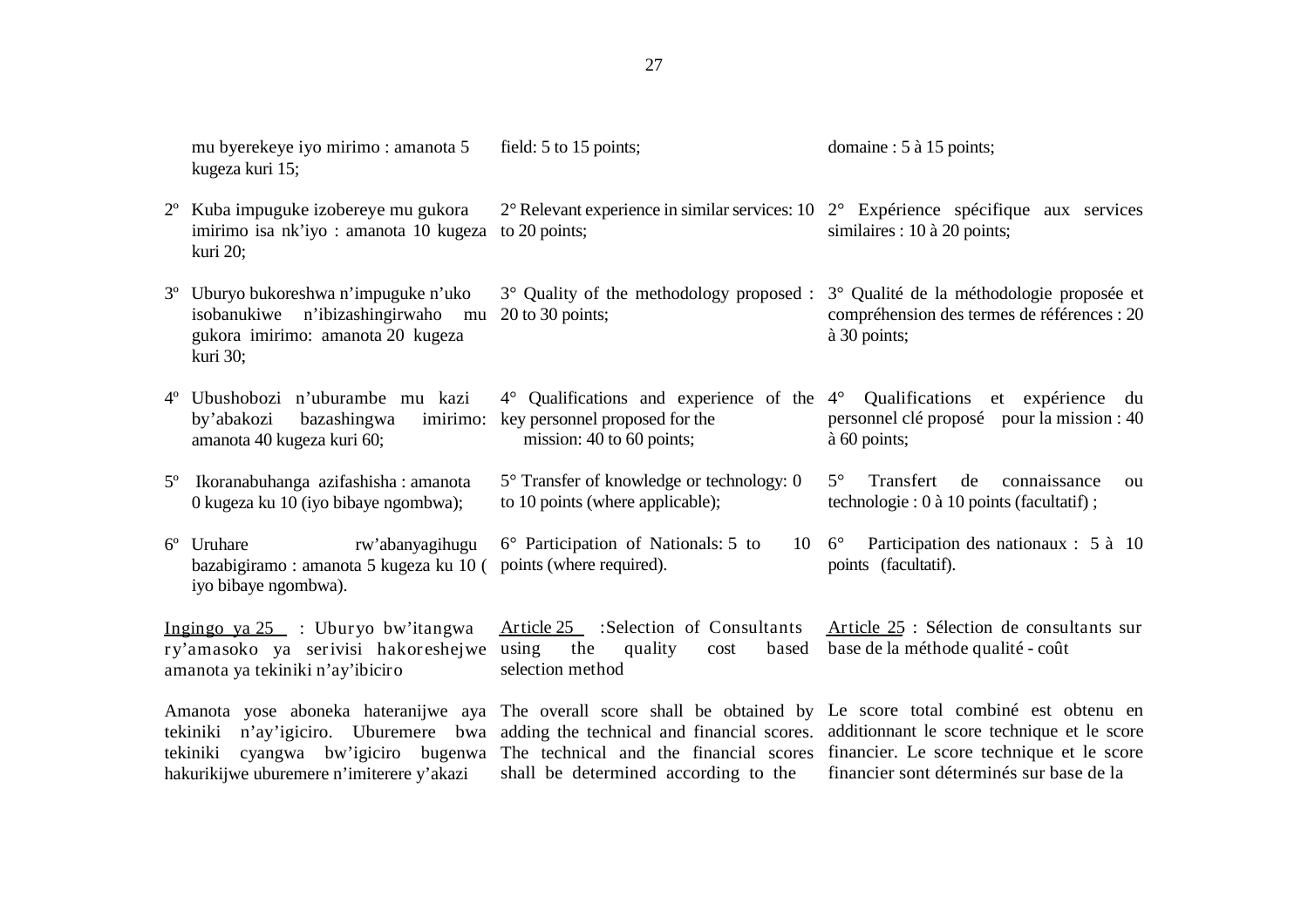mu byerekeye iyo mirimo : amanota 5 kugeza kuri 15;

2º Kuba impuguke izobereye mu gukora imirimo isa nk'iyo : amanota 10 kugeza kuri 20;

3º Uburyo bukoreshwa n'impuguke n'uko isobanukiwe n'ibizashingirwaho mu gukora imirimo: amanota 20 kugeza kuri 30;

4º Ubushobozi n'uburambe mu kazi by'abakozi bazashingwa imirimo: amanota 40 kugeza kuri 60;

5º Ikoranabuhanga azifashisha : amanota 0 kugeza ku 10 (iyo bibaye ngombwa);

6º Uruhare rw'abanyagihugu bazabigiramo : amanota 5 kugeza ku 10 ( iyo bibaye ngombwa).

Ingingo ya 25 : Uburyo bw'itangwa ry'amasoko ya serivisi hakoreshejwe amanota ya tekiniki n'ay'ibiciro

Amanota yose aboneka hateranijwe aya tekiniki n'ay'igiciro. Uburemere bwa tekiniki cyangwa bw'igiciro bugenwa hakurikijwe uburemere n'imiterere y'akazi

field: 5 to 15 points;

2° Relevant experience in similar services: 10 to 20 points;

3° Quality of the methodology proposed : 20 to 30 points;

4° Qualifications and experience of the key personnel proposed for the mission: 40 to 60 points;

5° Transfer of knowledge or technology: 0 to 10 points (where applicable);

6° Participation of Nationals: 5 to 10 points (where required).

Article 25 :Selection of Consultants using the quality cost based selection method

The overall score shall be obtained by adding the technical and financial scores. The technical and the financial scores shall be determined according to the

domaine : 5 à 15 points;

2° Expérience spécifique aux services similaires : 10 à 20 points;

3° Qualité de la méthodologie proposée et compréhension des termes de références : 20 à 30 points;

4° Qualifications et expérience du personnel clé proposé pour la mission : 40 à 60 points;

5° Transfert de connaissance ou technologie : 0 à 10 points (facultatif) ;

6° Participation des nationaux : 5 à 10 points (facultatif).

Article 25 : Sélection de consultants sur base de la méthode qualité - coût

Le score total combiné est obtenu en additionnant le score technique et le score financier. Le score technique et le score financier sont déterminés sur base de la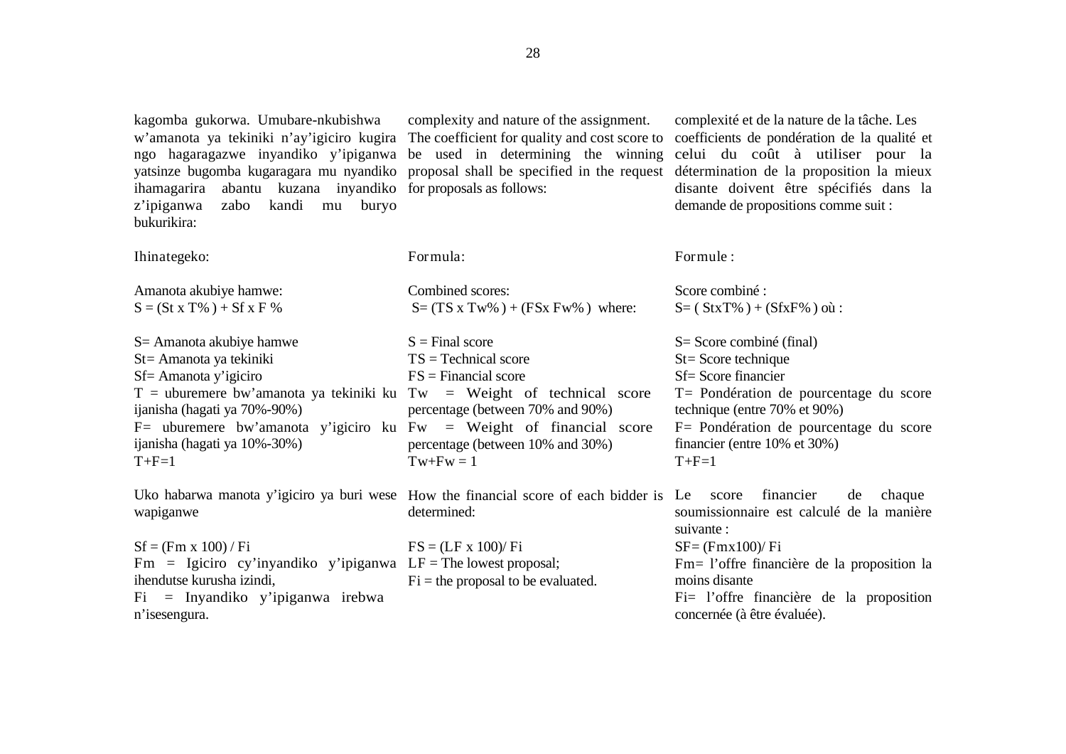kagomba gukorwa. Umubare-nkubishwa w'amanota ya tekiniki n'ay'igiciro kugira ngo hagaragazwe inyandiko y'ipiganwa yatsinze bugomba kugaragara mu nyandiko ihamagarira abantu kuzana inyandiko z'ipiganwa zabo kandi mu buryo bukurikira:

Ihinategeko:

Amanota akubiye hamwe:
$S = (St \times T\%) + Sf \times F\%$

S= Amanota akubiye hamwe
St= Amanota ya tekiniki
Sf= Amanota y'igiciro
T = uburemere bw'amanota ya tekiniki ku ijanisha (hagati ya 70%-90%)
F= uburemere bw'amanota y'igiciro ku ijanisha (hagati ya 10%-30%)
T+F=1

Uko habarwa manota y'igiciro ya buri wese wapiganwe

$Sf = (Fm \times 100) / Fi$
Fm = Igiciro cy'inyandiko y'ipiganwa ihendutse kurusha izindi,
Fi = Inyandiko y'ipiganwa irebwa n'isesengura.

complexity and nature of the assignment. The coefficient for quality and cost score to be used in determining the winning proposal shall be specified in the request for proposals as follows:

Formula:

Combined scores:
$S = (TS \times Tw\%) + (FS \times Fw\%)$ where:

S = Final score
TS = Technical score
FS = Financial score
Tw = Weight of technical score percentage (between 70% and 90%)
Fw = Weight of financial score percentage (between 10% and 30%)
Tw+Fw = 1

How the financial score of each bidder is determined:

$FS = (LF \times 100) / Fi$
LF = The lowest proposal;
Fi = the proposal to be evaluated.

complexité et de la nature de la tâche. Les coefficients de pondération de la qualité et celui du coût à utiliser pour la détermination de la proposition la mieux disante doivent être spécifiés dans la demande de propositions comme suit :

Formule :

Score combiné :
$S = (St \times T\%) + (Sf \times F\%)$ où :

S= Score combiné (final)
St= Score technique
Sf= Score financier
T= Pondération de pourcentage du score technique (entre 70% et 90%)
F= Pondération de pourcentage du score financier (entre 10% et 30%)
T+F=1

Le score financier de chaque soumissionnaire est calculé de la manière suivante :
$SF = (Fm \times 100) / Fi$
Fm= l'offre financière de la proposition la moins disante
Fi= l'offre financière de la proposition concernée (à être évaluée).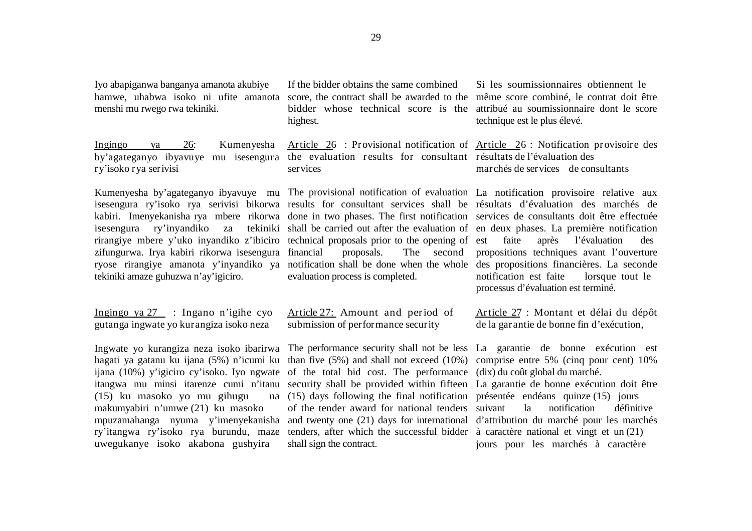Iyo abapiganwa banganya amanota akubiye hamwe, uhabwa isoko ni ufite amanota menshi mu rwego rwa tekiniki.

If the bidder obtains the same combined score, the contract shall be awarded to the bidder whose technical score is the highest.

Si les soumissionnaires obtiennent le même score combiné, le contrat doit être attribué au soumissionnaire dont le score technique est le plus élevé.

Ingingo ya 26: Kumenyesha by'agateganyo ibyavuye mu isesengura ry'isoko rya serivisi

Kumenyesha by'agateganyo ibyavuye mu isesengura ry'isoko rya serivisi bikorwa kabiri. Imenyekanisha rya mbere rikorwa isesengura ry'inyandiko za tekiniki rirangiye mbere y'uko inyandiko z'ibiciro zifungurwa. Irya kabiri rikorwa isesengura ryose rirangiye amanota y'inyandiko ya tekiniki amaze guhuzwa n'ay'igiciro.

Article 26 : Provisional notification of the evaluation results for consultant services

The provisional notification of evaluation results for consultant services shall be done in two phases. The first notification shall be carried out after the evaluation of technical proposals prior to the opening of financial proposals. The second notification shall be done when the whole evaluation process is completed.

Article 26 : Notification provisoire des résultats de l'évaluation des marchés de services de consultants

La notification provisoire relative aux résultats d'évaluation des marchés de services de consultants doit être effectuée en deux phases. La première notification est faite après l'évaluation des propositions techniques avant l'ouverture des propositions financières. La seconde notification est faite lorsque tout le processus d'évaluation est terminé.

Ingingo ya 27 : Ingano n'igihe cyo gutanga ingwate yo kurangiza isoko neza

Ingwate yo kurangiza neza isoko ibarirwa hagati ya gatanu ku ijana (5%) n'icumi ku ijana (10%) y'igiciro cy'isoko. Iyo ngwate itangwa mu minsi itarenze cumi n'itanu (15) ku masoko yo mu gihugu na makumyabiri n'umwe (21) ku masoko mpuzamahanga nyuma y'imenyekanisha ry'itangwa ry'isoko rya burundu, maze uwegukanye isoko akabona gushyira

Article 27: Amount and period of submission of performance security

The performance security shall not be less than five (5%) and shall not exceed (10%) of the total bid cost. The performance security shall be provided within fifteen (15) days following the final notification of the tender award for national tenders and twenty one (21) days for international tenders, after which the successful bidder shall sign the contract.

Article 27 : Montant et délai du dépôt de la garantie de bonne fin d'exécution,

La garantie de bonne exécution est comprise entre 5% (cinq pour cent) 10% (dix) du coût global du marché.
La garantie de bonne exécution doit être présentée endéans quinze (15) jours suivant la notification définitive d'attribution du marché pour les marchés à caractère national et vingt et un (21) jours pour les marchés à caractère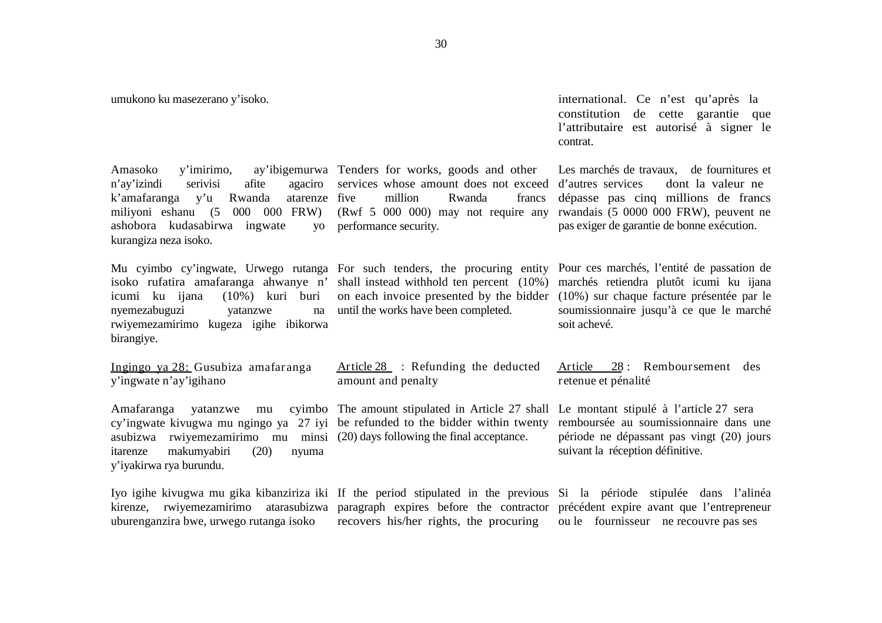umukono ku masezerano y'isoko.

international. Ce n'est qu'après la constitution de cette garantie que l'attributaire est autorisé à signer le contrat.

Amasoko y'imirimo, ay'ibigemurwa n'ay'izindi serivisi afite agaciro k'amafaranga y'u Rwanda atarenze miliyoni eshanu (5 000 000 FRW) ashobora kudasabirwa ingwate yo kurangiza neza isoko.

Tenders for works, goods and other services whose amount does not exceed five million Rwanda francs (Rwf 5 000 000) may not require any performance security.

Les marchés de travaux, de fournitures et d'autres services dont la valeur ne dépasse pas cinq millions de francs rwandais (5 0000 000 FRW), peuvent ne pas exiger de garantie de bonne exécution.

Mu cyimbo cy'ingwate, Urwego rutanga isoko rufatira amafaranga ahwanye n' icumi ku ijana (10%) kuri buri nyemezabuguzi yatanzwe na rwiyemezamirimo kugeza igihe ibikorwa birangiye.

For such tenders, the procuring entity shall instead withhold ten percent (10%) on each invoice presented by the bidder until the works have been completed.

Pour ces marchés, l'entité de passation de marchés retiendra plutôt icumi ku ijana (10%) sur chaque facture présentée par le soumissionnaire jusqu'à ce que le marché soit achevé.

Ingingo ya 28: Gusubiza amafaranga y'ingwate n'ay'igihano

Article 28 : Refunding the deducted amount and penalty

Article 28 : Remboursement des retenue et pénalité

Amafaranga yatanzwe mu cyimbo cy'ingwate kivugwa mu ngingo ya 27 iyi asubizwa rwiyemezamirimo mu minsi itarenze makumyabiri (20) nyuma y'iyakirwa rya burundu.

The amount stipulated in Article 27 shall be refunded to the bidder within twenty (20) days following the final acceptance.

Le montant stipulé à l'article 27 sera remboursée au soumissionnaire dans une période ne dépassant pas vingt (20) jours suivant la réception définitive.

Iyo igihe kivugwa mu gika kibanziriza iki kirenze, rwiyemezamirimo atarasubizwa uburenganzira bwe, urwego rutanga isoko

If the period stipulated in the previous paragraph expires before the contractor recovers his/her rights, the procuring

Si la période stipulée dans l'alinéa précédent expire avant que l'entrepreneur ou le fournisseur ne recouvre pas ses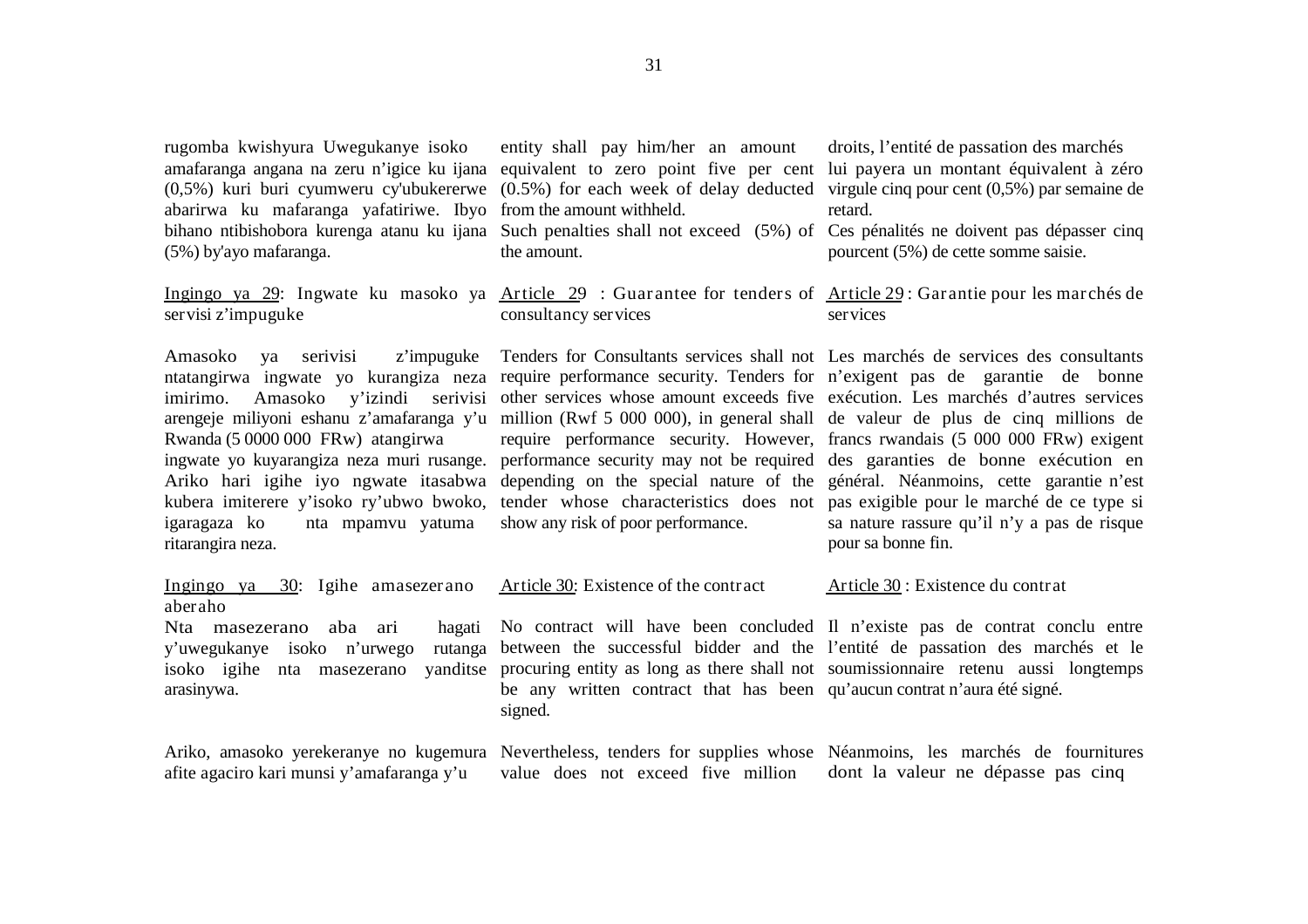rugomba kwishyura Uwegukanye isoko amafaranga angana na zeru n'igice ku ijana (0,5%) kuri buri cyumweru cy'ubukererwe abarirwa ku mafaranga yafatiriwe. Ibyo bihano ntibishobora kurenga atanu ku ijana (5%) by'ayo mafaranga.

<u>Ingingo ya 29</u>: Ingwate ku masoko ya servisi z'impuguke

Amasoko ya serivisi z'impuguke ntatangirwa ingwate yo kurangiza neza imirimo. Amasoko y'izindi serivisi arengeje miliyoni eshanu z'amafaranga y'u Rwanda (5 0000 000 FRw) atangirwa ingwate yo kuyarangiza neza muri rusange. Ariko hari igihe iyo ngwate itasabwa kubera imiterere y'isoko ry'ubwo bwoko, igaragaza ko nta mpamvu yatuma ritarangira neza.

<u>Ingingo ya 30</u>: Igihe amasezerano aberaho

Nta masezerano aba ari hagati y'uwegukanye isoko n'urwego rutanga isoko igihe nta masezerano yanditse arasinywa.

Ariko, amasoko yerekeranye no kugemura afite agaciro kari munsi y'amafaranga y'u

entity shall pay him/her an amount equivalent to zero point five per cent (0.5%) for each week of delay deducted from the amount withheld.
Such penalties shall not exceed (5%) of the amount.

<u>Article 29</u> : Guarantee for tenders of consultancy services

Tenders for Consultants services shall not require performance security. Tenders for other services whose amount exceeds five million (Rwf 5 000 000), in general shall require performance security. However, performance security may not be required depending on the special nature of the tender whose characteristics does not show any risk of poor performance.

<u>Article 30</u>: Existence of the contract

No contract will have been concluded between the successful bidder and the procuring entity as long as there shall not be any written contract that has been signed.

Nevertheless, tenders for supplies whose value does not exceed five million

droits, l'entité de passation des marchés lui payera un montant équivalent à zéro virgule cinq pour cent (0,5%) par semaine de retard.
Ces pénalités ne doivent pas dépasser cinq pourcent (5%) de cette somme saisie.

<u>Article 29</u> : Garantie pour les marchés de services

Les marchés de services des consultants n'exigent pas de garantie de bonne exécution. Les marchés d'autres services de valeur de plus de cinq millions de francs rwandais (5 000 000 FRw) exigent des garanties de bonne exécution en général. Néanmoins, cette garantie n'est pas exigible pour le marché de ce type si sa nature rassure qu'il n'y a pas de risque pour sa bonne fin.

<u>Article 30</u> : Existence du contrat

Il n'existe pas de contrat conclu entre l'entité de passation des marchés et le soumissionnaire retenu aussi longtemps qu'aucun contrat n'aura été signé.

Néanmoins, les marchés de fournitures dont la valeur ne dépasse pas cinq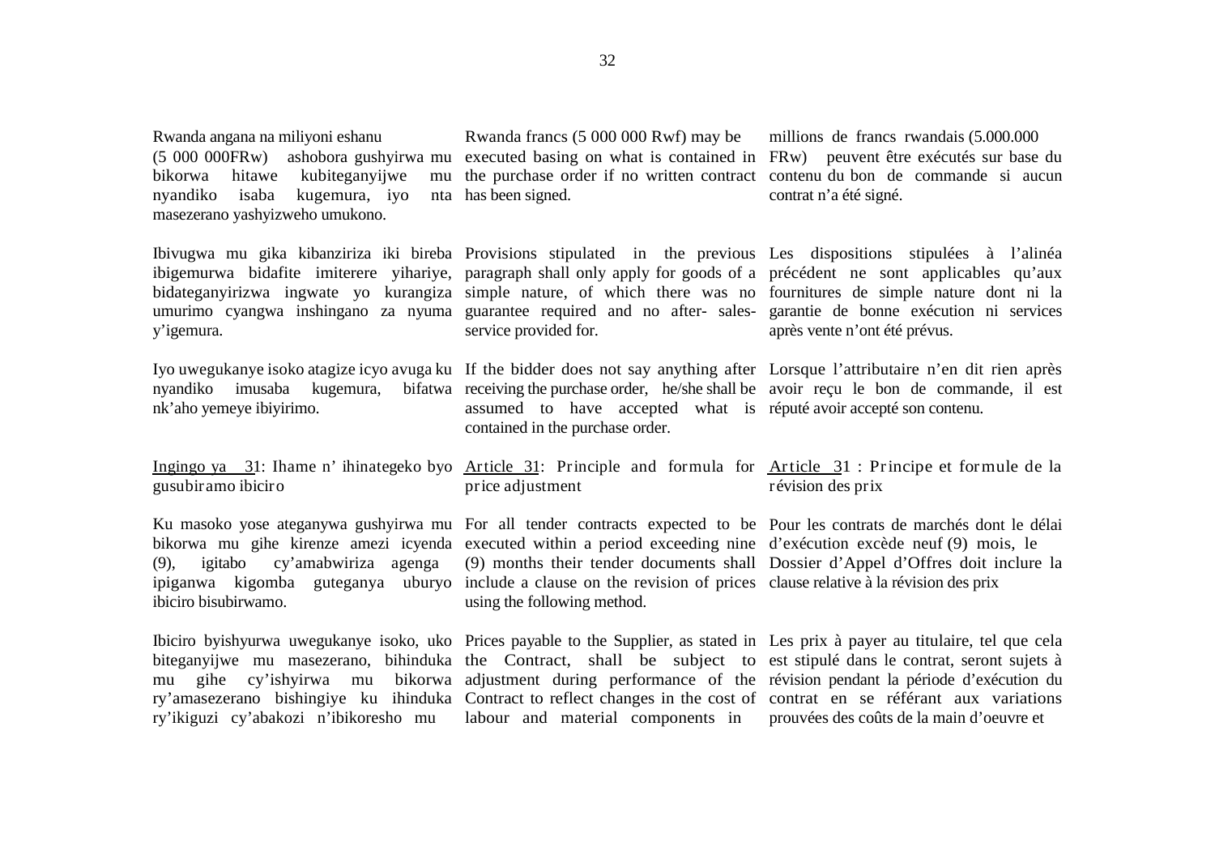Rwanda angana na miliyoni eshanu (5 000 000FRw) ashobora gushyirwa mu bikorwa hitawe kubiteganyijwe mu nyandiko isaba kugemura, iyo nta masezerano yashyizweho umukono.

Ibivugwa mu gika kibanziriza iki bireba ibigemurwa bidafite imiterere yihariye, bidateganyirizwa ingwate yo kurangiza umurimo cyangwa inshingano za nyuma y'igemura.

Iyo uwegukanye isoko atagize icyo avuga ku nyandiko imusaba kugemura, bifatwa nk'aho yemeye ibiyirimo.

Ingingo ya 31: Ihame n' ihinategeko byo gusubiramo ibiciro

Ku masoko yose ateganywa gushyirwa mu bikorwa mu gihe kirenze amezi icyenda (9), igitabo cy'amabwiriza agenga ipiganwa kigomba guteganya uburyo ibiciro bisubirwamo.

Ibiciro byishyurwa uwegukanye isoko, uko biteganyijwe mu masezerano, bihinduka mu gihe cy'ishyirwa mu bikorwa ry'amasezerano bishingiye ku ihinduka ry'ikiguzi cy'abakozi n'ibikoresho mu

Rwanda francs (5 000 000 Rwf) may be executed basing on what is contained in the purchase order if no written contract has been signed.

Provisions stipulated in the previous paragraph shall only apply for goods of a simple nature, of which there was no guarantee required and no after- sales-service provided for.

If the bidder does not say anything after receiving the purchase order, he/she shall be assumed to have accepted what is contained in the purchase order.

Article 31: Principle and formula for price adjustment

For all tender contracts expected to be executed within a period exceeding nine (9) months their tender documents shall include a clause on the revision of prices using the following method.

Prices payable to the Supplier, as stated in the Contract, shall be subject to adjustment during performance of the Contract to reflect changes in the cost of labour and material components in

millions de francs rwandais (5.000.000 FRw) peuvent être exécutés sur base du contenu du bon de commande si aucun contrat n'a été signé.

Les dispositions stipulées à l'alinéa précédent ne sont applicables qu'aux fournitures de simple nature dont ni la garantie de bonne exécution ni services après vente n'ont été prévus.

Lorsque l'attributaire n'en dit rien après avoir reçu le bon de commande, il est réputé avoir accepté son contenu.

Article 31 : Principe et formule de la révision des prix

Pour les contrats de marchés dont le délai d'exécution excède neuf (9) mois, le Dossier d'Appel d'Offres doit inclure la clause relative à la révision des prix

Les prix à payer au titulaire, tel que cela est stipulé dans le contrat, seront sujets à révision pendant la période d'exécution du contrat en se référant aux variations prouvées des coûts de la main d'oeuvre et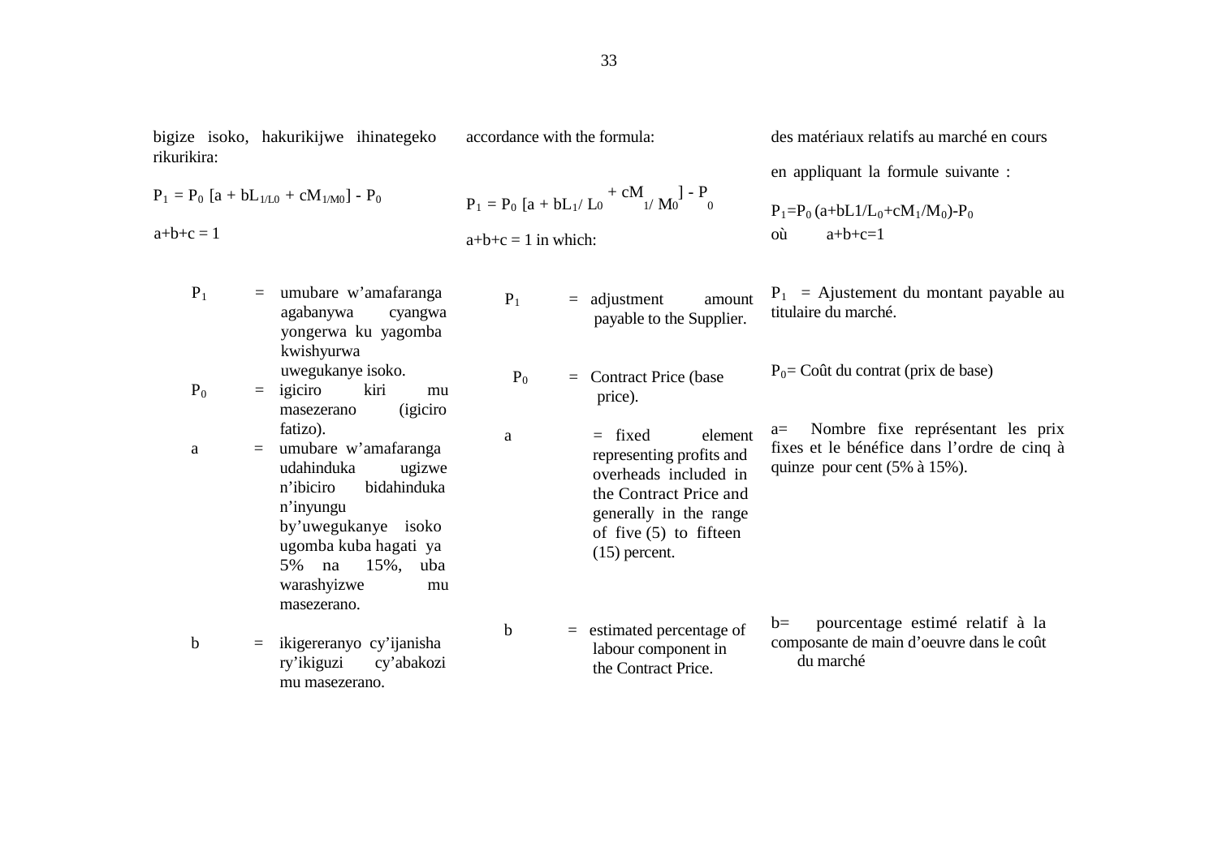bigize isoko, hakurikijwe ihinategeko rikurikira:

$$P_1 = P_0 \ [a + bL_{1/L0} + cM_{1/M0}] - P_0$$

$a+b+c = 1$

| | | |
|---|---|---|
| $P_1$ | = | umubare w'amafaranga agabanywa cyangwa yongerwa ku yagomba kwishyurwa uwegukanye isoko. |
| $P_0$ | = | igiciro kiri mu masezerano (igiciro fatizo). |
| a | = | umubare w'amafaranga udahinduka ugizwe n'ibiciro bidahinduka n'inyungu by'uwegukanye isoko ugomba kuba hagati ya 5% na 15%, uba warashyizwe mu masezerano. |
| b | = | ikigereranyo cy'ijanisha ry'ikiguzi cy'abakozi mu masezerano. |

accordance with the formula:

$$P_1 = P_0 \ [a + bL_1/L_0 + cM_1/M_0] - P_0$$

$a+b+c = 1$ in which:

| | | |
|---|---|---|
| $P_1$ | = | adjustment amount payable to the Supplier. |
| $P_0$ | = | Contract Price (base price). |
| a | = | fixed element representing profits and overheads included in the Contract Price and generally in the range of five (5) to fifteen (15) percent. |
| b | = | estimated percentage of labour component in the Contract Price. |

des matériaux relatifs au marché en cours en appliquant la formule suivante :

$$P_1=P_0 \ (a+bL1/L_0+cM_1/M_0)-P_0$$

où $a+b+c=1$

$P_1$ = Ajustement du montant payable au titulaire du marché.

$P_0$= Coût du contrat (prix de base)

a= Nombre fixe représentant les prix fixes et le bénéfice dans l'ordre de cinq à quinze pour cent (5% à 15%).

b= pourcentage estimé relatif à la composante de main d'oeuvre dans le coût du marché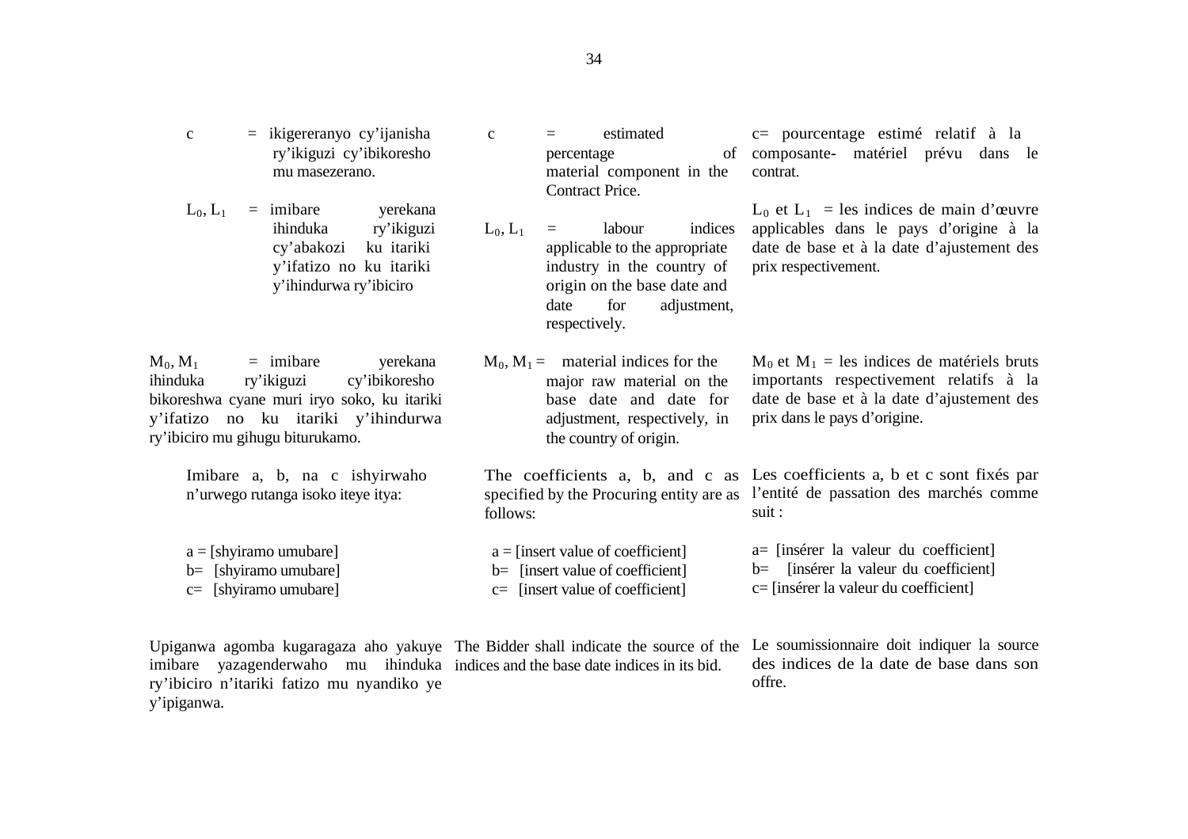| Kinyarwanda | English | Français |
|---|---|---|
| c = ikigereranyo cy'ijanisha ry'ikiguzi cy'ibikoresho mu masezerano. | c = estimated percentage of material component in the Contract Price. | c= pourcentage estimé relatif à la composante- matériel prévu dans le contrat. |
| $L_0$, $L_1$ = imibare yerekana ihinduka ry'ikiguzi cy'abakozi ku itariki y'ifatizo no ku itariki y'ihindurwa ry'ibiciro | $L_0$, $L_1$ = labour indices applicable to the appropriate industry in the country of origin on the base date and date for adjustment, respectively. | $L_0$ et $L_1$ = les indices de main d'œuvre applicables dans le pays d'origine à la date de base et à la date d'ajustement des prix respectivement. |
| $M_0$, $M_1$ = imibare yerekana ihinduka ry'ikiguzi cy'ibikoresho bikoreshwa cyane muri iryo soko, ku itariki y'ifatizo no ku itariki y'ihindurwa ry'ibiciro mu gihugu biturukamo. | $M_0$, $M_1$ = material indices for the major raw material on the base date and date for adjustment, respectively, in the country of origin. | $M_0$ et $M_1$ = les indices de matériels bruts importants respectivement relatifs à la date de base et à la date d'ajustement des prix dans le pays d'origine. |
| Imibare a, b, na c ishyirwaho n'urwego rutanga isoko iteye itya: | The coefficients a, b, and c as specified by the Procuring entity are as follows: | Les coefficients a, b et c sont fixés par l'entité de passation des marchés comme suit : |
| a = [shyiramo umubare]<br>b= [shyiramo umubare]<br>c= [shyiramo umubare] | a = [insert value of coefficient]<br>b= [insert value of coefficient]<br>c= [insert value of coefficient] | a= [insérer la valeur du coefficient]<br>b= [insérer la valeur du coefficient]<br>c= [insérer la valeur du coefficient] |
| Upiganwa agomba kugaragaza aho yakuye imibare yazagenderwaho mu ihinduka ry'ibiciro n'itariki fatizo mu nyandiko ye y'ipiganwa. | The Bidder shall indicate the source of the indices and the base date indices in its bid. | Le soumissionnaire doit indiquer la source des indices de la date de base dans son offre. |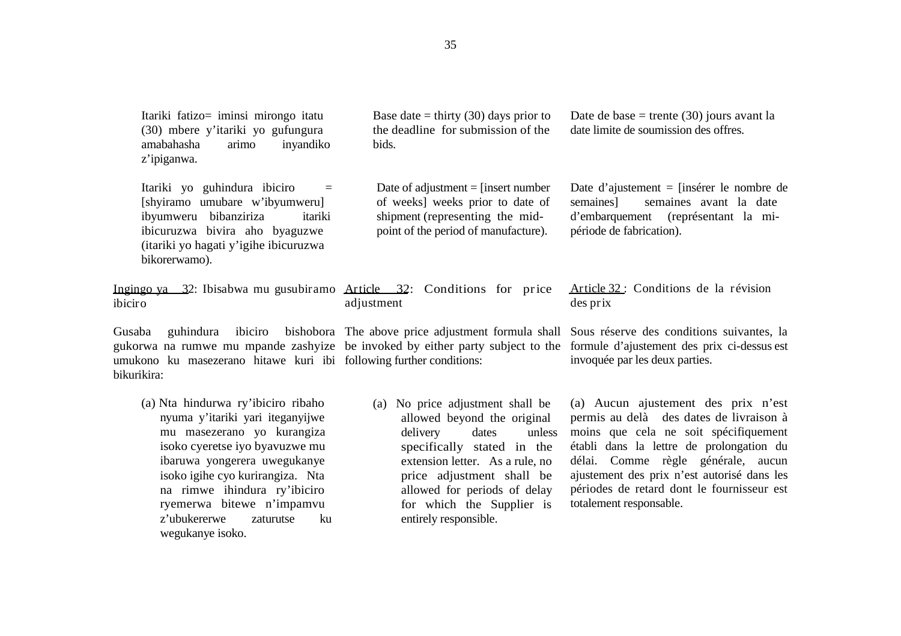Itariki fatizo= iminsi mirongo itatu (30) mbere y'itariki yo gufungura amabahasha arimo inyandiko z'ipiganwa.

Base date = thirty (30) days prior to the deadline for submission of the bids.

Date de base = trente (30) jours avant la date limite de soumission des offres.

Itariki yo guhindura ibiciro = [shyiramo umubare w'ibyumweru] ibyumweru bibanziriza itariki ibicuruzwa bivira aho byaguzwe (itariki yo hagati y'igihe ibicuruzwa bikorerwamo).

Date of adjustment = [insert number of weeks] weeks prior to date of shipment (representing the mid-point of the period of manufacture).

Date d'ajustement = [insérer le nombre de semaines] semaines avant la date d'embarquement (représentant la mi-période de fabrication).

## Ingingo ya 32: Ibisabwa mu gusubiramo ibiciro

Gusaba guhindura ibiciro bishobora gukorwa na rumwe mu mpande zashyize umukono ku masezerano hitawe kuri ibi bikurikira:

(a) Nta hindurwa ry'ibiciro ribaho nyuma y'itariki yari iteganyijwe mu masezerano yo kurangiza isoko cyeretse iyo byavuzwe mu ibaruwa yongerera uwegukanye isoko igihe cyo kurirangiza. Nta na rimwe ihindura ry'ibiciro ryemerwa bitewe n'impamvu z'ubukererwe zaturutse ku wegukanye isoko.

## Article 32: Conditions for price adjustment

The above price adjustment formula shall be invoked by either party subject to the following further conditions:

(a) No price adjustment shall be allowed beyond the original delivery dates unless specifically stated in the extension letter. As a rule, no price adjustment shall be allowed for periods of delay for which the Supplier is entirely responsible.

## Article 32 : Conditions de la révision des prix

Sous réserve des conditions suivantes, la formule d'ajustement des prix ci-dessus est invoquée par les deux parties.

(a) Aucun ajustement des prix n'est permis au delà des dates de livraison à moins que cela ne soit spécifiquement établi dans la lettre de prolongation du délai. Comme règle générale, aucun ajustement des prix n'est autorisé dans les périodes de retard dont le fournisseur est totalement responsable.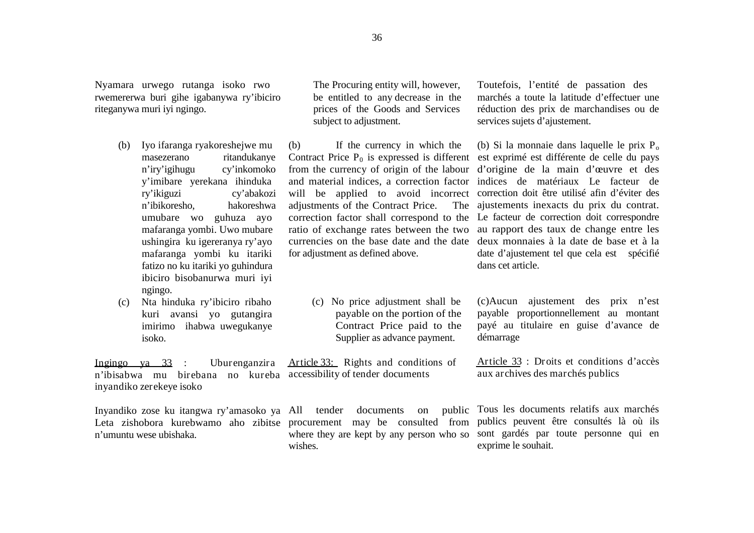Nyamara urwego rutanga isoko rwo rwemererwa buri gihe igabanywa ry'ibiciro riteganywa muri iyi ngingo.

(b) Iyo ifaranga ryakoreshejwe mu masezerano ritandukanye n'iry'igihugu cy'inkomoko y'imibare yerekana ihinduka ry'ikiguzi cy'abakozi n'ibikoresho, hakoreshwa umubare wo guhuza ayo mafaranga yombi. Uwo mubare ushingira ku igereranya ry'ayo mafaranga yombi ku itariki fatizo no ku itariki yo guhindura ibiciro bisobanurwa muri iyi ngingo.

(c) Nta hinduka ry'ibiciro ribaho kuri avansi yo gutangira imirimo ihabwa uwegukanye isoko.

Ingingo ya 33 : Uburenganzira n'ibisabwa mu birebana no kureba inyandiko zerekeye isoko

Inyandiko zose ku itangwa ry'amasoko ya Leta zishobora kurebwamo aho zibitse n'umuntu wese ubishaka.

The Procuring entity will, however, be entitled to any decrease in the prices of the Goods and Services subject to adjustment.

(b) If the currency in which the Contract Price $P_0$ is expressed is different from the currency of origin of the labour and material indices, a correction factor will be applied to avoid incorrect adjustments of the Contract Price. The correction factor shall correspond to the ratio of exchange rates between the two currencies on the base date and the date for adjustment as defined above.

(c) No price adjustment shall be payable on the portion of the Contract Price paid to the Supplier as advance payment.

Article 33: Rights and conditions of accessibility of tender documents

All tender documents on public procurement may be consulted from where they are kept by any person who so wishes.

Toutefois, l'entité de passation des marchés a toute la latitude d'effectuer une réduction des prix de marchandises ou de services sujets d'ajustement.

(b) Si la monnaie dans laquelle le prix $P_o$ est exprimé est différente de celle du pays d'origine de la main d'œuvre et des indices de matériaux Le facteur de correction doit être utilisé afin d'éviter des ajustements inexacts du prix du contrat. Le facteur de correction doit correspondre au rapport des taux de change entre les deux monnaies à la date de base et à la date d'ajustement tel que cela est spécifié dans cet article.

(c)Aucun ajustement des prix n'est payable proportionnellement au montant payé au titulaire en guise d'avance de démarrage

Article 33 : Droits et conditions d'accès aux archives des marchés publics

Tous les documents relatifs aux marchés publics peuvent être consultés là où ils sont gardés par toute personne qui en exprime le souhait.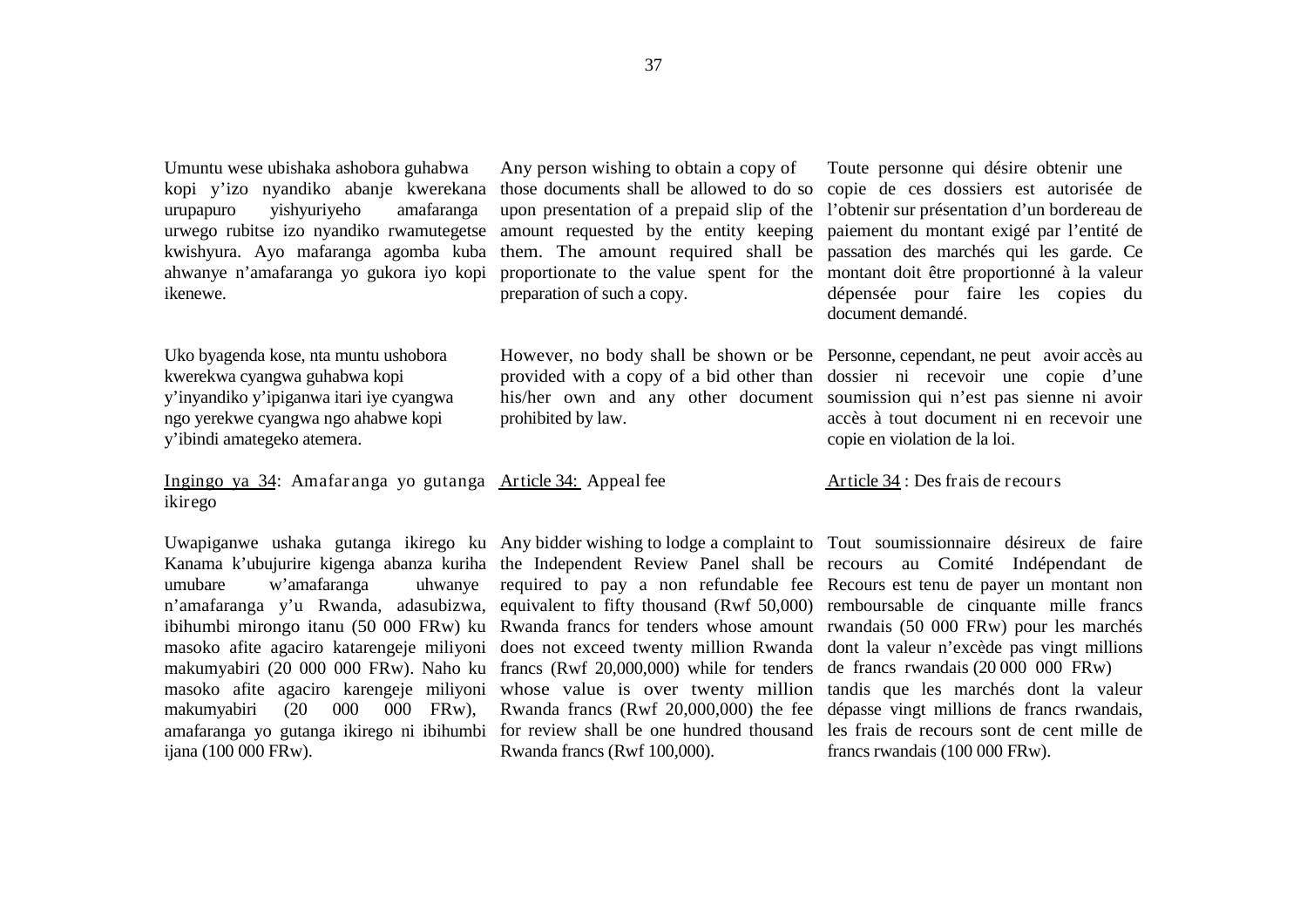Umuntu wese ubishaka ashobora guhabwa kopi y'izo nyandiko abanje kwerekana urupapuro yishyuriyeho amafaranga urwego rubitse izo nyandiko rwamutegetse kwishyura. Ayo mafaranga agomba kuba ahwanye n'amafaranga yo gukora iyo kopi ikenewe.

Uko byagenda kose, nta muntu ushobora kwerekwa cyangwa guhabwa kopi y'inyandiko y'ipiganwa itari iye cyangwa ngo yerekwe cyangwa ngo ahabwe kopi y'ibindi amategeko atemera.

Ingingo ya 34: Amafaranga yo gutanga ikirego

Uwapiganwe ushaka gutanga ikirego ku Kanama k'ubujurire kigenga abanza kuriha umubare w'amafaranga uhwanye n'amafaranga y'u Rwanda, adasubizwa, ibihumbi mirongo itanu (50 000 FRw) ku masoko afite agaciro katarengeje miliyoni makumyabiri (20 000 000 FRw). Naho ku masoko afite agaciro karengeje miliyoni makumyabiri (20 000 000 FRw), amafaranga yo gutanga ikirego ni ibihumbi ijana (100 000 FRw).

Any person wishing to obtain a copy of those documents shall be allowed to do so upon presentation of a prepaid slip of the amount requested by the entity keeping them. The amount required shall be proportionate to the value spent for the preparation of such a copy.

However, no body shall be shown or be provided with a copy of a bid other than his/her own and any other document prohibited by law.

Article 34: Appeal fee

Any bidder wishing to lodge a complaint to the Independent Review Panel shall be required to pay a non refundable fee equivalent to fifty thousand (Rwf 50,000) Rwanda francs for tenders whose amount does not exceed twenty million Rwanda francs (Rwf 20,000,000) while for tenders whose value is over twenty million Rwanda francs (Rwf 20,000,000) the fee for review shall be one hundred thousand Rwanda francs (Rwf 100,000).

Toute personne qui désire obtenir une copie de ces dossiers est autorisée de l'obtenir sur présentation d'un bordereau de paiement du montant exigé par l'entité de passation des marchés qui les garde. Ce montant doit être proportionné à la valeur dépensée pour faire les copies du document demandé.

Personne, cependant, ne peut avoir accès au dossier ni recevoir une copie d'une soumission qui n'est pas sienne ni avoir accès à tout document ni en recevoir une copie en violation de la loi.

Article 34 : Des frais de recours

Tout soumissionnaire désireux de faire recours au Comité Indépendant de Recours est tenu de payer un montant non remboursable de cinquante mille francs rwandais (50 000 FRw) pour les marchés dont la valeur n'excède pas vingt millions de francs rwandais (20 000 000 FRw) tandis que les marchés dont la valeur dépasse vingt millions de francs rwandais, les frais de recours sont de cent mille de francs rwandais (100 000 FRw).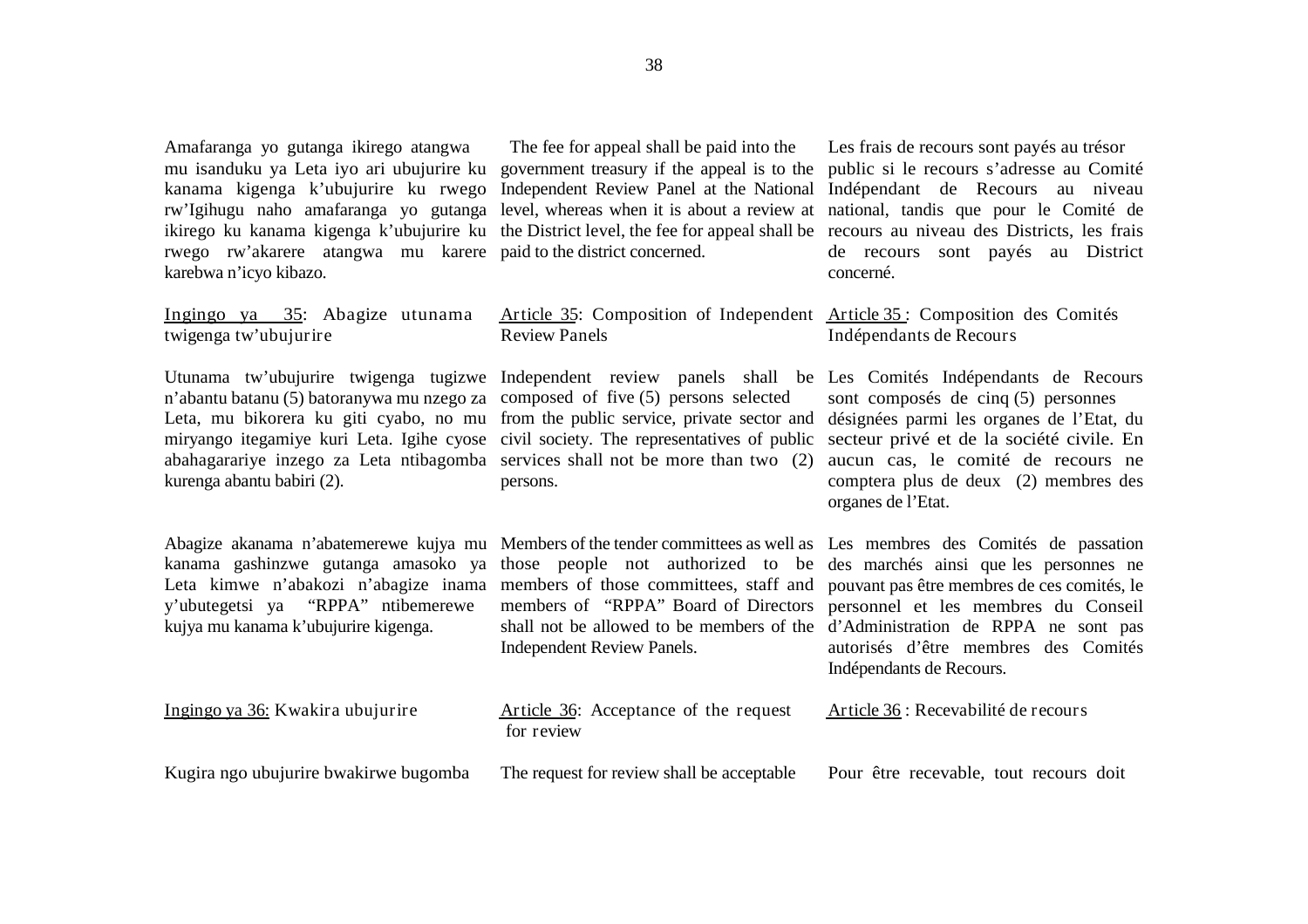Amafaranga yo gutanga ikirego atangwa mu isanduku ya Leta iyo ari ubujurire ku kanama kigenga k'ubujurire ku rwego rw'Igihugu naho amafaranga yo gutanga ikirego ku kanama kigenga k'ubujurire ku rwego rw'akarere atangwa mu karere karebwa n'icyo kibazo.

The fee for appeal shall be paid into the government treasury if the appeal is to the Independent Review Panel at the National level, whereas when it is about a review at the District level, the fee for appeal shall be paid to the district concerned.

Les frais de recours sont payés au trésor public si le recours s'adresse au Comité Indépendant de Recours au niveau national, tandis que pour le Comité de recours au niveau des Districts, les frais de recours sont payés au District concerné.

Ingingo ya 35: Abagize utunama twigenga tw'ubujurire

Utunama tw'ubujurire twigenga tugizwe n'abantu batanu (5) batoranywa mu nzego za Leta, mu bikorera ku giti cyabo, no mu miryango itegamiye kuri Leta. Igihe cyose abahagarariye inzego za Leta ntibagomba kurenga abantu babiri (2).

Abagize akanama n'abatemerewe kujya mu kanama gashinzwe gutanga amasoko ya Leta kimwe n'abakozi n'abagize inama y'ubutegetsi ya "RPPA" ntibemerewe kujya mu kanama k'ubujurire kigenga.

Article 35: Composition of Independent Review Panels

Independent review panels shall be composed of five (5) persons selected from the public service, private sector and civil society. The representatives of public services shall not be more than two (2) persons.

Members of the tender committees as well as those people not authorized to be members of those committees, staff and members of "RPPA" Board of Directors shall not be allowed to be members of the Independent Review Panels.

Article 35 : Composition des Comités Indépendants de Recours

Les Comités Indépendants de Recours sont composés de cinq (5) personnes désignées parmi les organes de l'Etat, du secteur privé et de la société civile. En aucun cas, le comité de recours ne comptera plus de deux (2) membres des organes de l'Etat.

Les membres des Comités de passation des marchés ainsi que les personnes ne pouvant pas être membres de ces comités, le personnel et les membres du Conseil d'Administration de RPPA ne sont pas autorisés d'être membres des Comités Indépendants de Recours.

Ingingo ya 36: Kwakira ubujurire

Kugira ngo ubujurire bwakirwe bugomba

Article 36: Acceptance of the request for review

The request for review shall be acceptable

Article 36 : Recevabilité de recours

Pour être recevable, tout recours doit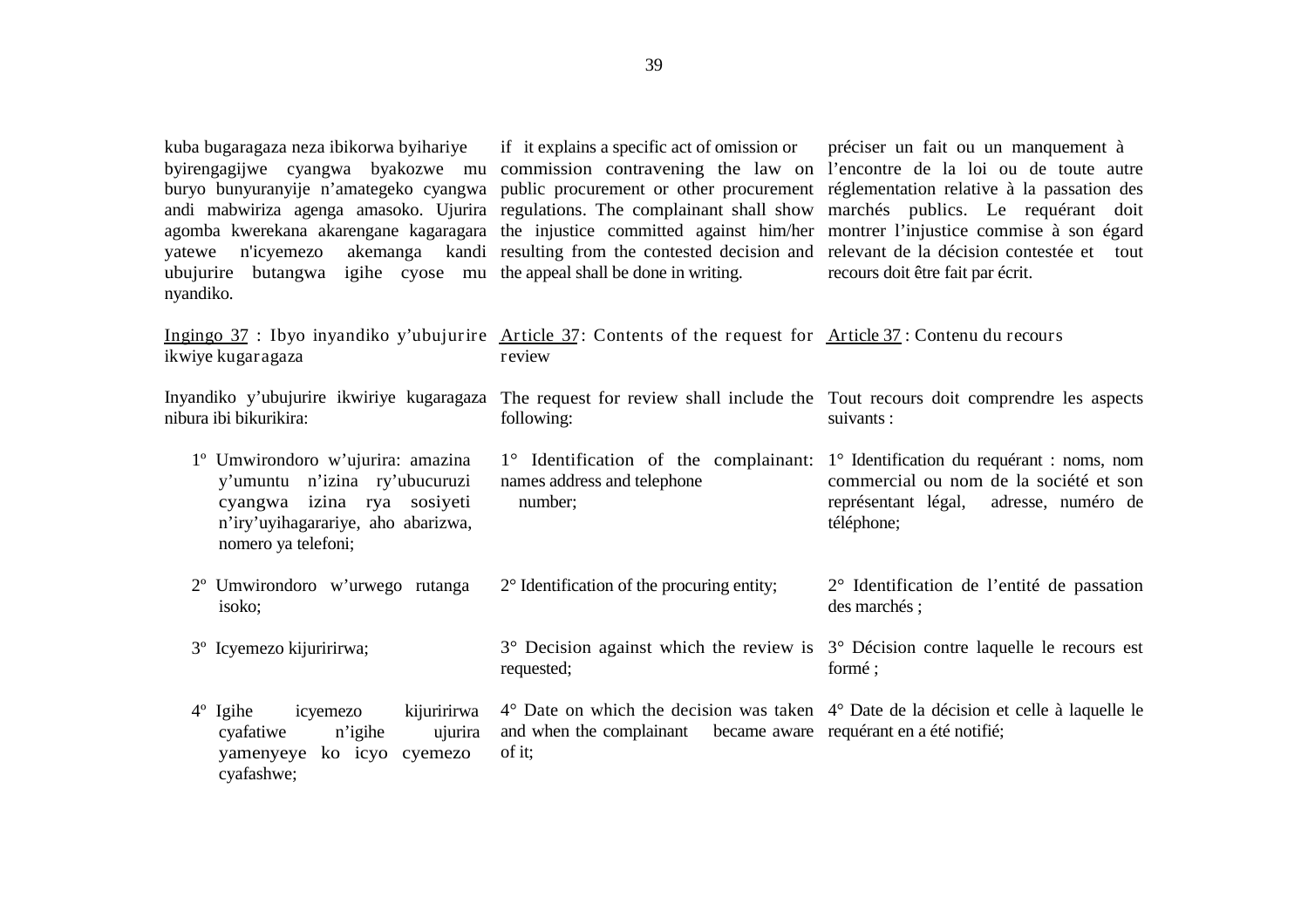kuba bugaragaza neza ibikorwa byihariye byirengagijwe cyangwa byakozwe mu buryo bunyuranyije n'amategeko cyangwa andi mabwiriza agenga amasoko. Ujurira agomba kwerekana akarengane kagaragara yatewe n'icyemezo akemanga kandi ubujurire butangwa igihe cyose mu nyandiko.

if it explains a specific act of omission or commission contravening the law on public procurement or other procurement regulations. The complainant shall show the injustice committed against him/her resulting from the contested decision and the appeal shall be done in writing.

préciser un fait ou un manquement à l'encontre de la loi ou de toute autre réglementation relative à la passation des marchés publics. Le requérant doit montrer l'injustice commise à son égard relevant de la décision contestée et tout recours doit être fait par écrit.

## Ingingo 37 : Ibyo inyandiko y'ubujurire ikwiye kugaragaza

Inyandiko y'ubujurire ikwiriye kugaragaza nibura ibi bikurikira:

1º Umwirondoro w'ujurira: amazina y'umuntu n'izina ry'ubucuruzi cyangwa izina rya sosiyeti n'iry'uyihagarariye, aho abarizwa, nomero ya telefoni;

2º Umwirondoro w'urwego rutanga isoko;

3º Icyemezo kijuririrwa;

4º Igihe icyemezo kijuririrwa cyafatiwe n'igihe ujurira yamenyeye ko icyo cyemezo cyafashwe;

## Article 37: Contents of the request for review

The request for review shall include the following:

1° Identification of the complainant: names address and telephone number;

2° Identification of the procuring entity;

3° Decision against which the review is requested;

4° Date on which the decision was taken and when the complainant became aware of it;

## Article 37 : Contenu du recours

Tout recours doit comprendre les aspects suivants :

1° Identification du requérant : noms, nom commercial ou nom de la société et son représentant légal, adresse, numéro de téléphone;

2° Identification de l'entité de passation des marchés ;

3° Décision contre laquelle le recours est formé ;

4° Date de la décision et celle à laquelle le requérant en a été notifié;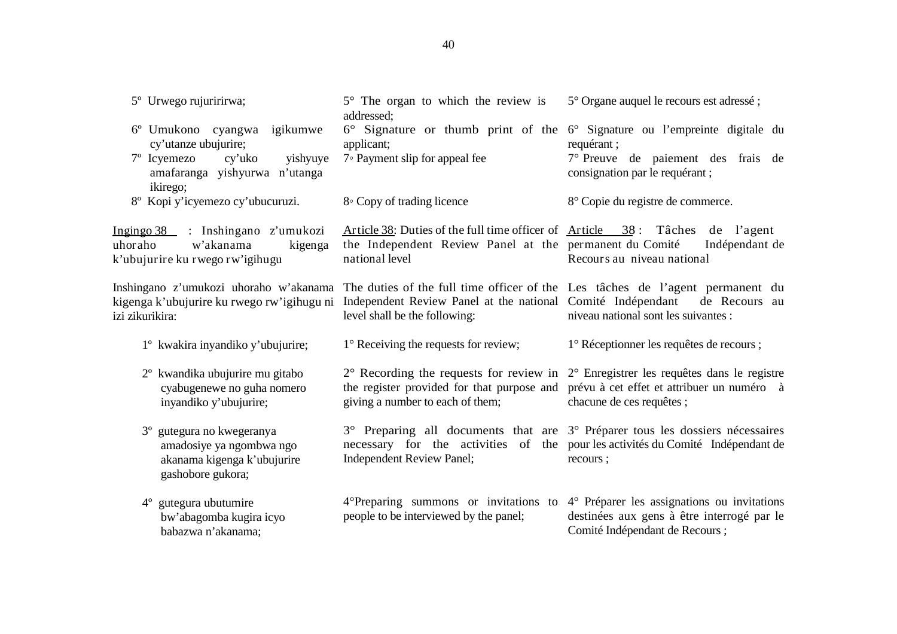| | | |
|---|---|---|
| 5º Urwego rujuririrwa; | 5° The organ to which the review is addressed; | 5° Organe auquel le recours est adressé ; |
| 6º Umukono cyangwa igikumwe cy'utanze ubujurire; | 6° Signature or thumb print of the applicant; | 6° Signature ou l'empreinte digitale du requérant ; |
| 7º Icyemezo cy'uko yishyuye amafaranga yishyurwa n'utanga ikirego; | 7◦ Payment slip for appeal fee | 7° Preuve de paiement des frais de consignation par le requérant ; |
| 8º Kopi y'icyemezo cy'ubucuruzi. | 8◦ Copy of trading licence | 8° Copie du registre de commerce. |
| Ingingo 38 : Inshingano z'umukozi uhoraho w'akanama kigenga k'ubujurire ku rwego rw'igihugu | Article 38: Duties of the full time officer of the Independent Review Panel at the national level | Article 38 : Tâches de l'agent permanent du Comité Indépendant de Recours au niveau national |
| Inshingano z'umukozi uhoraho w'akanama kigenga k'ubujurire ku rwego rw'igihugu ni izi zikurikira: | The duties of the full time officer of the Independent Review Panel at the national level shall be the following: | Les tâches de l'agent permanent du Comité Indépendant de Recours au niveau national sont les suivantes : |
| 1º kwakira inyandiko y'ubujurire; | 1° Receiving the requests for review; | 1° Réceptionner les requêtes de recours ; |
| 2º kwandika ubujurire mu gitabo cyabugenewe no guha nomero inyandiko y'ubujurire; | 2° Recording the requests for review in the register provided for that purpose and giving a number to each of them; | 2° Enregistrer les requêtes dans le registre prévu à cet effet et attribuer un numéro à chacune de ces requêtes ; |
| 3º gutegura no kwegeranya amadosiye ya ngombwa ngo akanama kigenga k'ubujurire gashobore gukora; | 3° Preparing all documents that are necessary for the activities of the Independent Review Panel; | 3° Préparer tous les dossiers nécessaires pour les activités du Comité Indépendant de recours ; |
| 4º gutegura ubutumire bw'abagomba kugira icyo babazwa n'akanama; | 4°Preparing summons or invitations to people to be interviewed by the panel; | 4° Préparer les assignations ou invitations destinées aux gens à être interrogé par le Comité Indépendant de Recours ; |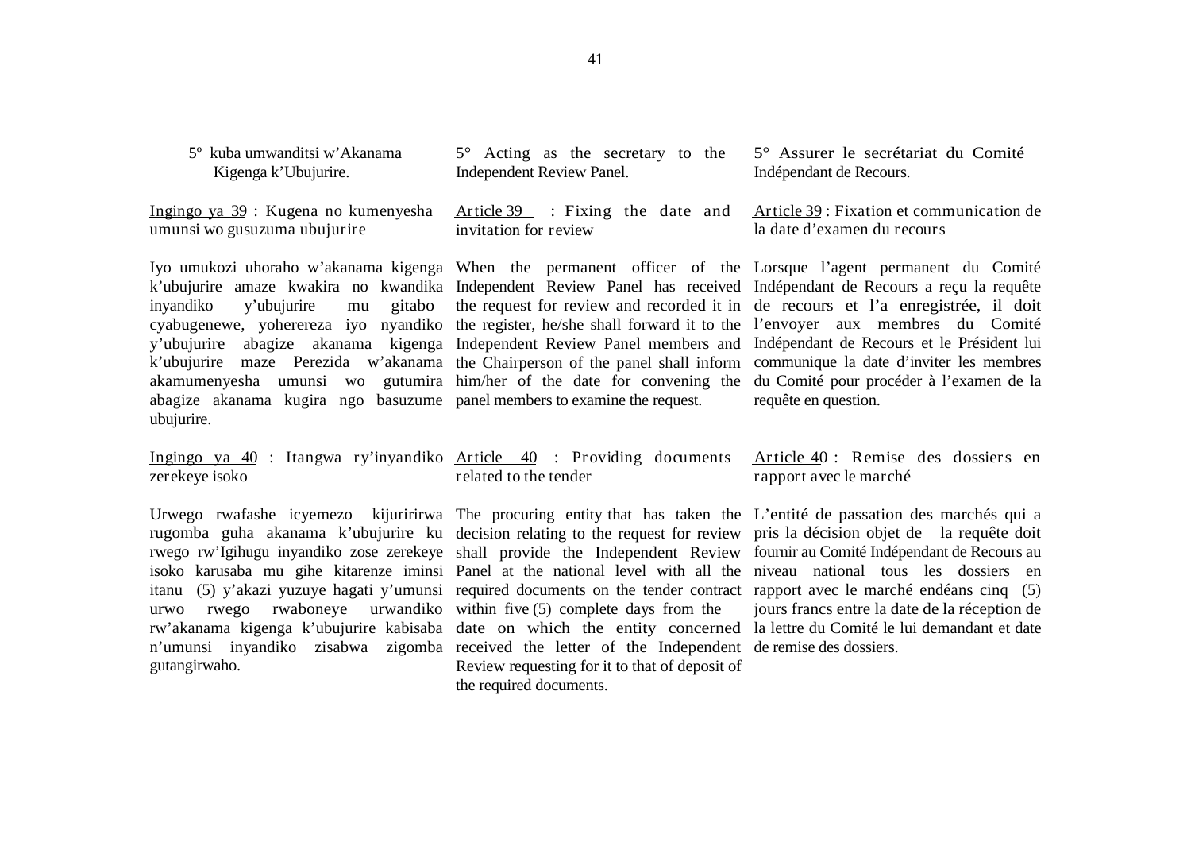5º kuba umwanditsi w'Akanama Kigenga k'Ubujurire.

5° Acting as the secretary to the Independent Review Panel.

5° Assurer le secrétariat du Comité Indépendant de Recours.

**Ingingo ya 39 : Kugena no kumenyesha umunsi wo gusuzuma ubujurire**

Iyo umukozi uhoraho w'akanama kigenga k'ubujurire amaze kwakira no kwandika inyandiko y'ubujurire mu gitabo cyabugenewe, yohereza iyo nyandiko y'ubujurire abagize akanama kigenga k'ubujurire maze Perezida w'akanama akamumenyesha umunsi wo gutumira abagize akanama kugira ngo basuzume ubujurire.

**Article 39 : Fixing the date and invitation for review**

When the permanent officer of the Independent Review Panel has received the request for review and recorded it in the register, he/she shall forward it to the Independent Review Panel members and the Chairperson of the panel shall inform him/her of the date for convening the panel members to examine the request.

**Article 39 : Fixation et communication de la date d'examen du recours**

Lorsque l'agent permanent du Comité Indépendant de Recours a reçu la requête de recours et l'a enregistrée, il doit l'envoyer aux membres du Comité Indépendant de Recours et le Président lui communique la date d'inviter les membres du Comité pour procéder à l'examen de la requête en question.

**Ingingo ya 40 : Itangwa ry'inyandiko zerekeye isoko**

Urwego rwafashe icyemezo kijuririrwa rugomba guha akanama k'ubujurire ku rwego rw'Igihugu inyandiko zose zerekeye isoko karusaba mu gihe kitarenze iminsi itanu (5) y'akazi yuzuye hagati y'umunsi urwo rwego rwaboneye urwandiko rw'akanama kigenga k'ubujurire kabisaba n'umunsi inyandiko zisabwa zigomba gutangirwaho.

**Article 40 : Providing documents related to the tender**

The procuring entity that has taken the decision relating to the request for review shall provide the Independent Review Panel at the national level with all the required documents on the tender contract within five (5) complete days from the date on which the entity concerned received the letter of the Independent Review requesting for it to that of deposit of the required documents.

**Article 40 : Remise des dossiers en rapport avec le marché**

L'entité de passation des marchés qui a pris la décision objet de la requête doit fournir au Comité Indépendant de Recours au niveau national tous les dossiers en rapport avec le marché endéans cinq (5) jours francs entre la date de la réception de la lettre du Comité le lui demandant et date de remise des dossiers.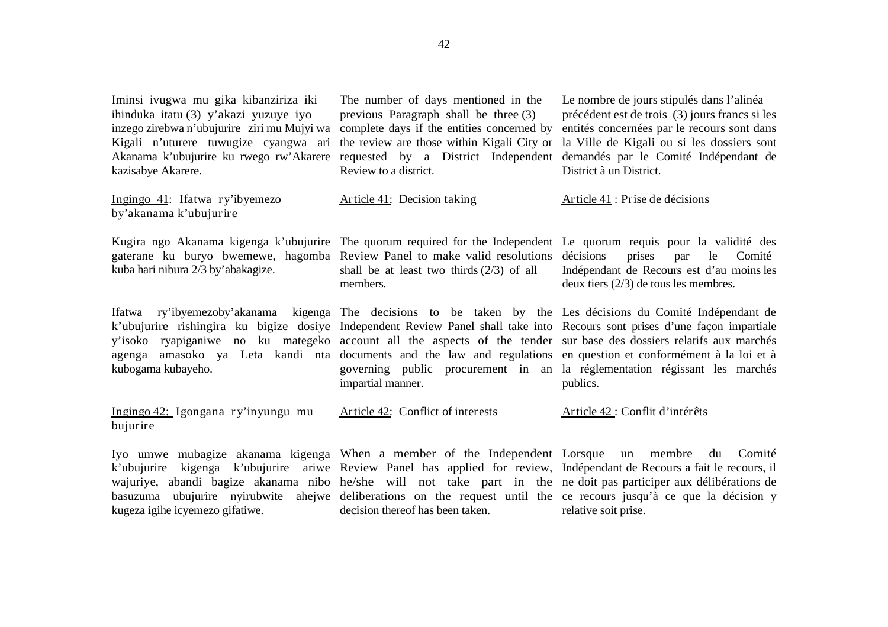Iminsi ivugwa mu gika kibanziriza iki ihinduka itatu (3) y'akazi yuzuye iyo inzego zirebwa n'ubujurire ziri mu Mujyi wa Kigali n'uturere tuwugize cyangwa ari Akanama k'ubujurire ku rwego rw'Akarere kazisabye Akarere.

The number of days mentioned in the previous Paragraph shall be three (3) complete days if the entities concerned by the review are those within Kigali City or requested by a District Independent Review to a district.

Le nombre de jours stipulés dans l'alinéa précédent est de trois (3) jours francs si les entités concernées par le recours sont dans la Ville de Kigali ou si les dossiers sont demandés par le Comité Indépendant de District à un District.

## Ingingo 41: Ifatwa ry'ibyemezo by'akanama k'ubujurire

## Article 41: Decision taking

## Article 41 : Prise de décisions

Kugira ngo Akanama kigenga k'ubujurire gaterane ku buryo bwemewe, hagomba kuba hari nibura 2/3 by'abakagize.

The quorum required for the Independent Review Panel to make valid resolutions shall be at least two thirds (2/3) of all members.

Le quorum requis pour la validité des décisions prises par le Comité Indépendant de Recours est d'au moins les deux tiers (2/3) de tous les membres.

Ifatwa ry'ibyemezoby'akanama kigenga k'ubujurire rishingira ku bigize dosiye y'isoko ryapiganiwe no ku mategeko agenga amasoko ya Leta kandi nta kubogama kubayeho.

The decisions to be taken by the Independent Review Panel shall take into account all the aspects of the tender documents and the law and regulations governing public procurement in an impartial manner.

Les décisions du Comité Indépendant de Recours sont prises d'une façon impartiale sur base des dossiers relatifs aux marchés en question et conformément à la loi et à la réglementation régissant les marchés publics.

## Ingingo 42: Igongana ry'inyungu mu bujurire

## Article 42: Conflict of interests

## Article 42 : Conflit d'intérêts

Iyo umwe mubagize akanama kigenga k'ubujurire kigenga k'ubujurire ariwe wajuriye, abandi bagize akanama nibo basuzuma ubujurire nyirubwite ahejwe kugeza igihe icyemezo gifatiwe.

When a member of the Independent Review Panel has applied for review, he/she will not take part in the deliberations on the request until the decision thereof has been taken.

Lorsque un membre du Comité Indépendant de Recours a fait le recours, il ne doit pas participer aux délibérations de ce recours jusqu'à ce que la décision y relative soit prise.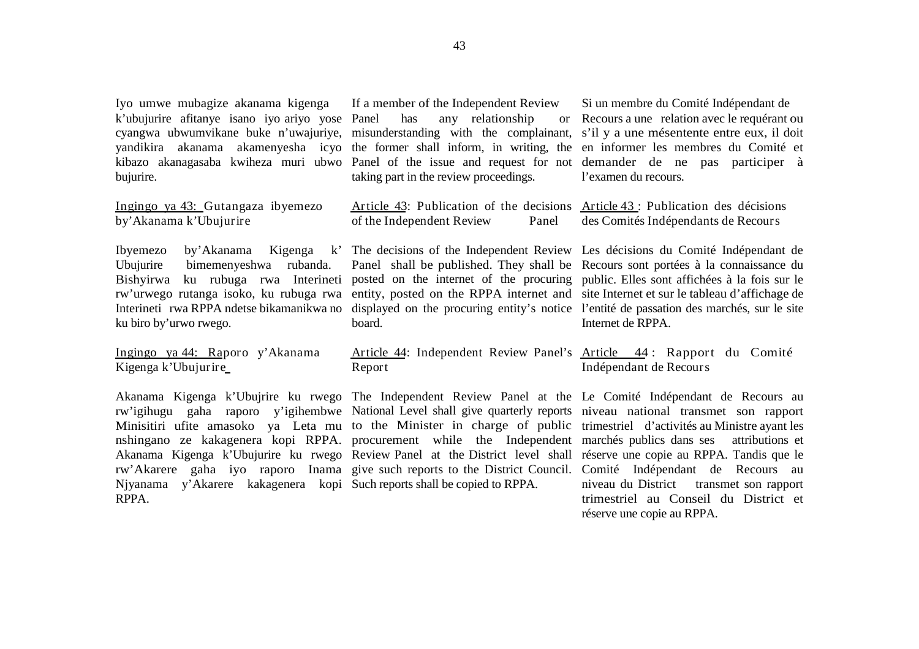Iyo umwe mubagize akanama kigenga k'ubujurire afitanye isano iyo ariyo yose cyangwa ubwumvikane buke n'uwajuriye, yandikira akanama akamenyesha icyo kibazo akanagasaba kwiheza muri ubwo bujurire.

**Ingingo ya 43: Gutangaza ibyemezo by'Akanama k'Ubujurire**

Ibyemezo by'Akanama Kigenga k' Ubujurire bimemenyeshwa rubanda. Bishyirwa ku rubuga rwa Interineti rw'urwego rutanga isoko, ku rubuga rwa Interineti rwa RPPA ndetse bikamanikwa no ku biro by'urwo rwego.

**Ingingo ya 44: Raporo y'Akanama Kigenga k'Ubujurire**

Akanama Kigenga k'Ubujrire ku rwego rw'igihugu gaha raporo y'igihembwe Minisitiri ufite amasoko ya Leta mu nshingano ze kakagenera kopi RPPA. Akanama Kigenga k'Ubujurire ku rwego rw'Akarere gaha iyo raporo Inama Njyanama y'Akarere kakagenera kopi RPPA.

If a member of the Independent Review Panel has any relationship or misunderstanding with the complainant, the former shall inform, in writing, the Panel of the issue and request for not taking part in the review proceedings.

**Article 43: Publication of the decisions of the Independent Review Panel**

The decisions of the Independent Review Panel shall be published. They shall be posted on the internet of the procuring entity, posted on the RPPA internet and displayed on the procuring entity's notice board.

**Article 44: Independent Review Panel's Report**

The Independent Review Panel at the National Level shall give quarterly reports to the Minister in charge of public procurement while the Independent Review Panel at the District level shall give such reports to the District Council. Such reports shall be copied to RPPA.

Si un membre du Comité Indépendant de Recours a une relation avec le requérant ou s'il y a une mésentente entre eux, il doit en informer les membres du Comité et demander de ne pas participer à l'examen du recours.

**Article 43 : Publication des décisions des Comités Indépendants de Recours**

Les décisions du Comité Indépendant de Recours sont portées à la connaissance du public. Elles sont affichées à la fois sur le site Internet et sur le tableau d'affichage de l'entité de passation des marchés, sur le site Internet de RPPA.

**Article 44 : Rapport du Comité Indépendant de Recours**

Le Comité Indépendant de Recours au niveau national transmet son rapport trimestriel d'activités au Ministre ayant les marchés publics dans ses attributions et réserve une copie au RPPA. Tandis que le Comité Indépendant de Recours au niveau du District transmet son rapport trimestriel au Conseil du District et réserve une copie au RPPA.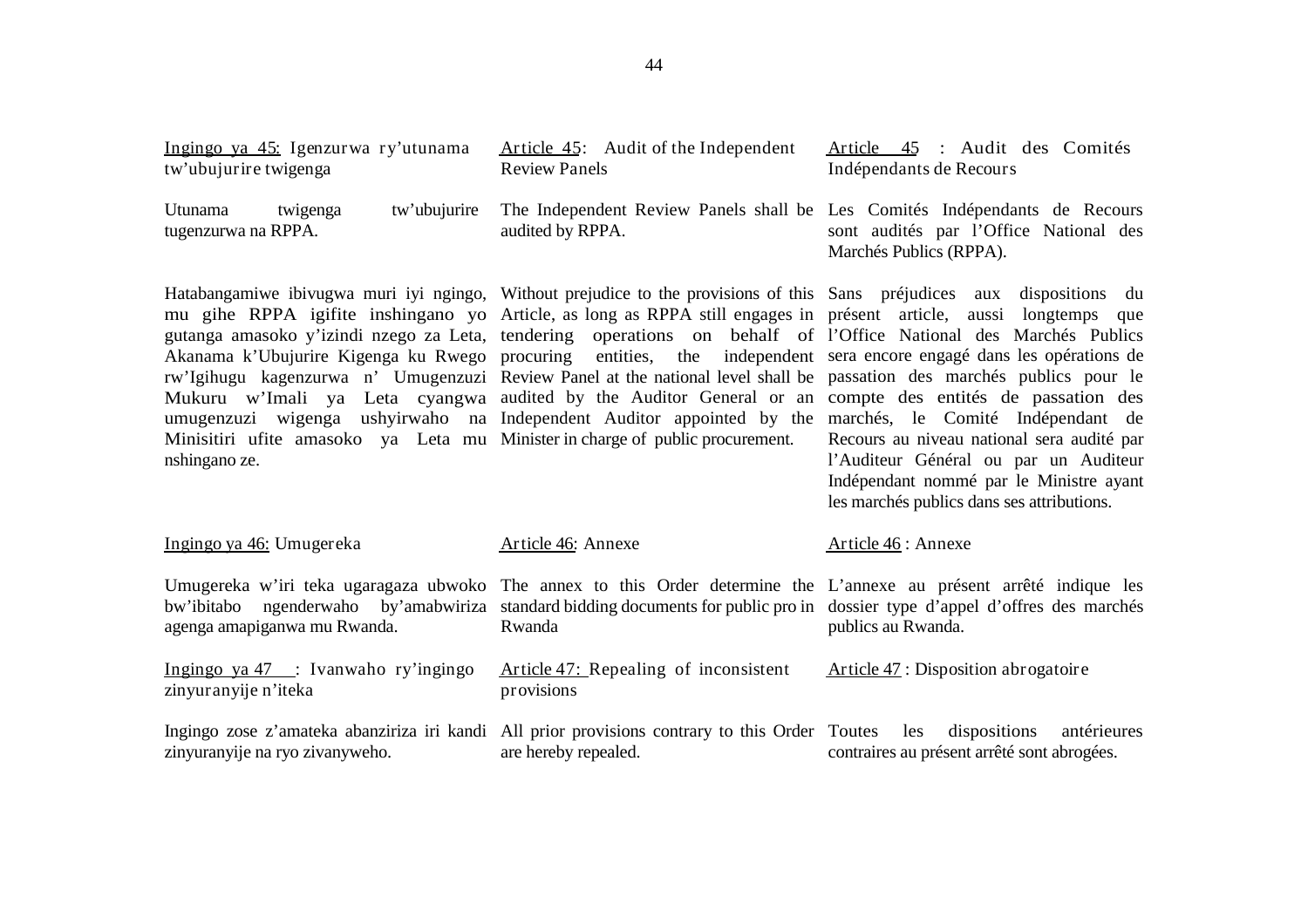| Kinyarwanda | English | Français |
|---|---|---|
| Ingingo ya 45: Igenzurwa ry'utunama tw'ubujurire twigenga | Article 45: Audit of the Independent Review Panels | Article 45 : Audit des Comités Indépendants de Recours |
| Utunama twigenga tw'ubujurire tugenzurwa na RPPA. | The Independent Review Panels shall be audited by RPPA. | Les Comités Indépendants de Recours sont audités par l'Office National des Marchés Publics (RPPA). |
| Hatabangamiwe ibivugwa muri iyi ngingo, mu gihe RPPA igifite inshingano yo gutanga amasoko y'izindi nzego za Leta, Akanama k'Ubujurire Kigenga ku Rwego rw'Igihugu kagenzurwa n' Umugenzuzi Mukuru w'Imali ya Leta cyangwa umugenzuzi wigenga ushyirwaho na Minisitiri ufite amasoko ya Leta mu nshingano ze. | Without prejudice to the provisions of this Article, as long as RPPA still engages in tendering operations on behalf of procuring entities, the independent Review Panel at the national level shall be audited by the Auditor General or an Independent Auditor appointed by the Minister in charge of public procurement. | Sans préjudices aux dispositions du présent article, aussi longtemps que l'Office National des Marchés Publics sera encore engagé dans les opérations de passation des marchés publics pour le compte des entités de passation des marchés, le Comité Indépendant de Recours au niveau national sera audité par l'Auditeur Général ou par un Auditeur Indépendant nommé par le Ministre ayant les marchés publics dans ses attributions. |
| Ingingo ya 46: Umugereka | Article 46: Annexe | Article 46 : Annexe |
| Umugereka w'iri teka ugaragaza ubwoko bw'ibitabo ngenderwaho by'amabwiriza agenga amapiganwa mu Rwanda. | The annex to this Order determine the standard bidding documents for public pro in Rwanda | L'annexe au présent arrêté indique les dossier type d'appel d'offres des marchés publics au Rwanda. |
| Ingingo ya 47 : Ivanwaho ry'ingingo zinyuranyije n'iteka | Article 47: Repealing of inconsistent provisions | Article 47 : Disposition abrogatoire |
| Ingingo zose z'amateka abanziriza iri kandi zinyuranyije na ryo zivanyweho. | All prior provisions contrary to this Order are hereby repealed. | Toutes les dispositions antérieures contraires au présent arrêté sont abrogées. |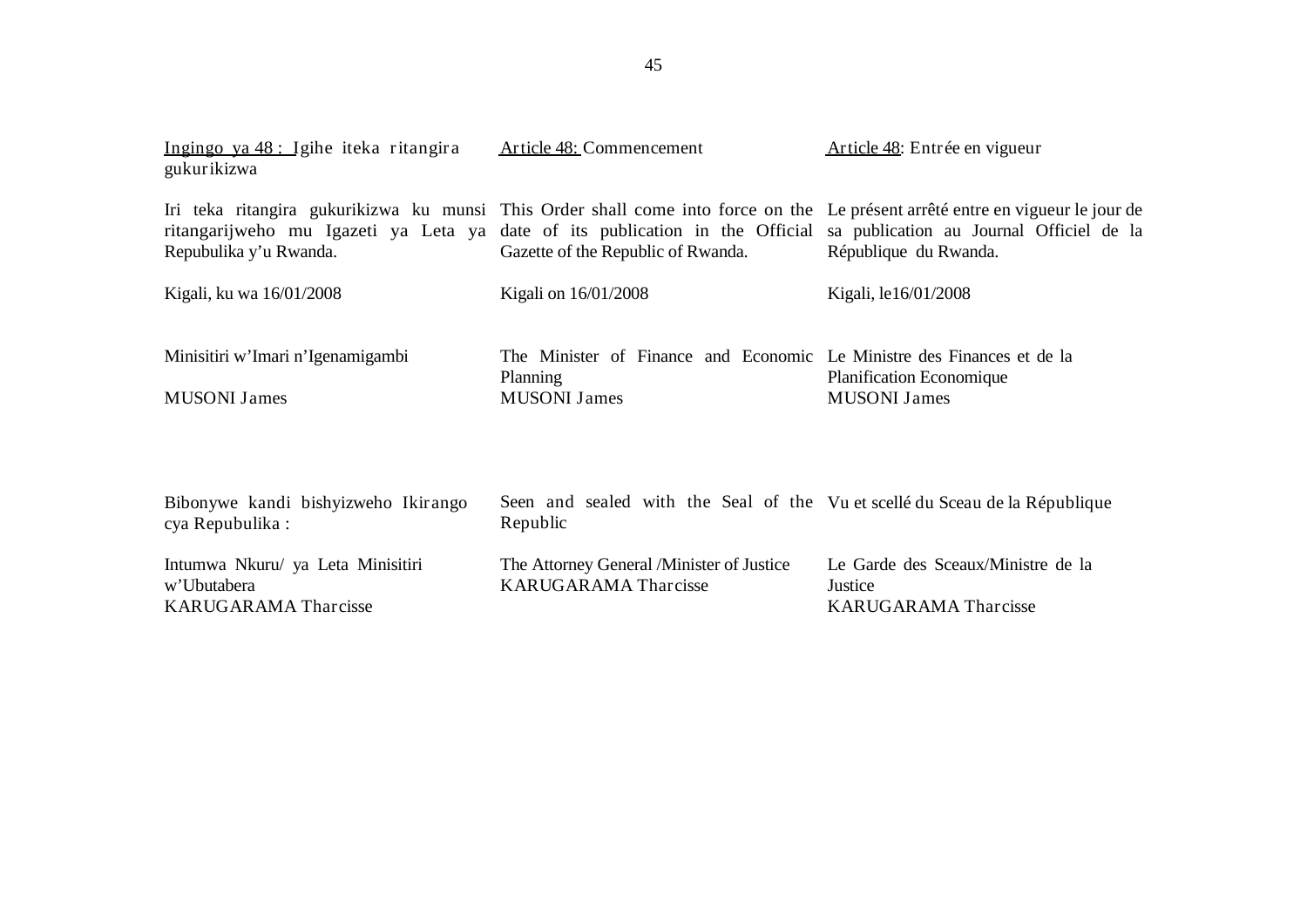| Ingingo ya 48 : Igihe iteka ritangira gukurikizwa | Article 48: Commencement | Article 48: Entrée en vigueur |
|---|---|---|
| Iri teka ritangira gukurikizwa ku munsi ritangarijweho mu Igazeti ya Leta ya Repubulika y'u Rwanda. | This Order shall come into force on the date of its publication in the Official Gazette of the Republic of Rwanda. | Le présent arrêté entre en vigueur le jour de sa publication au Journal Officiel de la République du Rwanda. |
| Kigali, ku wa 16/01/2008 | Kigali on 16/01/2008 | Kigali, le16/01/2008 |
| Minisitiri w'Imari n'Igenamigambi<br><br>MUSONI James | The Minister of Finance and Economic Planning<br>MUSONI James | Le Ministre des Finances et de la Planification Economique<br>MUSONI James |
| Bibonywe kandi bishyizweho Ikirango cya Repubulika : | Seen and sealed with the Seal of the Republic | Vu et scellé du Sceau de la République |
| Intumwa Nkuru/ ya Leta Minisitiri w'Ubutabera<br>KARUGARAMA Tharcisse | The Attorney General /Minister of Justice<br>KARUGARAMA Tharcisse | Le Garde des Sceaux/Ministre de la Justice<br>KARUGARAMA Tharcisse |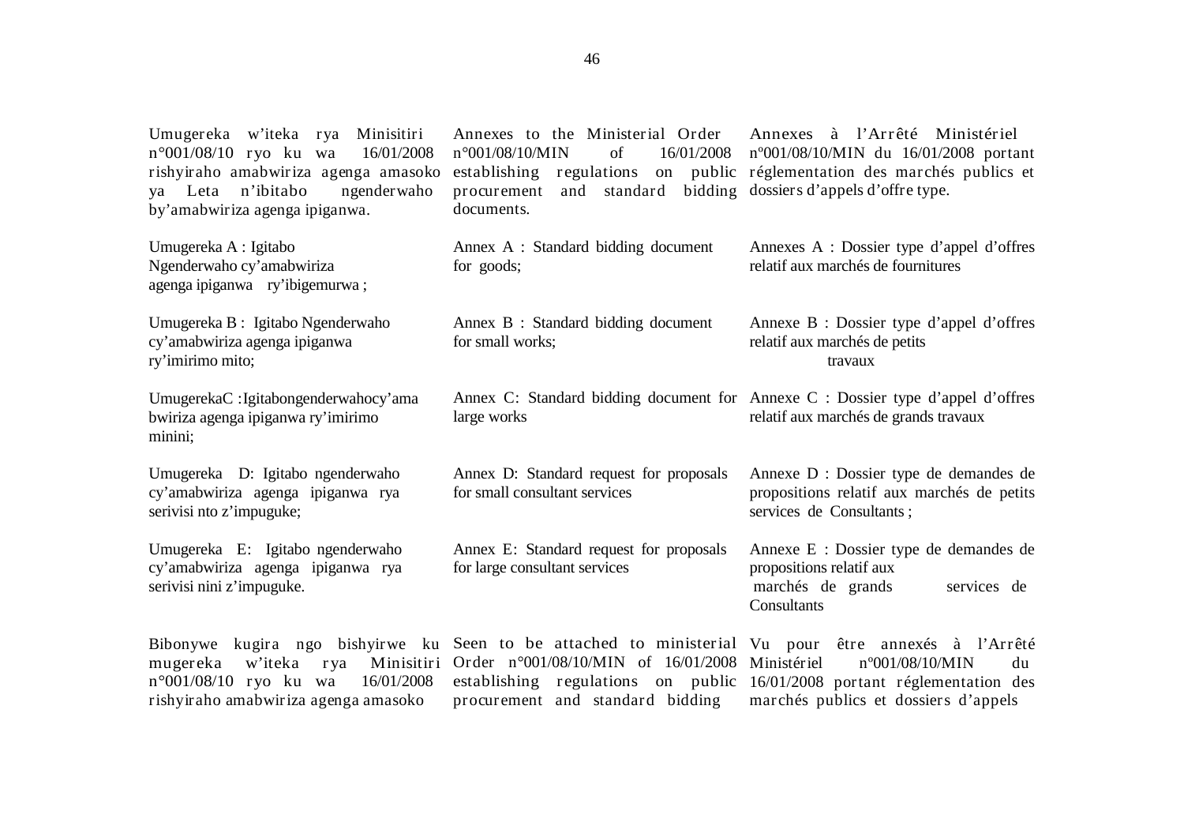Umugereka w'iteka rya Minisitiri n°001/08/10 ryo ku wa 16/01/2008 rishyiraho amabwiriza agenga amasoko ya Leta n'ibitabo ngenderwaho by'amabwiriza agenga ipiganwa.

Umugereka A : Igitabo Ngenderwaho cy'amabwiriza agenga ipiganwa ry'ibigemurwa ;

Umugereka B : Igitabo Ngenderwaho cy'amabwiriza agenga ipiganwa ry'imirimo mito;

UmugerekaC :Igitabongenderwahocy'amabwiriza agenga ipiganwa ry'imirimo minini;

Umugereka D: Igitabo ngenderwaho cy'amabwiriza agenga ipiganwa rya serivisi nto z'impuguke;

Umugereka E: Igitabo ngenderwaho cy'amabwiriza agenga ipiganwa rya serivisi nini z'impuguke.

Bibonywe kugira ngo bishyirwe ku mugereka w'iteka rya Minisitiri n°001/08/10 ryo ku wa 16/01/2008 rishyiraho amabwiriza agenga amasoko

Annexes to the Ministerial Order n°001/08/10/MIN of 16/01/2008 establishing regulations on public procurement and standard bidding documents.

Annex A : Standard bidding document for goods;

Annex B : Standard bidding document for small works;

Annex C: Standard bidding document for large works

Annex D: Standard request for proposals for small consultant services

Annex E: Standard request for proposals for large consultant services

Seen to be attached to ministerial Order n°001/08/10/MIN of 16/01/2008 establishing regulations on public procurement and standard bidding

Annexes à l'Arrêté Ministériel nº001/08/10/MIN du 16/01/2008 portant réglementation des marchés publics et dossiers d'appels d'offre type.

Annexes A : Dossier type d'appel d'offres relatif aux marchés de fournitures

Annexe B : Dossier type d'appel d'offres relatif aux marchés de petits travaux

Annexe C : Dossier type d'appel d'offres relatif aux marchés de grands travaux

Annexe D : Dossier type de demandes de propositions relatif aux marchés de petits services de Consultants ;

Annexe E : Dossier type de demandes de propositions relatif aux marchés de grands services de Consultants

Vu pour être annexés à l'Arrêté Ministériel nº001/08/10/MIN du 16/01/2008 portant réglementation des marchés publics et dossiers d'appels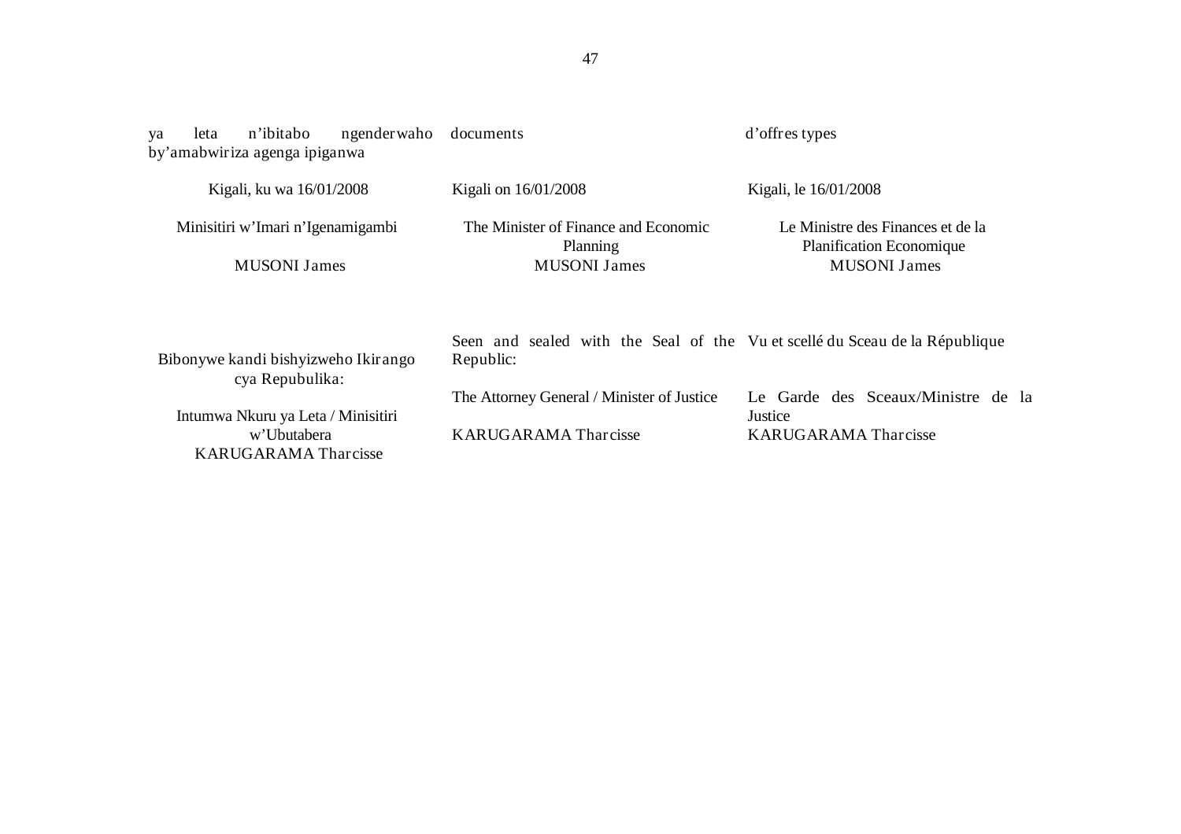| | | |
|---|---|---|
| ya leta n'ibitabo ngenderwaho by'amabwiriza agenga ipiganwa | documents | d'offres types |
| Kigali, ku wa 16/01/2008 | Kigali on 16/01/2008 | Kigali, le 16/01/2008 |
| Minisitiri w'Imari n'Igenamigambi<br><br>MUSONI James | The Minister of Finance and Economic Planning<br>MUSONI James | Le Ministre des Finances et de la Planification Economique<br>MUSONI James |
| Bibonywe kandi bishyizweho Ikirango cya Repubulika: | Seen and sealed with the Seal of the Republic: | Vu et scellé du Sceau de la République |
| Intumwa Nkuru ya Leta / Minisitiri w'Ubutabera<br>KARUGARAMA Tharcisse | The Attorney General / Minister of Justice<br><br>KARUGARAMA Tharcisse | Le Garde des Sceaux/Ministre de la Justice<br>KARUGARAMA Tharcisse |